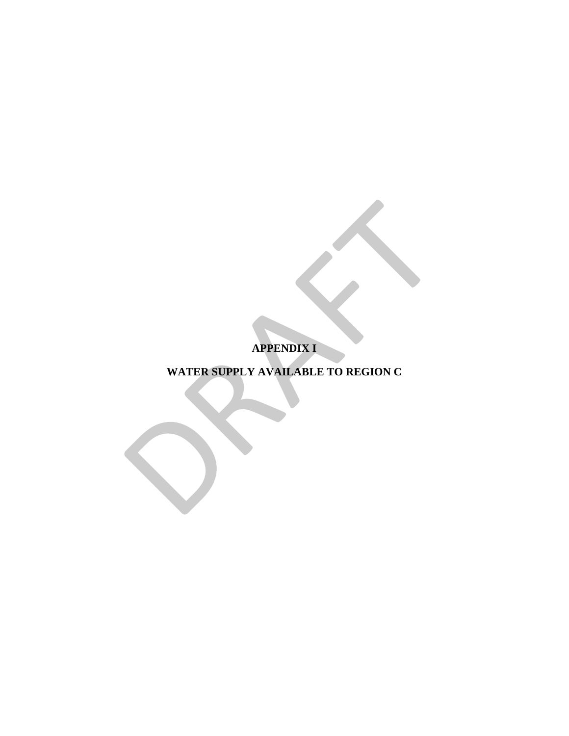# APPENDIX I

# WATER SUPPLY AVAILABLE TO REGION C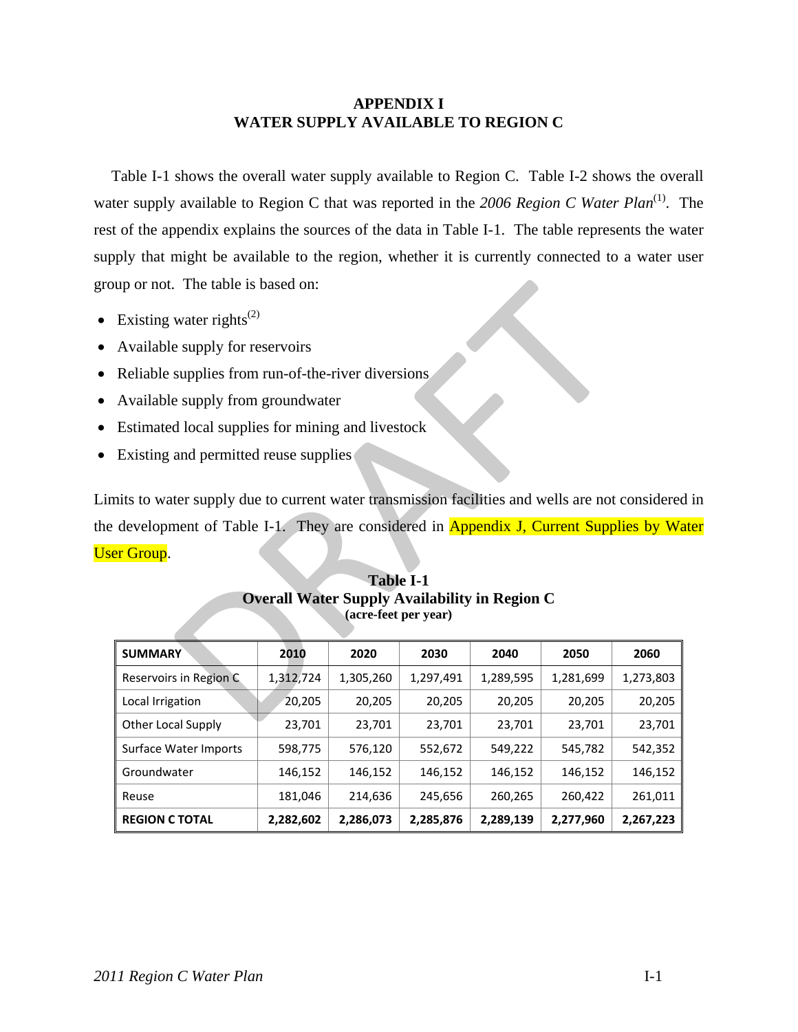# APPENDIX I
# WATER SUPPLY AVAILABLE TO REGION C

Table I-1 shows the overall water supply available to Region C. Table I-2 shows the overall water supply available to Region C that was reported in the *2006 Region C Water Plan*[1]. The rest of the appendix explains the sources of the data in Table I-1. The table represents the water supply that might be available to the region, whether it is currently connected to a water user group or not. The table is based on:

- Existing water rights[2]
- Available supply for reservoirs
- Reliable supplies from run-of-the-river diversions
- Available supply from groundwater
- Estimated local supplies for mining and livestock
- Existing and permitted reuse supplies

Limits to water supply due to current water transmission facilities and wells are not considered in the development of Table I-1. They are considered in Appendix J, Current Supplies by Water User Group.

**Table I-1**
**Overall Water Supply Availability in Region C**
**(acre-feet per year)**

| SUMMARY | 2010 | 2020 | 2030 | 2040 | 2050 | 2060 |
|---|---|---|---|---|---|---|
| Reservoirs in Region C | 1,312,724 | 1,305,260 | 1,297,491 | 1,289,595 | 1,281,699 | 1,273,803 |
| Local Irrigation | 20,205 | 20,205 | 20,205 | 20,205 | 20,205 | 20,205 |
| Other Local Supply | 23,701 | 23,701 | 23,701 | 23,701 | 23,701 | 23,701 |
| Surface Water Imports | 598,775 | 576,120 | 552,672 | 549,222 | 545,782 | 542,352 |
| Groundwater | 146,152 | 146,152 | 146,152 | 146,152 | 146,152 | 146,152 |
| Reuse | 181,046 | 214,636 | 245,656 | 260,265 | 260,422 | 261,011 |
| **REGION C TOTAL** | **2,282,602** | **2,286,073** | **2,285,876** | **2,289,139** | **2,277,960** | **2,267,223** |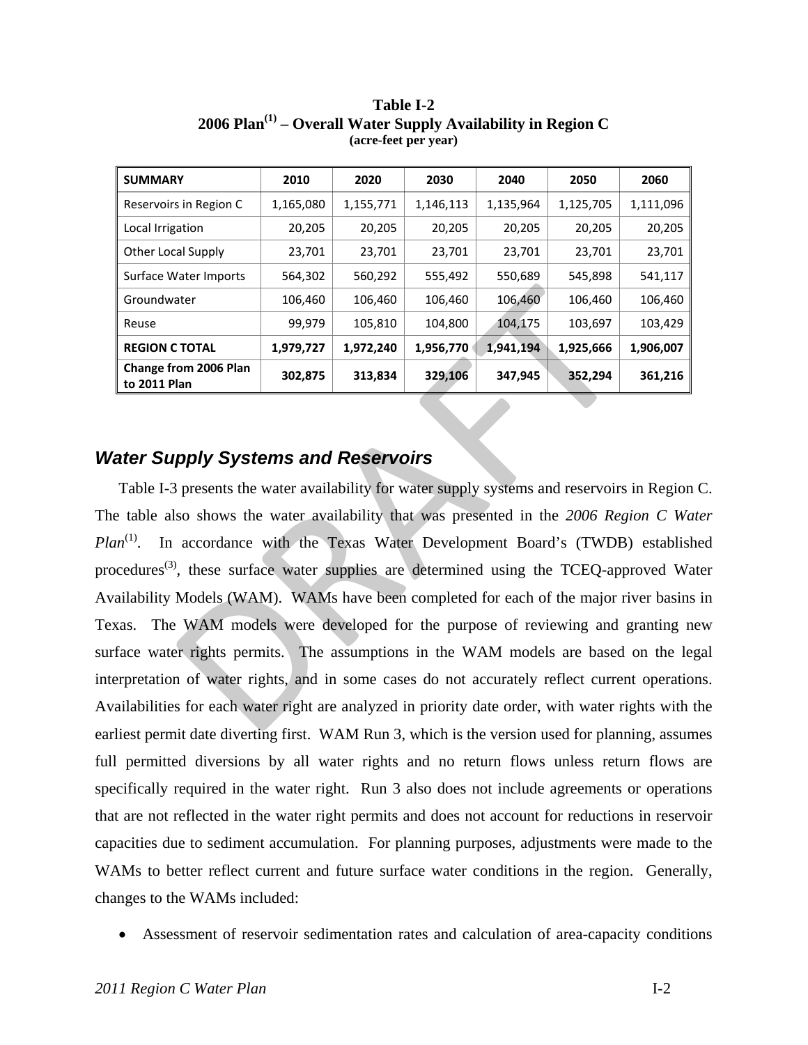**Table I-2**
**2006 Plan[1] – Overall Water Supply Availability in Region C**
**(acre-feet per year)**

| SUMMARY | 2010 | 2020 | 2030 | 2040 | 2050 | 2060 |
|---|---|---|---|---|---|---|
| Reservoirs in Region C | 1,165,080 | 1,155,771 | 1,146,113 | 1,135,964 | 1,125,705 | 1,111,096 |
| Local Irrigation | 20,205 | 20,205 | 20,205 | 20,205 | 20,205 | 20,205 |
| Other Local Supply | 23,701 | 23,701 | 23,701 | 23,701 | 23,701 | 23,701 |
| Surface Water Imports | 564,302 | 560,292 | 555,492 | 550,689 | 545,898 | 541,117 |
| Groundwater | 106,460 | 106,460 | 106,460 | 106,460 | 106,460 | 106,460 |
| Reuse | 99,979 | 105,810 | 104,800 | 104,175 | 103,697 | 103,429 |
| **REGION C TOTAL** | **1,979,727** | **1,972,240** | **1,956,770** | **1,941,194** | **1,925,666** | **1,906,007** |
| **Change from 2006 Plan to 2011 Plan** | **302,875** | **313,834** | **329,106** | **347,945** | **352,294** | **361,216** |

## *Water Supply Systems and Reservoirs*

Table I-3 presents the water availability for water supply systems and reservoirs in Region C. The table also shows the water availability that was presented in the *2006 Region C Water Plan*[1]. In accordance with the Texas Water Development Board's (TWDB) established procedures[3], these surface water supplies are determined using the TCEQ-approved Water Availability Models (WAM). WAMs have been completed for each of the major river basins in Texas. The WAM models were developed for the purpose of reviewing and granting new surface water rights permits. The assumptions in the WAM models are based on the legal interpretation of water rights, and in some cases do not accurately reflect current operations. Availabilities for each water right are analyzed in priority date order, with water rights with the earliest permit date diverting first. WAM Run 3, which is the version used for planning, assumes full permitted diversions by all water rights and no return flows unless return flows are specifically required in the water right. Run 3 also does not include agreements or operations that are not reflected in the water right permits and does not account for reductions in reservoir capacities due to sediment accumulation. For planning purposes, adjustments were made to the WAMs to better reflect current and future surface water conditions in the region. Generally, changes to the WAMs included:

- Assessment of reservoir sedimentation rates and calculation of area-capacity conditions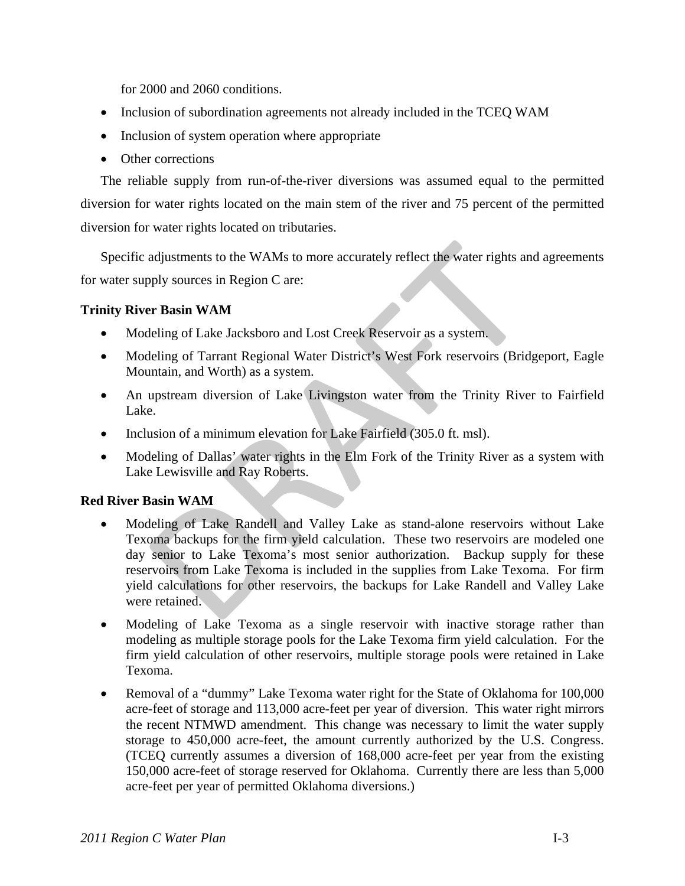for 2000 and 2060 conditions.

- Inclusion of subordination agreements not already included in the TCEQ WAM
- Inclusion of system operation where appropriate
- Other corrections

The reliable supply from run-of-the-river diversions was assumed equal to the permitted diversion for water rights located on the main stem of the river and 75 percent of the permitted diversion for water rights located on tributaries.

Specific adjustments to the WAMs to more accurately reflect the water rights and agreements for water supply sources in Region C are:

**Trinity River Basin WAM**

- Modeling of Lake Jacksboro and Lost Creek Reservoir as a system.
- Modeling of Tarrant Regional Water District's West Fork reservoirs (Bridgeport, Eagle Mountain, and Worth) as a system.
- An upstream diversion of Lake Livingston water from the Trinity River to Fairfield Lake.
- Inclusion of a minimum elevation for Lake Fairfield (305.0 ft. msl).
- Modeling of Dallas' water rights in the Elm Fork of the Trinity River as a system with Lake Lewisville and Ray Roberts.

**Red River Basin WAM**

- Modeling of Lake Randell and Valley Lake as stand-alone reservoirs without Lake Texoma backups for the firm yield calculation. These two reservoirs are modeled one day senior to Lake Texoma's most senior authorization. Backup supply for these reservoirs from Lake Texoma is included in the supplies from Lake Texoma. For firm yield calculations for other reservoirs, the backups for Lake Randell and Valley Lake were retained.
- Modeling of Lake Texoma as a single reservoir with inactive storage rather than modeling as multiple storage pools for the Lake Texoma firm yield calculation. For the firm yield calculation of other reservoirs, multiple storage pools were retained in Lake Texoma.
- Removal of a "dummy" Lake Texoma water right for the State of Oklahoma for 100,000 acre-feet of storage and 113,000 acre-feet per year of diversion. This water right mirrors the recent NTMWD amendment. This change was necessary to limit the water supply storage to 450,000 acre-feet, the amount currently authorized by the U.S. Congress. (TCEQ currently assumes a diversion of 168,000 acre-feet per year from the existing 150,000 acre-feet of storage reserved for Oklahoma. Currently there are less than 5,000 acre-feet per year of permitted Oklahoma diversions.)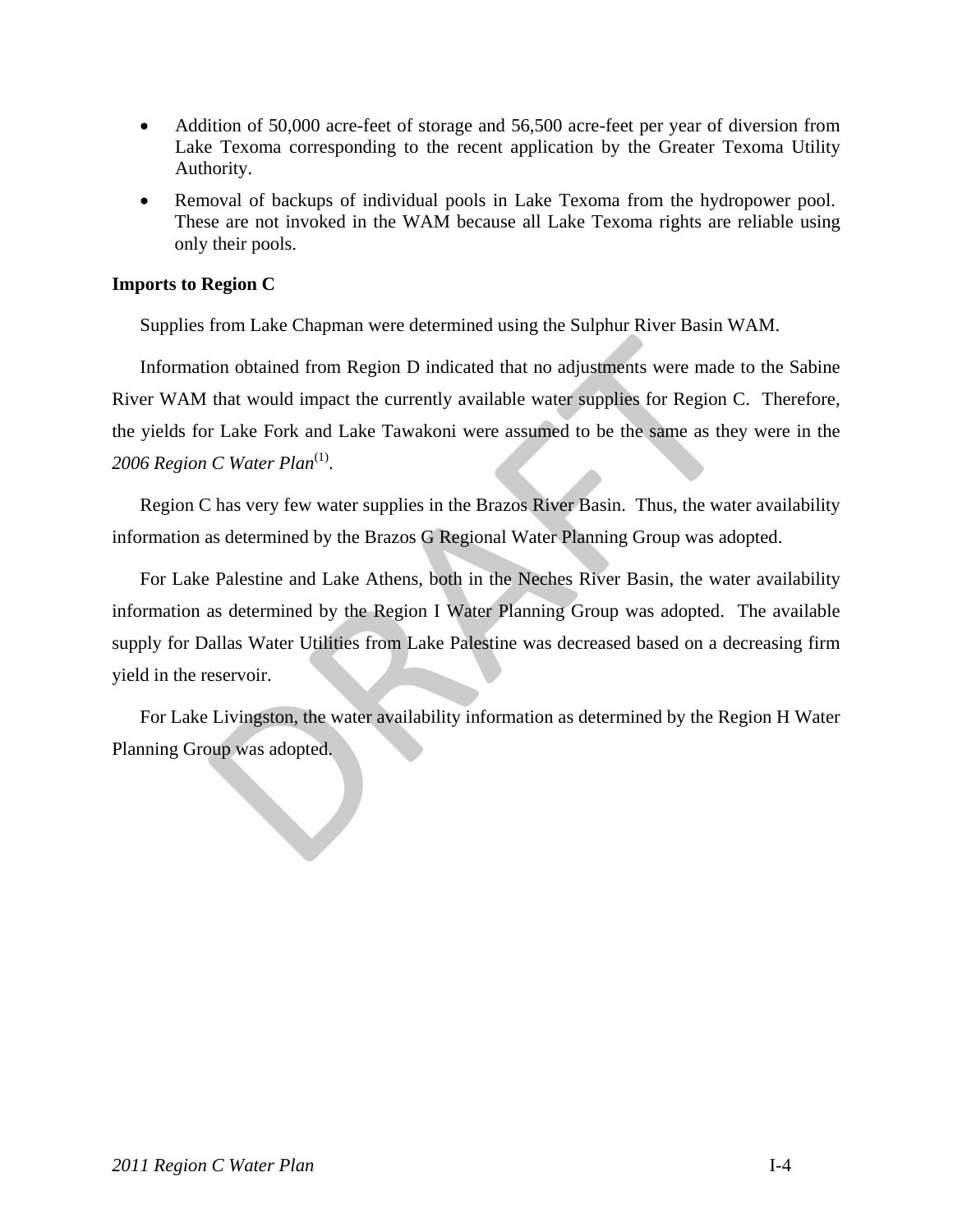- Addition of 50,000 acre-feet of storage and 56,500 acre-feet per year of diversion from Lake Texoma corresponding to the recent application by the Greater Texoma Utility Authority.
- Removal of backups of individual pools in Lake Texoma from the hydropower pool. These are not invoked in the WAM because all Lake Texoma rights are reliable using only their pools.

**Imports to Region C**

Supplies from Lake Chapman were determined using the Sulphur River Basin WAM.

Information obtained from Region D indicated that no adjustments were made to the Sabine River WAM that would impact the currently available water supplies for Region C. Therefore, the yields for Lake Fork and Lake Tawakoni were assumed to be the same as they were in the *2006 Region C Water Plan*[1].

Region C has very few water supplies in the Brazos River Basin. Thus, the water availability information as determined by the Brazos G Regional Water Planning Group was adopted.

For Lake Palestine and Lake Athens, both in the Neches River Basin, the water availability information as determined by the Region I Water Planning Group was adopted. The available supply for Dallas Water Utilities from Lake Palestine was decreased based on a decreasing firm yield in the reservoir.

For Lake Livingston, the water availability information as determined by the Region H Water Planning Group was adopted.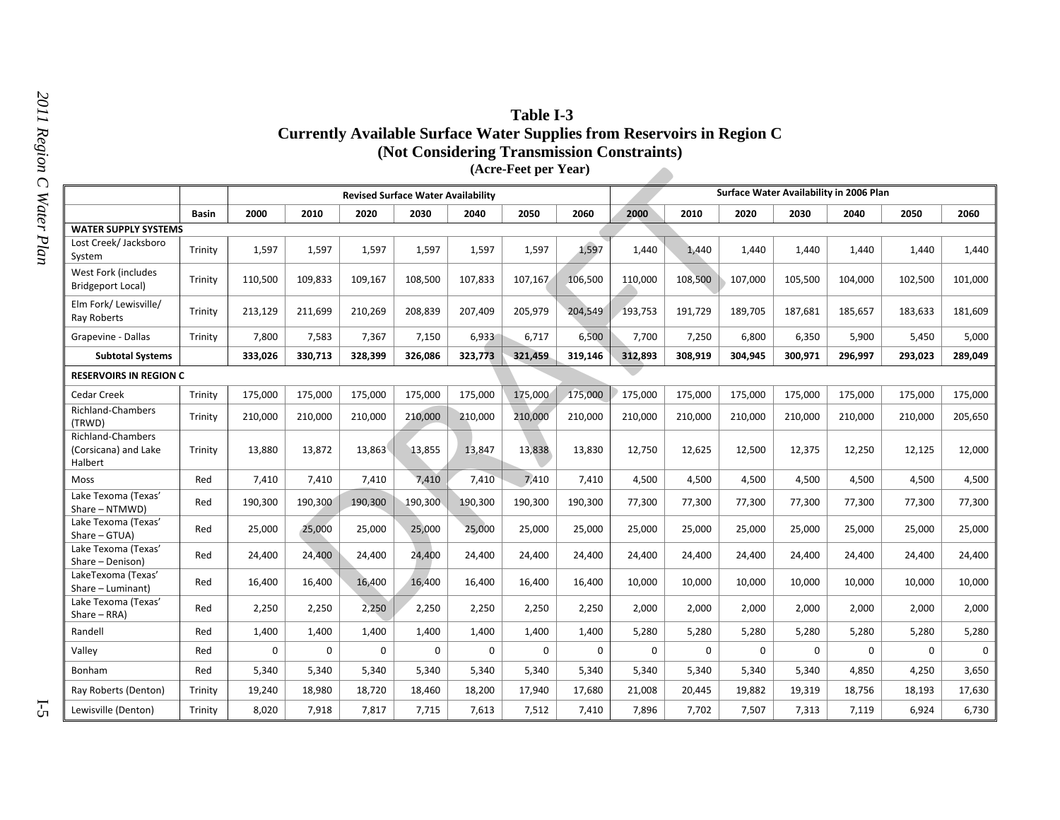**Table I-3**
**Currently Available Surface Water Supplies from Reservoirs in Region C**
**(Not Considering Transmission Constraints)**
**(Acre-Feet per Year)**

| | | Revised Surface Water Availability | | | | | | | Surface Water Availability in 2006 Plan | | | | | | |
|---|---|---|---|---|---|---|---|---|---|---|---|---|---|---|---|
| | **Basin** | **2000** | **2010** | **2020** | **2030** | **2040** | **2050** | **2060** | **2000** | **2010** | **2020** | **2030** | **2040** | **2050** | **2060** |
| **WATER SUPPLY SYSTEMS** | | | | | | | | | | | | | | | |
| Lost Creek/ Jacksboro System | Trinity | 1,597 | 1,597 | 1,597 | 1,597 | 1,597 | 1,597 | 1,597 | 1,440 | 1,440 | 1,440 | 1,440 | 1,440 | 1,440 | 1,440 |
| West Fork (includes Bridgeport Local) | Trinity | 110,500 | 109,833 | 109,167 | 108,500 | 107,833 | 107,167 | 106,500 | 110,000 | 108,500 | 107,000 | 105,500 | 104,000 | 102,500 | 101,000 |
| Elm Fork/ Lewisville/ Ray Roberts | Trinity | 213,129 | 211,699 | 210,269 | 208,839 | 207,409 | 205,979 | 204,549 | 193,753 | 191,729 | 189,705 | 187,681 | 185,657 | 183,633 | 181,609 |
| Grapevine - Dallas | Trinity | 7,800 | 7,583 | 7,367 | 7,150 | 6,933 | 6,717 | 6,500 | 7,700 | 7,250 | 6,800 | 6,350 | 5,900 | 5,450 | 5,000 |
| **Subtotal Systems** | | **333,026** | **330,713** | **328,399** | **326,086** | **323,773** | **321,459** | **319,146** | **312,893** | **308,919** | **304,945** | **300,971** | **296,997** | **293,023** | **289,049** |
| **RESERVOIRS IN REGION C** | | | | | | | | | | | | | | | |
| Cedar Creek | Trinity | 175,000 | 175,000 | 175,000 | 175,000 | 175,000 | 175,000 | 175,000 | 175,000 | 175,000 | 175,000 | 175,000 | 175,000 | 175,000 | 175,000 |
| Richland-Chambers (TRWD) | Trinity | 210,000 | 210,000 | 210,000 | 210,000 | 210,000 | 210,000 | 210,000 | 210,000 | 210,000 | 210,000 | 210,000 | 210,000 | 210,000 | 205,650 |
| Richland-Chambers (Corsicana) and Lake Halbert | Trinity | 13,880 | 13,872 | 13,863 | 13,855 | 13,847 | 13,838 | 13,830 | 12,750 | 12,625 | 12,500 | 12,375 | 12,250 | 12,125 | 12,000 |
| Moss | Red | 7,410 | 7,410 | 7,410 | 7,410 | 7,410 | 7,410 | 7,410 | 4,500 | 4,500 | 4,500 | 4,500 | 4,500 | 4,500 | 4,500 |
| Lake Texoma (Texas' Share – NTMWD) | Red | 190,300 | 190,300 | 190,300 | 190,300 | 190,300 | 190,300 | 190,300 | 77,300 | 77,300 | 77,300 | 77,300 | 77,300 | 77,300 | 77,300 |
| Lake Texoma (Texas' Share – GTUA) | Red | 25,000 | 25,000 | 25,000 | 25,000 | 25,000 | 25,000 | 25,000 | 25,000 | 25,000 | 25,000 | 25,000 | 25,000 | 25,000 | 25,000 |
| Lake Texoma (Texas' Share – Denison) | Red | 24,400 | 24,400 | 24,400 | 24,400 | 24,400 | 24,400 | 24,400 | 24,400 | 24,400 | 24,400 | 24,400 | 24,400 | 24,400 | 24,400 |
| LakeTexoma (Texas' Share – Luminant) | Red | 16,400 | 16,400 | 16,400 | 16,400 | 16,400 | 16,400 | 16,400 | 10,000 | 10,000 | 10,000 | 10,000 | 10,000 | 10,000 | 10,000 |
| Lake Texoma (Texas' Share – RRA) | Red | 2,250 | 2,250 | 2,250 | 2,250 | 2,250 | 2,250 | 2,250 | 2,000 | 2,000 | 2,000 | 2,000 | 2,000 | 2,000 | 2,000 |
| Randell | Red | 1,400 | 1,400 | 1,400 | 1,400 | 1,400 | 1,400 | 1,400 | 5,280 | 5,280 | 5,280 | 5,280 | 5,280 | 5,280 | 5,280 |
| Valley | Red | 0 | 0 | 0 | 0 | 0 | 0 | 0 | 0 | 0 | 0 | 0 | 0 | 0 | 0 |
| Bonham | Red | 5,340 | 5,340 | 5,340 | 5,340 | 5,340 | 5,340 | 5,340 | 5,340 | 5,340 | 5,340 | 5,340 | 4,850 | 4,250 | 3,650 |
| Ray Roberts (Denton) | Trinity | 19,240 | 18,980 | 18,720 | 18,460 | 18,200 | 17,940 | 17,680 | 21,008 | 20,445 | 19,882 | 19,319 | 18,756 | 18,193 | 17,630 |
| Lewisville (Denton) | Trinity | 8,020 | 7,918 | 7,817 | 7,715 | 7,613 | 7,512 | 7,410 | 7,896 | 7,702 | 7,507 | 7,313 | 7,119 | 6,924 | 6,730 |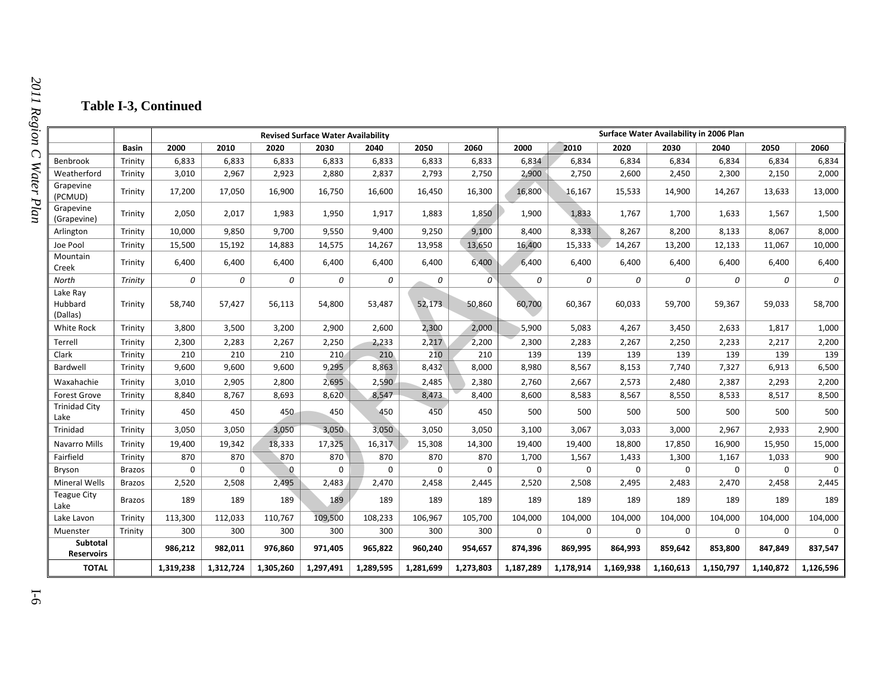## Table I-3, Continued

| | Basin | Revised Surface Water Availability | | | | | | | Surface Water Availability in 2006 Plan | | | | | | |
|---|---|---|---|---|---|---|---|---|---|---|---|---|---|---|---|
| | | 2000 | 2010 | 2020 | 2030 | 2040 | 2050 | 2060 | 2000 | 2010 | 2020 | 2030 | 2040 | 2050 | 2060 |
| Benbrook | Trinity | 6,833 | 6,833 | 6,833 | 6,833 | 6,833 | 6,833 | 6,833 | 6,834 | 6,834 | 6,834 | 6,834 | 6,834 | 6,834 | 6,834 |
| Weatherford | Trinity | 3,010 | 2,967 | 2,923 | 2,880 | 2,837 | 2,793 | 2,750 | 2,900 | 2,750 | 2,600 | 2,450 | 2,300 | 2,150 | 2,000 |
| Grapevine (PCMUD) | Trinity | 17,200 | 17,050 | 16,900 | 16,750 | 16,600 | 16,450 | 16,300 | 16,800 | 16,167 | 15,533 | 14,900 | 14,267 | 13,633 | 13,000 |
| Grapevine (Grapevine) | Trinity | 2,050 | 2,017 | 1,983 | 1,950 | 1,917 | 1,883 | 1,850 | 1,900 | 1,833 | 1,767 | 1,700 | 1,633 | 1,567 | 1,500 |
| Arlington | Trinity | 10,000 | 9,850 | 9,700 | 9,550 | 9,400 | 9,250 | 9,100 | 8,400 | 8,333 | 8,267 | 8,200 | 8,133 | 8,067 | 8,000 |
| Joe Pool | Trinity | 15,500 | 15,192 | 14,883 | 14,575 | 14,267 | 13,958 | 13,650 | 16,400 | 15,333 | 14,267 | 13,200 | 12,133 | 11,067 | 10,000 |
| Mountain Creek | Trinity | 6,400 | 6,400 | 6,400 | 6,400 | 6,400 | 6,400 | 6,400 | 6,400 | 6,400 | 6,400 | 6,400 | 6,400 | 6,400 | 6,400 |
| *North* | *Trinity* | *0* | *0* | *0* | *0* | *0* | *0* | *0* | *0* | *0* | *0* | *0* | *0* | *0* | *0* |
| Lake Ray Hubbard (Dallas) | Trinity | 58,740 | 57,427 | 56,113 | 54,800 | 53,487 | 52,173 | 50,860 | 60,700 | 60,367 | 60,033 | 59,700 | 59,367 | 59,033 | 58,700 |
| White Rock | Trinity | 3,800 | 3,500 | 3,200 | 2,900 | 2,600 | 2,300 | 2,000 | 5,900 | 5,083 | 4,267 | 3,450 | 2,633 | 1,817 | 1,000 |
| Terrell | Trinity | 2,300 | 2,283 | 2,267 | 2,250 | 2,233 | 2,217 | 2,200 | 2,300 | 2,283 | 2,267 | 2,250 | 2,233 | 2,217 | 2,200 |
| Clark | Trinity | 210 | 210 | 210 | 210 | 210 | 210 | 210 | 139 | 139 | 139 | 139 | 139 | 139 | 139 |
| Bardwell | Trinity | 9,600 | 9,600 | 9,600 | 9,295 | 8,863 | 8,432 | 8,000 | 8,980 | 8,567 | 8,153 | 7,740 | 7,327 | 6,913 | 6,500 |
| Waxahachie | Trinity | 3,010 | 2,905 | 2,800 | 2,695 | 2,590 | 2,485 | 2,380 | 2,760 | 2,667 | 2,573 | 2,480 | 2,387 | 2,293 | 2,200 |
| Forest Grove | Trinity | 8,840 | 8,767 | 8,693 | 8,620 | 8,547 | 8,473 | 8,400 | 8,600 | 8,583 | 8,567 | 8,550 | 8,533 | 8,517 | 8,500 |
| Trinidad City Lake | Trinity | 450 | 450 | 450 | 450 | 450 | 450 | 450 | 500 | 500 | 500 | 500 | 500 | 500 | 500 |
| Trinidad | Trinity | 3,050 | 3,050 | 3,050 | 3,050 | 3,050 | 3,050 | 3,050 | 3,100 | 3,067 | 3,033 | 3,000 | 2,967 | 2,933 | 2,900 |
| Navarro Mills | Trinity | 19,400 | 19,342 | 18,333 | 17,325 | 16,317 | 15,308 | 14,300 | 19,400 | 19,400 | 18,800 | 17,850 | 16,900 | 15,950 | 15,000 |
| Fairfield | Trinity | 870 | 870 | 870 | 870 | 870 | 870 | 870 | 1,700 | 1,567 | 1,433 | 1,300 | 1,167 | 1,033 | 900 |
| Bryson | Brazos | 0 | 0 | 0 | 0 | 0 | 0 | 0 | 0 | 0 | 0 | 0 | 0 | 0 | 0 |
| Mineral Wells | Brazos | 2,520 | 2,508 | 2,495 | 2,483 | 2,470 | 2,458 | 2,445 | 2,520 | 2,508 | 2,495 | 2,483 | 2,470 | 2,458 | 2,445 |
| Teague City Lake | Brazos | 189 | 189 | 189 | 189 | 189 | 189 | 189 | 189 | 189 | 189 | 189 | 189 | 189 | 189 |
| Lake Lavon | Trinity | 113,300 | 112,033 | 110,767 | 109,500 | 108,233 | 106,967 | 105,700 | 104,000 | 104,000 | 104,000 | 104,000 | 104,000 | 104,000 | 104,000 |
| Muenster | Trinity | 300 | 300 | 300 | 300 | 300 | 300 | 300 | 0 | 0 | 0 | 0 | 0 | 0 | 0 |
| **Subtotal Reservoirs** | | **986,212** | **982,011** | **976,860** | **971,405** | **965,822** | **960,240** | **954,657** | **874,396** | **869,995** | **864,993** | **859,642** | **853,800** | **847,849** | **837,547** |
| **TOTAL** | | **1,319,238** | **1,312,724** | **1,305,260** | **1,297,491** | **1,289,595** | **1,281,699** | **1,273,803** | **1,187,289** | **1,178,914** | **1,169,938** | **1,160,613** | **1,150,797** | **1,140,872** | **1,126,596** |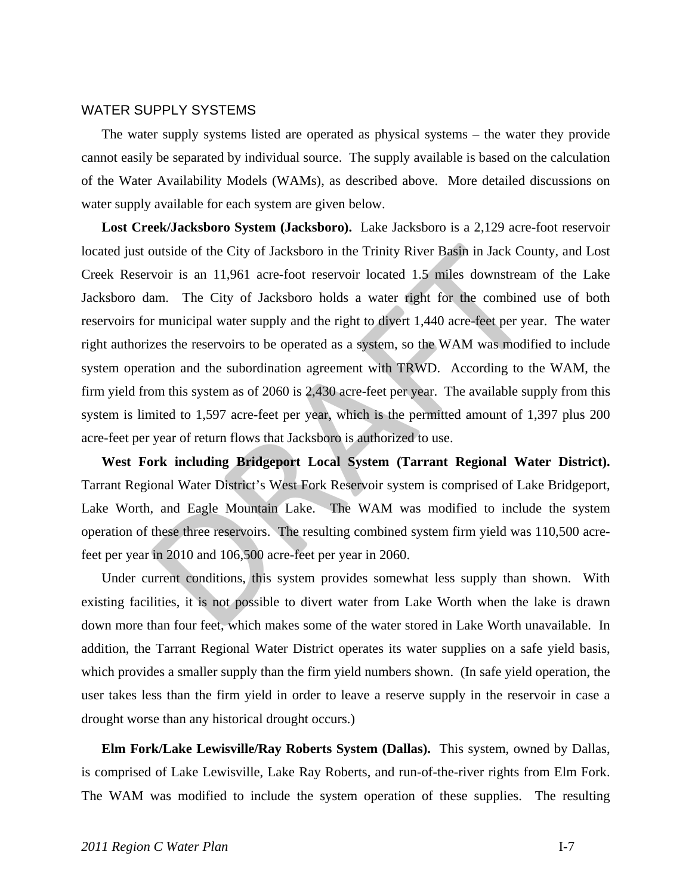## WATER SUPPLY SYSTEMS

The water supply systems listed are operated as physical systems – the water they provide cannot easily be separated by individual source. The supply available is based on the calculation of the Water Availability Models (WAMs), as described above. More detailed discussions on water supply available for each system are given below.

**Lost Creek/Jacksboro System (Jacksboro).** Lake Jacksboro is a 2,129 acre-foot reservoir located just outside of the City of Jacksboro in the Trinity River Basin in Jack County, and Lost Creek Reservoir is an 11,961 acre-foot reservoir located 1.5 miles downstream of the Lake Jacksboro dam. The City of Jacksboro holds a water right for the combined use of both reservoirs for municipal water supply and the right to divert 1,440 acre-feet per year. The water right authorizes the reservoirs to be operated as a system, so the WAM was modified to include system operation and the subordination agreement with TRWD. According to the WAM, the firm yield from this system as of 2060 is 2,430 acre-feet per year. The available supply from this system is limited to 1,597 acre-feet per year, which is the permitted amount of 1,397 plus 200 acre-feet per year of return flows that Jacksboro is authorized to use.

**West Fork including Bridgeport Local System (Tarrant Regional Water District).** Tarrant Regional Water District's West Fork Reservoir system is comprised of Lake Bridgeport, Lake Worth, and Eagle Mountain Lake. The WAM was modified to include the system operation of these three reservoirs. The resulting combined system firm yield was 110,500 acre-feet per year in 2010 and 106,500 acre-feet per year in 2060.

Under current conditions, this system provides somewhat less supply than shown. With existing facilities, it is not possible to divert water from Lake Worth when the lake is drawn down more than four feet, which makes some of the water stored in Lake Worth unavailable. In addition, the Tarrant Regional Water District operates its water supplies on a safe yield basis, which provides a smaller supply than the firm yield numbers shown. (In safe yield operation, the user takes less than the firm yield in order to leave a reserve supply in the reservoir in case a drought worse than any historical drought occurs.)

**Elm Fork/Lake Lewisville/Ray Roberts System (Dallas).** This system, owned by Dallas, is comprised of Lake Lewisville, Lake Ray Roberts, and run-of-the-river rights from Elm Fork. The WAM was modified to include the system operation of these supplies. The resulting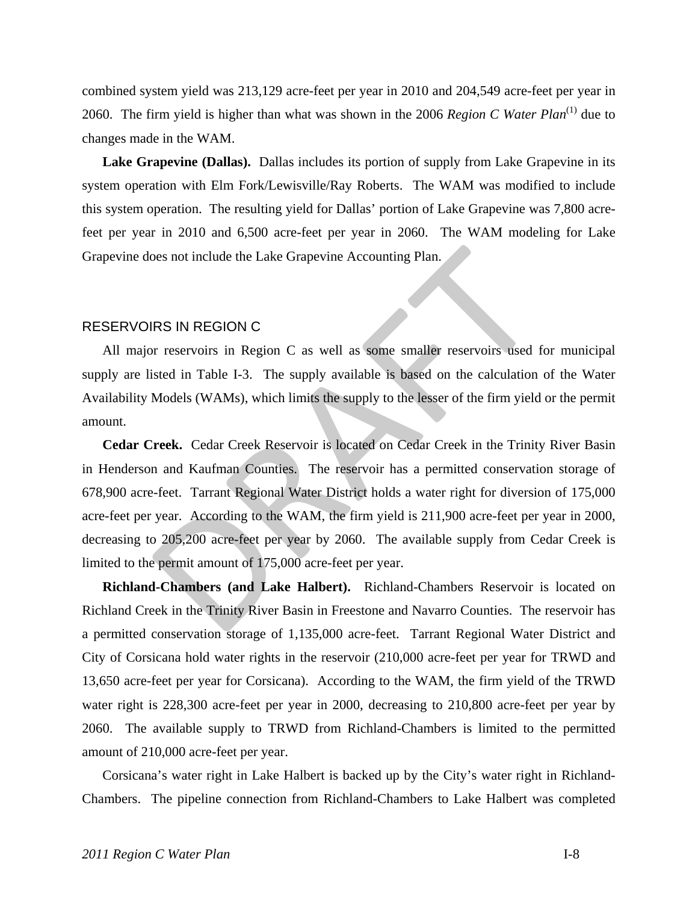combined system yield was 213,129 acre-feet per year in 2010 and 204,549 acre-feet per year in 2060. The firm yield is higher than what was shown in the 2006 *Region C Water Plan*[(1)] due to changes made in the WAM.

**Lake Grapevine (Dallas).** Dallas includes its portion of supply from Lake Grapevine in its system operation with Elm Fork/Lewisville/Ray Roberts. The WAM was modified to include this system operation. The resulting yield for Dallas' portion of Lake Grapevine was 7,800 acre-feet per year in 2010 and 6,500 acre-feet per year in 2060. The WAM modeling for Lake Grapevine does not include the Lake Grapevine Accounting Plan.

## RESERVOIRS IN REGION C

All major reservoirs in Region C as well as some smaller reservoirs used for municipal supply are listed in Table I-3. The supply available is based on the calculation of the Water Availability Models (WAMs), which limits the supply to the lesser of the firm yield or the permit amount.

**Cedar Creek.** Cedar Creek Reservoir is located on Cedar Creek in the Trinity River Basin in Henderson and Kaufman Counties. The reservoir has a permitted conservation storage of 678,900 acre-feet. Tarrant Regional Water District holds a water right for diversion of 175,000 acre-feet per year. According to the WAM, the firm yield is 211,900 acre-feet per year in 2000, decreasing to 205,200 acre-feet per year by 2060. The available supply from Cedar Creek is limited to the permit amount of 175,000 acre-feet per year.

**Richland-Chambers (and Lake Halbert).** Richland-Chambers Reservoir is located on Richland Creek in the Trinity River Basin in Freestone and Navarro Counties. The reservoir has a permitted conservation storage of 1,135,000 acre-feet. Tarrant Regional Water District and City of Corsicana hold water rights in the reservoir (210,000 acre-feet per year for TRWD and 13,650 acre-feet per year for Corsicana). According to the WAM, the firm yield of the TRWD water right is 228,300 acre-feet per year in 2000, decreasing to 210,800 acre-feet per year by 2060. The available supply to TRWD from Richland-Chambers is limited to the permitted amount of 210,000 acre-feet per year.

Corsicana's water right in Lake Halbert is backed up by the City's water right in Richland-Chambers. The pipeline connection from Richland-Chambers to Lake Halbert was completed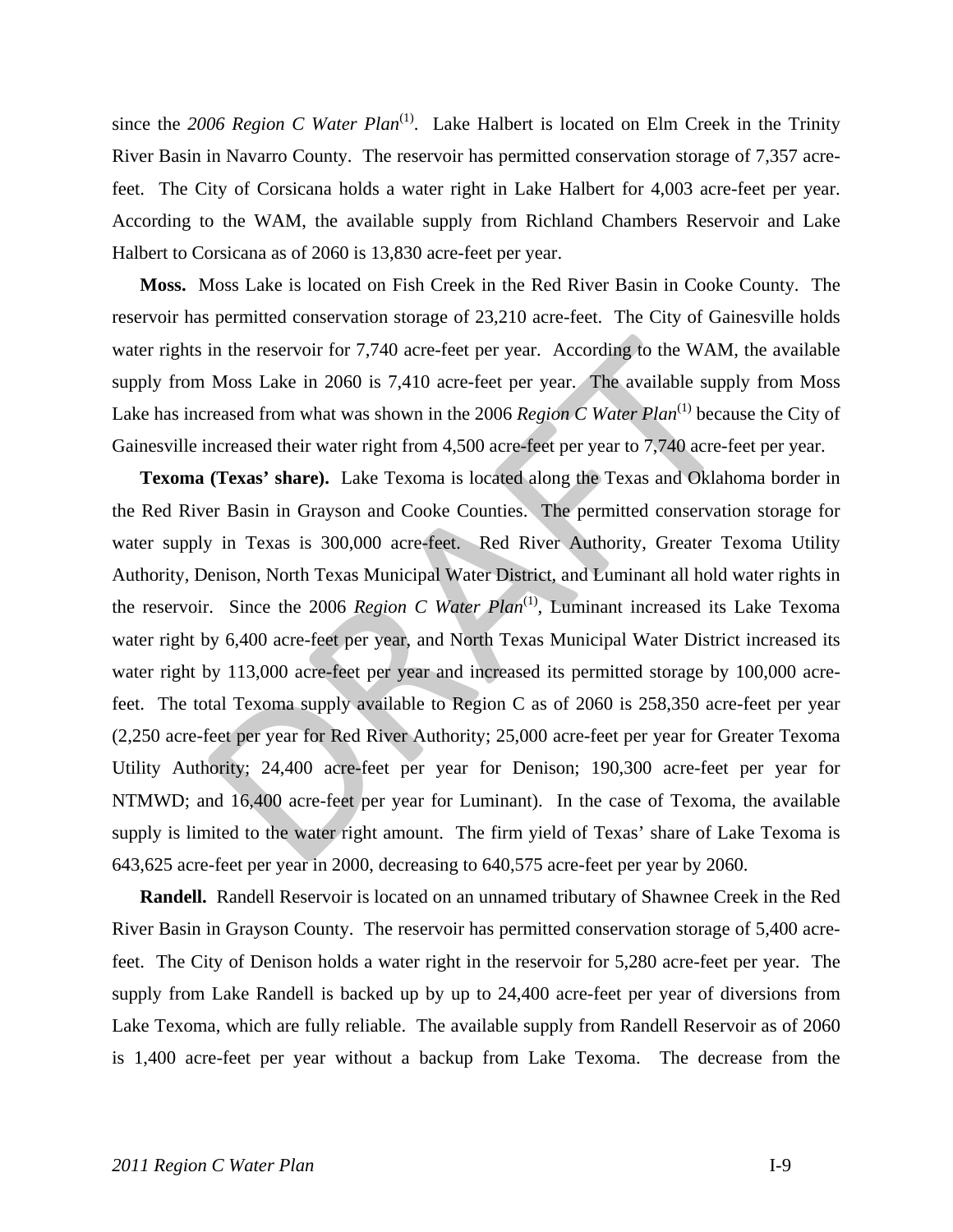since the *2006 Region C Water Plan*[1]. Lake Halbert is located on Elm Creek in the Trinity River Basin in Navarro County. The reservoir has permitted conservation storage of 7,357 acre-feet. The City of Corsicana holds a water right in Lake Halbert for 4,003 acre-feet per year. According to the WAM, the available supply from Richland Chambers Reservoir and Lake Halbert to Corsicana as of 2060 is 13,830 acre-feet per year.

**Moss.** Moss Lake is located on Fish Creek in the Red River Basin in Cooke County. The reservoir has permitted conservation storage of 23,210 acre-feet. The City of Gainesville holds water rights in the reservoir for 7,740 acre-feet per year. According to the WAM, the available supply from Moss Lake in 2060 is 7,410 acre-feet per year. The available supply from Moss Lake has increased from what was shown in the 2006 *Region C Water Plan*[1] because the City of Gainesville increased their water right from 4,500 acre-feet per year to 7,740 acre-feet per year.

**Texoma (Texas' share).** Lake Texoma is located along the Texas and Oklahoma border in the Red River Basin in Grayson and Cooke Counties. The permitted conservation storage for water supply in Texas is 300,000 acre-feet. Red River Authority, Greater Texoma Utility Authority, Denison, North Texas Municipal Water District, and Luminant all hold water rights in the reservoir. Since the 2006 *Region C Water Plan*[1], Luminant increased its Lake Texoma water right by 6,400 acre-feet per year, and North Texas Municipal Water District increased its water right by 113,000 acre-feet per year and increased its permitted storage by 100,000 acre-feet. The total Texoma supply available to Region C as of 2060 is 258,350 acre-feet per year (2,250 acre-feet per year for Red River Authority; 25,000 acre-feet per year for Greater Texoma Utility Authority; 24,400 acre-feet per year for Denison; 190,300 acre-feet per year for NTMWD; and 16,400 acre-feet per year for Luminant). In the case of Texoma, the available supply is limited to the water right amount. The firm yield of Texas' share of Lake Texoma is 643,625 acre-feet per year in 2000, decreasing to 640,575 acre-feet per year by 2060.

**Randell.** Randell Reservoir is located on an unnamed tributary of Shawnee Creek in the Red River Basin in Grayson County. The reservoir has permitted conservation storage of 5,400 acre-feet. The City of Denison holds a water right in the reservoir for 5,280 acre-feet per year. The supply from Lake Randell is backed up by up to 24,400 acre-feet per year of diversions from Lake Texoma, which are fully reliable. The available supply from Randell Reservoir as of 2060 is 1,400 acre-feet per year without a backup from Lake Texoma. The decrease from the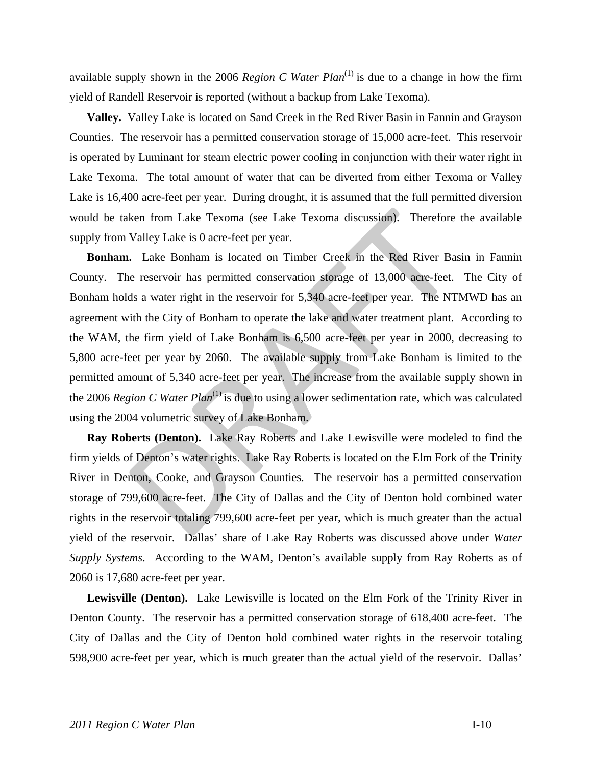available supply shown in the 2006 *Region C Water Plan*[1] is due to a change in how the firm yield of Randell Reservoir is reported (without a backup from Lake Texoma).

**Valley.** Valley Lake is located on Sand Creek in the Red River Basin in Fannin and Grayson Counties. The reservoir has a permitted conservation storage of 15,000 acre-feet. This reservoir is operated by Luminant for steam electric power cooling in conjunction with their water right in Lake Texoma. The total amount of water that can be diverted from either Texoma or Valley Lake is 16,400 acre-feet per year. During drought, it is assumed that the full permitted diversion would be taken from Lake Texoma (see Lake Texoma discussion). Therefore the available supply from Valley Lake is 0 acre-feet per year.

**Bonham.** Lake Bonham is located on Timber Creek in the Red River Basin in Fannin County. The reservoir has permitted conservation storage of 13,000 acre-feet. The City of Bonham holds a water right in the reservoir for 5,340 acre-feet per year. The NTMWD has an agreement with the City of Bonham to operate the lake and water treatment plant. According to the WAM, the firm yield of Lake Bonham is 6,500 acre-feet per year in 2000, decreasing to 5,800 acre-feet per year by 2060. The available supply from Lake Bonham is limited to the permitted amount of 5,340 acre-feet per year. The increase from the available supply shown in the 2006 *Region C Water Plan*[1] is due to using a lower sedimentation rate, which was calculated using the 2004 volumetric survey of Lake Bonham.

**Ray Roberts (Denton).** Lake Ray Roberts and Lake Lewisville were modeled to find the firm yields of Denton's water rights. Lake Ray Roberts is located on the Elm Fork of the Trinity River in Denton, Cooke, and Grayson Counties. The reservoir has a permitted conservation storage of 799,600 acre-feet. The City of Dallas and the City of Denton hold combined water rights in the reservoir totaling 799,600 acre-feet per year, which is much greater than the actual yield of the reservoir. Dallas' share of Lake Ray Roberts was discussed above under *Water Supply Systems*. According to the WAM, Denton's available supply from Ray Roberts as of 2060 is 17,680 acre-feet per year.

**Lewisville (Denton).** Lake Lewisville is located on the Elm Fork of the Trinity River in Denton County. The reservoir has a permitted conservation storage of 618,400 acre-feet. The City of Dallas and the City of Denton hold combined water rights in the reservoir totaling 598,900 acre-feet per year, which is much greater than the actual yield of the reservoir. Dallas'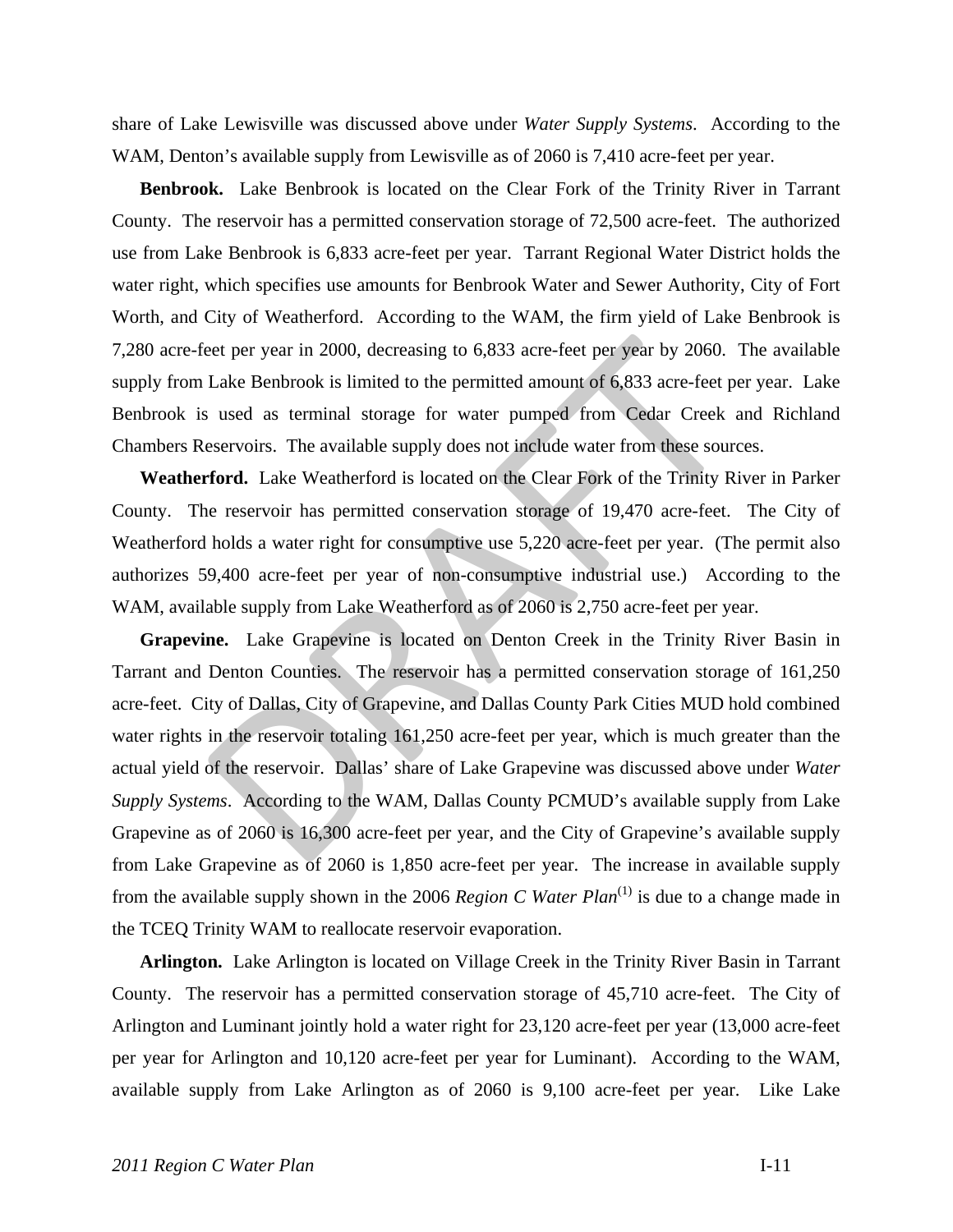share of Lake Lewisville was discussed above under *Water Supply Systems*. According to the WAM, Denton's available supply from Lewisville as of 2060 is 7,410 acre-feet per year.

**Benbrook.** Lake Benbrook is located on the Clear Fork of the Trinity River in Tarrant County. The reservoir has a permitted conservation storage of 72,500 acre-feet. The authorized use from Lake Benbrook is 6,833 acre-feet per year. Tarrant Regional Water District holds the water right, which specifies use amounts for Benbrook Water and Sewer Authority, City of Fort Worth, and City of Weatherford. According to the WAM, the firm yield of Lake Benbrook is 7,280 acre-feet per year in 2000, decreasing to 6,833 acre-feet per year by 2060. The available supply from Lake Benbrook is limited to the permitted amount of 6,833 acre-feet per year. Lake Benbrook is used as terminal storage for water pumped from Cedar Creek and Richland Chambers Reservoirs. The available supply does not include water from these sources.

**Weatherford.** Lake Weatherford is located on the Clear Fork of the Trinity River in Parker County. The reservoir has permitted conservation storage of 19,470 acre-feet. The City of Weatherford holds a water right for consumptive use 5,220 acre-feet per year. (The permit also authorizes 59,400 acre-feet per year of non-consumptive industrial use.) According to the WAM, available supply from Lake Weatherford as of 2060 is 2,750 acre-feet per year.

**Grapevine.** Lake Grapevine is located on Denton Creek in the Trinity River Basin in Tarrant and Denton Counties. The reservoir has a permitted conservation storage of 161,250 acre-feet. City of Dallas, City of Grapevine, and Dallas County Park Cities MUD hold combined water rights in the reservoir totaling 161,250 acre-feet per year, which is much greater than the actual yield of the reservoir. Dallas' share of Lake Grapevine was discussed above under *Water Supply Systems*. According to the WAM, Dallas County PCMUD's available supply from Lake Grapevine as of 2060 is 16,300 acre-feet per year, and the City of Grapevine's available supply from Lake Grapevine as of 2060 is 1,850 acre-feet per year. The increase in available supply from the available supply shown in the 2006 *Region C Water Plan*[(1)] is due to a change made in the TCEQ Trinity WAM to reallocate reservoir evaporation.

**Arlington.** Lake Arlington is located on Village Creek in the Trinity River Basin in Tarrant County. The reservoir has a permitted conservation storage of 45,710 acre-feet. The City of Arlington and Luminant jointly hold a water right for 23,120 acre-feet per year (13,000 acre-feet per year for Arlington and 10,120 acre-feet per year for Luminant). According to the WAM, available supply from Lake Arlington as of 2060 is 9,100 acre-feet per year. Like Lake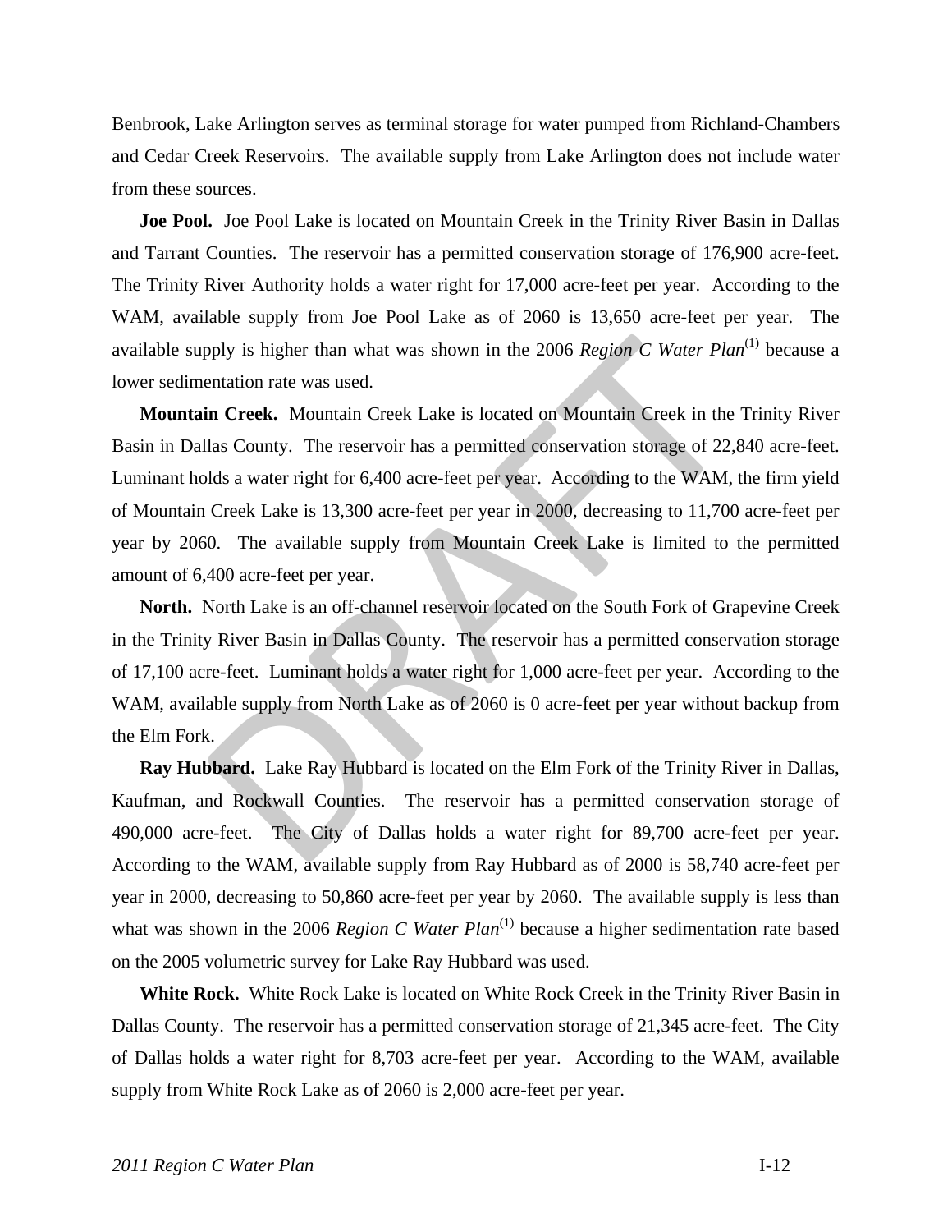Benbrook, Lake Arlington serves as terminal storage for water pumped from Richland-Chambers and Cedar Creek Reservoirs. The available supply from Lake Arlington does not include water from these sources.

**Joe Pool.** Joe Pool Lake is located on Mountain Creek in the Trinity River Basin in Dallas and Tarrant Counties. The reservoir has a permitted conservation storage of 176,900 acre-feet. The Trinity River Authority holds a water right for 17,000 acre-feet per year. According to the WAM, available supply from Joe Pool Lake as of 2060 is 13,650 acre-feet per year. The available supply is higher than what was shown in the 2006 *Region C Water Plan*(1) because a lower sedimentation rate was used.

**Mountain Creek.** Mountain Creek Lake is located on Mountain Creek in the Trinity River Basin in Dallas County. The reservoir has a permitted conservation storage of 22,840 acre-feet. Luminant holds a water right for 6,400 acre-feet per year. According to the WAM, the firm yield of Mountain Creek Lake is 13,300 acre-feet per year in 2000, decreasing to 11,700 acre-feet per year by 2060. The available supply from Mountain Creek Lake is limited to the permitted amount of 6,400 acre-feet per year.

**North.** North Lake is an off-channel reservoir located on the South Fork of Grapevine Creek in the Trinity River Basin in Dallas County. The reservoir has a permitted conservation storage of 17,100 acre-feet. Luminant holds a water right for 1,000 acre-feet per year. According to the WAM, available supply from North Lake as of 2060 is 0 acre-feet per year without backup from the Elm Fork.

**Ray Hubbard.** Lake Ray Hubbard is located on the Elm Fork of the Trinity River in Dallas, Kaufman, and Rockwall Counties. The reservoir has a permitted conservation storage of 490,000 acre-feet. The City of Dallas holds a water right for 89,700 acre-feet per year. According to the WAM, available supply from Ray Hubbard as of 2000 is 58,740 acre-feet per year in 2000, decreasing to 50,860 acre-feet per year by 2060. The available supply is less than what was shown in the 2006 *Region C Water Plan*(1) because a higher sedimentation rate based on the 2005 volumetric survey for Lake Ray Hubbard was used.

**White Rock.** White Rock Lake is located on White Rock Creek in the Trinity River Basin in Dallas County. The reservoir has a permitted conservation storage of 21,345 acre-feet. The City of Dallas holds a water right for 8,703 acre-feet per year. According to the WAM, available supply from White Rock Lake as of 2060 is 2,000 acre-feet per year.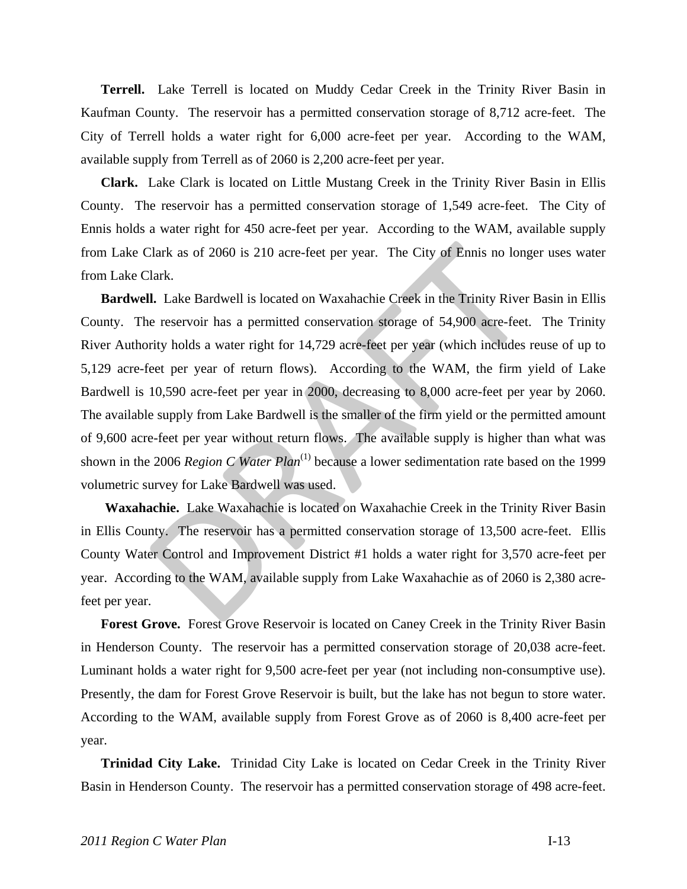**Terrell.** Lake Terrell is located on Muddy Cedar Creek in the Trinity River Basin in Kaufman County. The reservoir has a permitted conservation storage of 8,712 acre-feet. The City of Terrell holds a water right for 6,000 acre-feet per year. According to the WAM, available supply from Terrell as of 2060 is 2,200 acre-feet per year.

**Clark.** Lake Clark is located on Little Mustang Creek in the Trinity River Basin in Ellis County. The reservoir has a permitted conservation storage of 1,549 acre-feet. The City of Ennis holds a water right for 450 acre-feet per year. According to the WAM, available supply from Lake Clark as of 2060 is 210 acre-feet per year. The City of Ennis no longer uses water from Lake Clark.

**Bardwell.** Lake Bardwell is located on Waxahachie Creek in the Trinity River Basin in Ellis County. The reservoir has a permitted conservation storage of 54,900 acre-feet. The Trinity River Authority holds a water right for 14,729 acre-feet per year (which includes reuse of up to 5,129 acre-feet per year of return flows). According to the WAM, the firm yield of Lake Bardwell is 10,590 acre-feet per year in 2000, decreasing to 8,000 acre-feet per year by 2060. The available supply from Lake Bardwell is the smaller of the firm yield or the permitted amount of 9,600 acre-feet per year without return flows. The available supply is higher than what was shown in the 2006 *Region C Water Plan*(1) because a lower sedimentation rate based on the 1999 volumetric survey for Lake Bardwell was used.

**Waxahachie.** Lake Waxahachie is located on Waxahachie Creek in the Trinity River Basin in Ellis County. The reservoir has a permitted conservation storage of 13,500 acre-feet. Ellis County Water Control and Improvement District #1 holds a water right for 3,570 acre-feet per year. According to the WAM, available supply from Lake Waxahachie as of 2060 is 2,380 acre-feet per year.

**Forest Grove.** Forest Grove Reservoir is located on Caney Creek in the Trinity River Basin in Henderson County. The reservoir has a permitted conservation storage of 20,038 acre-feet. Luminant holds a water right for 9,500 acre-feet per year (not including non-consumptive use). Presently, the dam for Forest Grove Reservoir is built, but the lake has not begun to store water. According to the WAM, available supply from Forest Grove as of 2060 is 8,400 acre-feet per year.

**Trinidad City Lake.** Trinidad City Lake is located on Cedar Creek in the Trinity River Basin in Henderson County. The reservoir has a permitted conservation storage of 498 acre-feet.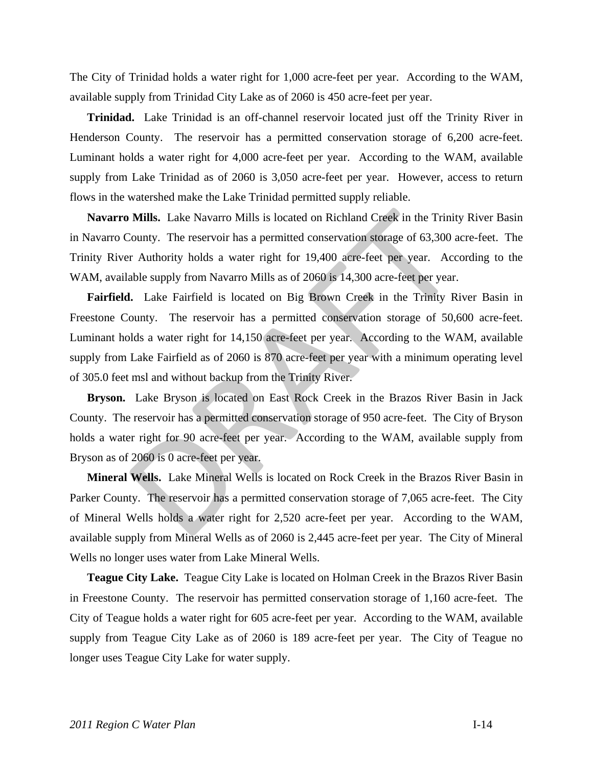The City of Trinidad holds a water right for 1,000 acre-feet per year. According to the WAM, available supply from Trinidad City Lake as of 2060 is 450 acre-feet per year.

**Trinidad.** Lake Trinidad is an off-channel reservoir located just off the Trinity River in Henderson County. The reservoir has a permitted conservation storage of 6,200 acre-feet. Luminant holds a water right for 4,000 acre-feet per year. According to the WAM, available supply from Lake Trinidad as of 2060 is 3,050 acre-feet per year. However, access to return flows in the watershed make the Lake Trinidad permitted supply reliable.

**Navarro Mills.** Lake Navarro Mills is located on Richland Creek in the Trinity River Basin in Navarro County. The reservoir has a permitted conservation storage of 63,300 acre-feet. The Trinity River Authority holds a water right for 19,400 acre-feet per year. According to the WAM, available supply from Navarro Mills as of 2060 is 14,300 acre-feet per year.

**Fairfield.** Lake Fairfield is located on Big Brown Creek in the Trinity River Basin in Freestone County. The reservoir has a permitted conservation storage of 50,600 acre-feet. Luminant holds a water right for 14,150 acre-feet per year. According to the WAM, available supply from Lake Fairfield as of 2060 is 870 acre-feet per year with a minimum operating level of 305.0 feet msl and without backup from the Trinity River.

**Bryson.** Lake Bryson is located on East Rock Creek in the Brazos River Basin in Jack County. The reservoir has a permitted conservation storage of 950 acre-feet. The City of Bryson holds a water right for 90 acre-feet per year. According to the WAM, available supply from Bryson as of 2060 is 0 acre-feet per year.

**Mineral Wells.** Lake Mineral Wells is located on Rock Creek in the Brazos River Basin in Parker County. The reservoir has a permitted conservation storage of 7,065 acre-feet. The City of Mineral Wells holds a water right for 2,520 acre-feet per year. According to the WAM, available supply from Mineral Wells as of 2060 is 2,445 acre-feet per year. The City of Mineral Wells no longer uses water from Lake Mineral Wells.

**Teague City Lake.** Teague City Lake is located on Holman Creek in the Brazos River Basin in Freestone County. The reservoir has permitted conservation storage of 1,160 acre-feet. The City of Teague holds a water right for 605 acre-feet per year. According to the WAM, available supply from Teague City Lake as of 2060 is 189 acre-feet per year. The City of Teague no longer uses Teague City Lake for water supply.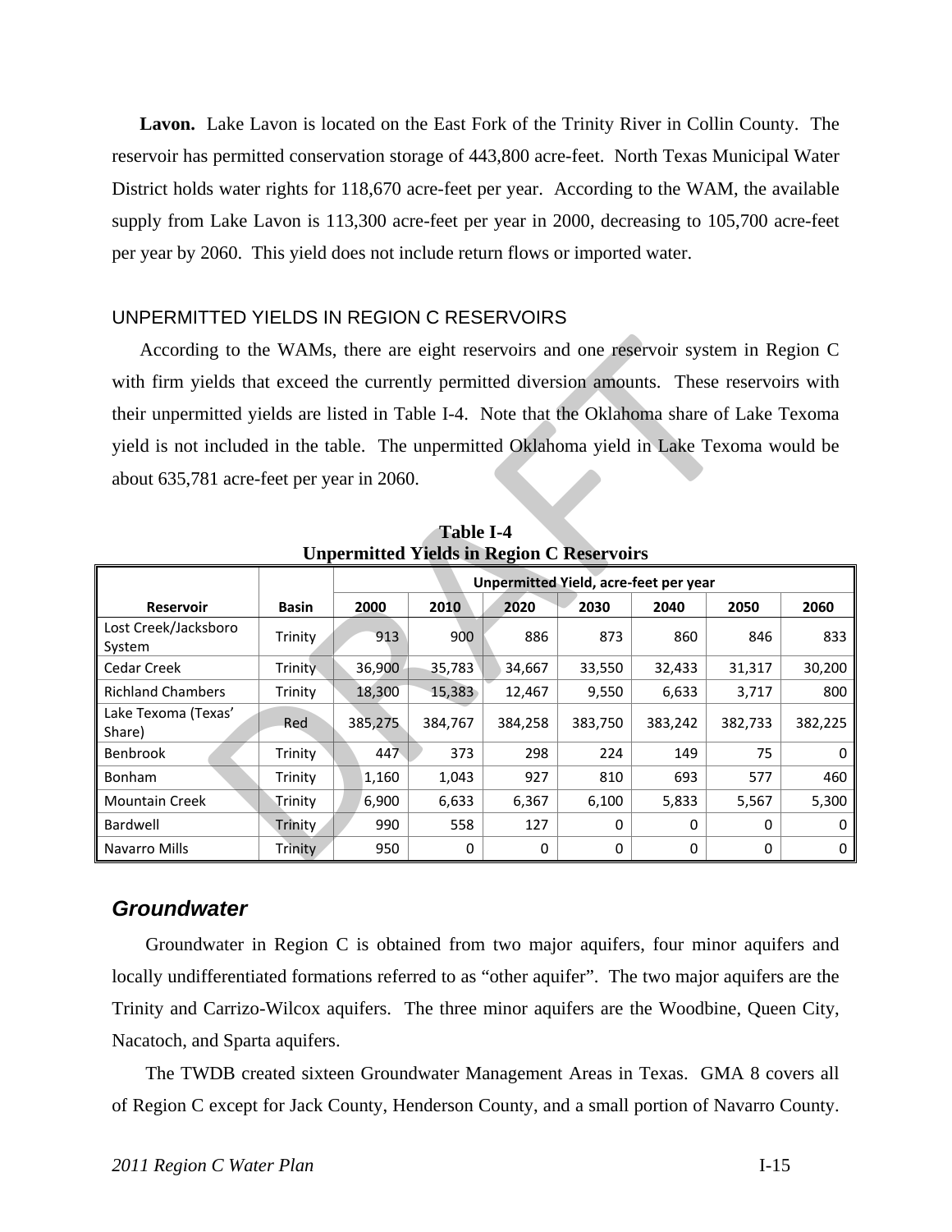**Lavon.** Lake Lavon is located on the East Fork of the Trinity River in Collin County. The reservoir has permitted conservation storage of 443,800 acre-feet. North Texas Municipal Water District holds water rights for 118,670 acre-feet per year. According to the WAM, the available supply from Lake Lavon is 113,300 acre-feet per year in 2000, decreasing to 105,700 acre-feet per year by 2060. This yield does not include return flows or imported water.

## UNPERMITTED YIELDS IN REGION C RESERVOIRS

According to the WAMs, there are eight reservoirs and one reservoir system in Region C with firm yields that exceed the currently permitted diversion amounts. These reservoirs with their unpermitted yields are listed in Table I-4. Note that the Oklahoma share of Lake Texoma yield is not included in the table. The unpermitted Oklahoma yield in Lake Texoma would be about 635,781 acre-feet per year in 2060.

**Table I-4**
**Unpermitted Yields in Region C Reservoirs**

| | | Unpermitted Yield, acre-feet per year | | | | | | |
|---|---|---|---|---|---|---|---|---|
| **Reservoir** | **Basin** | **2000** | **2010** | **2020** | **2030** | **2040** | **2050** | **2060** |
| Lost Creek/Jacksboro System | Trinity | 913 | 900 | 886 | 873 | 860 | 846 | 833 |
| Cedar Creek | Trinity | 36,900 | 35,783 | 34,667 | 33,550 | 32,433 | 31,317 | 30,200 |
| Richland Chambers | Trinity | 18,300 | 15,383 | 12,467 | 9,550 | 6,633 | 3,717 | 800 |
| Lake Texoma (Texas' Share) | Red | 385,275 | 384,767 | 384,258 | 383,750 | 383,242 | 382,733 | 382,225 |
| Benbrook | Trinity | 447 | 373 | 298 | 224 | 149 | 75 | 0 |
| Bonham | Trinity | 1,160 | 1,043 | 927 | 810 | 693 | 577 | 460 |
| Mountain Creek | Trinity | 6,900 | 6,633 | 6,367 | 6,100 | 5,833 | 5,567 | 5,300 |
| Bardwell | Trinity | 990 | 558 | 127 | 0 | 0 | 0 | 0 |
| Navarro Mills | Trinity | 950 | 0 | 0 | 0 | 0 | 0 | 0 |

## *Groundwater*

Groundwater in Region C is obtained from two major aquifers, four minor aquifers and locally undifferentiated formations referred to as "other aquifer". The two major aquifers are the Trinity and Carrizo-Wilcox aquifers. The three minor aquifers are the Woodbine, Queen City, Nacatoch, and Sparta aquifers.

The TWDB created sixteen Groundwater Management Areas in Texas. GMA 8 covers all of Region C except for Jack County, Henderson County, and a small portion of Navarro County.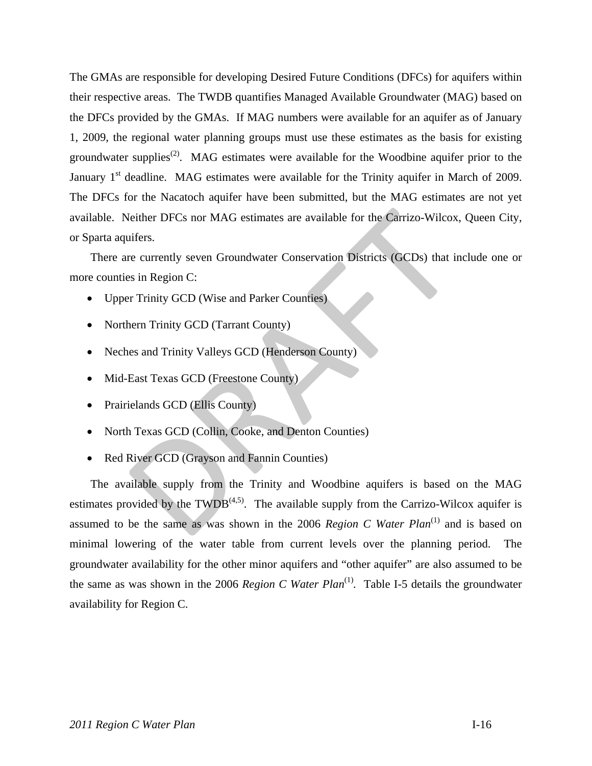The GMAs are responsible for developing Desired Future Conditions (DFCs) for aquifers within their respective areas. The TWDB quantifies Managed Available Groundwater (MAG) based on the DFCs provided by the GMAs. If MAG numbers were available for an aquifer as of January 1, 2009, the regional water planning groups must use these estimates as the basis for existing groundwater supplies[2]. MAG estimates were available for the Woodbine aquifer prior to the January 1st deadline. MAG estimates were available for the Trinity aquifer in March of 2009. The DFCs for the Nacatoch aquifer have been submitted, but the MAG estimates are not yet available. Neither DFCs nor MAG estimates are available for the Carrizo-Wilcox, Queen City, or Sparta aquifers.

There are currently seven Groundwater Conservation Districts (GCDs) that include one or more counties in Region C:

- Upper Trinity GCD (Wise and Parker Counties)
- Northern Trinity GCD (Tarrant County)
- Neches and Trinity Valleys GCD (Henderson County)
- Mid-East Texas GCD (Freestone County)
- Prairielands GCD (Ellis County)
- North Texas GCD (Collin, Cooke, and Denton Counties)
- Red River GCD (Grayson and Fannin Counties)

The available supply from the Trinity and Woodbine aquifers is based on the MAG estimates provided by the TWDB[4,5]. The available supply from the Carrizo-Wilcox aquifer is assumed to be the same as was shown in the 2006 *Region C Water Plan*[1] and is based on minimal lowering of the water table from current levels over the planning period. The groundwater availability for the other minor aquifers and "other aquifer" are also assumed to be the same as was shown in the 2006 *Region C Water Plan*[1]. Table I-5 details the groundwater availability for Region C.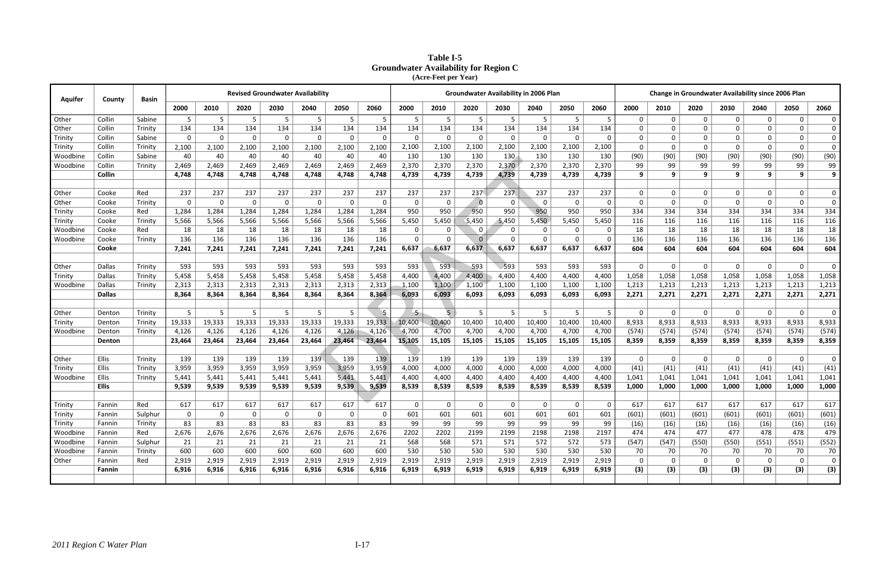**Table I-5**
**Groundwater Availability for Region C**
**(Acre-Feet per Year)**

| Aquifer | County | Basin | Revised Groundwater Availability | | | | | | | Groundwater Availability in 2006 Plan | | | | | | | Change in Groundwater Availability since 2006 Plan | | | | | | |
|---|---|---|---|---|---|---|---|---|---|---|---|---|---|---|---|---|---|---|---|---|---|---|---|
| | | | 2000 | 2010 | 2020 | 2030 | 2040 | 2050 | 2060 | 2000 | 2010 | 2020 | 2030 | 2040 | 2050 | 2060 | 2000 | 2010 | 2020 | 2030 | 2040 | 2050 | 2060 |
| Other | Collin | Sabine | 5 | 5 | 5 | 5 | 5 | 5 | 5 | 5 | 5 | 5 | 5 | 5 | 5 | 5 | 0 | 0 | 0 | 0 | 0 | 0 | 0 |
| Other | Collin | Trinity | 134 | 134 | 134 | 134 | 134 | 134 | 134 | 134 | 134 | 134 | 134 | 134 | 134 | 134 | 0 | 0 | 0 | 0 | 0 | 0 | 0 |
| Trinity | Collin | Sabine | 0 | 0 | 0 | 0 | 0 | 0 | 0 | 0 | 0 | 0 | 0 | 0 | 0 | 0 | 0 | 0 | 0 | 0 | 0 | 0 | 0 |
| Trinity | Collin | Trinity | 2,100 | 2,100 | 2,100 | 2,100 | 2,100 | 2,100 | 2,100 | 2,100 | 2,100 | 2,100 | 2,100 | 2,100 | 2,100 | 2,100 | 0 | 0 | 0 | 0 | 0 | 0 | 0 |
| Woodbine | Collin | Sabine | 40 | 40 | 40 | 40 | 40 | 40 | 40 | 130 | 130 | 130 | 130 | 130 | 130 | 130 | (90) | (90) | (90) | (90) | (90) | (90) | (90) |
| Woodbine | Collin | Trinity | 2,469 | 2,469 | 2,469 | 2,469 | 2,469 | 2,469 | 2,469 | 2,370 | 2,370 | 2,370 | 2,370 | 2,370 | 2,370 | 2,370 | 99 | 99 | 99 | 99 | 99 | 99 | 99 |
| | **Collin** | | **4,748** | **4,748** | **4,748** | **4,748** | **4,748** | **4,748** | **4,748** | **4,739** | **4,739** | **4,739** | **4,739** | **4,739** | **4,739** | **4,739** | **9** | **9** | **9** | **9** | **9** | **9** | **9** |
| | | | | | | | | | | | | | | | | | | | | | | | |
| Other | Cooke | Red | 237 | 237 | 237 | 237 | 237 | 237 | 237 | 237 | 237 | 237 | 237 | 237 | 237 | 237 | 0 | 0 | 0 | 0 | 0 | 0 | 0 |
| Other | Cooke | Trinity | 0 | 0 | 0 | 0 | 0 | 0 | 0 | 0 | 0 | 0 | 0 | 0 | 0 | 0 | 0 | 0 | 0 | 0 | 0 | 0 | 0 |
| Trinity | Cooke | Red | 1,284 | 1,284 | 1,284 | 1,284 | 1,284 | 1,284 | 1,284 | 950 | 950 | 950 | 950 | 950 | 950 | 950 | 334 | 334 | 334 | 334 | 334 | 334 | 334 |
| Trinity | Cooke | Trinity | 5,566 | 5,566 | 5,566 | 5,566 | 5,566 | 5,566 | 5,566 | 5,450 | 5,450 | 5,450 | 5,450 | 5,450 | 5,450 | 5,450 | 116 | 116 | 116 | 116 | 116 | 116 | 116 |
| Woodbine | Cooke | Red | 18 | 18 | 18 | 18 | 18 | 18 | 18 | 0 | 0 | 0 | 0 | 0 | 0 | 0 | 18 | 18 | 18 | 18 | 18 | 18 | 18 |
| Woodbine | Cooke | Trinity | 136 | 136 | 136 | 136 | 136 | 136 | 136 | 0 | 0 | 0 | 0 | 0 | 0 | 0 | 136 | 136 | 136 | 136 | 136 | 136 | 136 |
| | **Cooke** | | **7,241** | **7,241** | **7,241** | **7,241** | **7,241** | **7,241** | **7,241** | **6,637** | **6,637** | **6,637** | **6,637** | **6,637** | **6,637** | **6,637** | **604** | **604** | **604** | **604** | **604** | **604** | **604** |
| | | | | | | | | | | | | | | | | | | | | | | | |
| Other | Dallas | Trinity | 593 | 593 | 593 | 593 | 593 | 593 | 593 | 593 | 593 | 593 | 593 | 593 | 593 | 593 | 0 | 0 | 0 | 0 | 0 | 0 | 0 |
| Trinity | Dallas | Trinity | 5,458 | 5,458 | 5,458 | 5,458 | 5,458 | 5,458 | 5,458 | 4,400 | 4,400 | 4,400 | 4,400 | 4,400 | 4,400 | 4,400 | 1,058 | 1,058 | 1,058 | 1,058 | 1,058 | 1,058 | 1,058 |
| Woodbine | Dallas | Trinity | 2,313 | 2,313 | 2,313 | 2,313 | 2,313 | 2,313 | 2,313 | 1,100 | 1,100 | 1,100 | 1,100 | 1,100 | 1,100 | 1,100 | 1,213 | 1,213 | 1,213 | 1,213 | 1,213 | 1,213 | 1,213 |
| | **Dallas** | | **8,364** | **8,364** | **8,364** | **8,364** | **8,364** | **8,364** | **8,364** | **6,093** | **6,093** | **6,093** | **6,093** | **6,093** | **6,093** | **6,093** | **2,271** | **2,271** | **2,271** | **2,271** | **2,271** | **2,271** | **2,271** |
| | | | | | | | | | | | | | | | | | | | | | | | |
| Other | Denton | Trinity | 5 | 5 | 5 | 5 | 5 | 5 | 5 | 5 | 5 | 5 | 5 | 5 | 5 | 5 | 0 | 0 | 0 | 0 | 0 | 0 | 0 |
| Trinity | Denton | Trinity | 19,333 | 19,333 | 19,333 | 19,333 | 19,333 | 19,333 | 19,333 | 10,400 | 10,400 | 10,400 | 10,400 | 10,400 | 10,400 | 10,400 | 8,933 | 8,933 | 8,933 | 8,933 | 8,933 | 8,933 | 8,933 |
| Woodbine | Denton | Trinity | 4,126 | 4,126 | 4,126 | 4,126 | 4,126 | 4,126 | 4,126 | 4,700 | 4,700 | 4,700 | 4,700 | 4,700 | 4,700 | 4,700 | (574) | (574) | (574) | (574) | (574) | (574) | (574) |
| | **Denton** | | **23,464** | **23,464** | **23,464** | **23,464** | **23,464** | **23,464** | **23,464** | **15,105** | **15,105** | **15,105** | **15,105** | **15,105** | **15,105** | **15,105** | **8,359** | **8,359** | **8,359** | **8,359** | **8,359** | **8,359** | **8,359** |
| | | | | | | | | | | | | | | | | | | | | | | | |
| Other | Ellis | Trinity | 139 | 139 | 139 | 139 | 139 | 139 | 139 | 139 | 139 | 139 | 139 | 139 | 139 | 139 | 0 | 0 | 0 | 0 | 0 | 0 | 0 |
| Trinity | Ellis | Trinity | 3,959 | 3,959 | 3,959 | 3,959 | 3,959 | 3,959 | 3,959 | 4,000 | 4,000 | 4,000 | 4,000 | 4,000 | 4,000 | 4,000 | (41) | (41) | (41) | (41) | (41) | (41) | (41) |
| Woodbine | Ellis | Trinity | 5,441 | 5,441 | 5,441 | 5,441 | 5,441 | 5,441 | 5,441 | 4,400 | 4,400 | 4,400 | 4,400 | 4,400 | 4,400 | 4,400 | 1,041 | 1,041 | 1,041 | 1,041 | 1,041 | 1,041 | 1,041 |
| | **Ellis** | | **9,539** | **9,539** | **9,539** | **9,539** | **9,539** | **9,539** | **9,539** | **8,539** | **8,539** | **8,539** | **8,539** | **8,539** | **8,539** | **8,539** | **1,000** | **1,000** | **1,000** | **1,000** | **1,000** | **1,000** | **1,000** |
| | | | | | | | | | | | | | | | | | | | | | | | |
| Trinity | Fannin | Red | 617 | 617 | 617 | 617 | 617 | 617 | 617 | 0 | 0 | 0 | 0 | 0 | 0 | 0 | 617 | 617 | 617 | 617 | 617 | 617 | 617 |
| Trinity | Fannin | Sulphur | 0 | 0 | 0 | 0 | 0 | 0 | 0 | 601 | 601 | 601 | 601 | 601 | 601 | 601 | (601) | (601) | (601) | (601) | (601) | (601) | (601) |
| Trinity | Fannin | Trinity | 83 | 83 | 83 | 83 | 83 | 83 | 83 | 99 | 99 | 99 | 99 | 99 | 99 | 99 | (16) | (16) | (16) | (16) | (16) | (16) | (16) |
| Woodbine | Fannin | Red | 2,676 | 2,676 | 2,676 | 2,676 | 2,676 | 2,676 | 2,676 | 2202 | 2202 | 2199 | 2199 | 2198 | 2198 | 2197 | 474 | 474 | 477 | 477 | 478 | 478 | 479 |
| Woodbine | Fannin | Sulphur | 21 | 21 | 21 | 21 | 21 | 21 | 21 | 568 | 568 | 571 | 571 | 572 | 572 | 573 | (547) | (547) | (550) | (550) | (551) | (551) | (552) |
| Woodbine | Fannin | Trinity | 600 | 600 | 600 | 600 | 600 | 600 | 600 | 530 | 530 | 530 | 530 | 530 | 530 | 530 | 70 | 70 | 70 | 70 | 70 | 70 | 70 |
| Other | Fannin | Red | 2,919 | 2,919 | 2,919 | 2,919 | 2,919 | 2,919 | 2,919 | 2,919 | 2,919 | 2,919 | 2,919 | 2,919 | 2,919 | 2,919 | 0 | 0 | 0 | 0 | 0 | 0 | 0 |
| | **Fannin** | | **6,916** | **6,916** | **6,916** | **6,916** | **6,916** | **6,916** | **6,916** | **6,919** | **6,919** | **6,919** | **6,919** | **6,919** | **6,919** | **6,919** | **(3)** | **(3)** | **(3)** | **(3)** | **(3)** | **(3)** | **(3)** |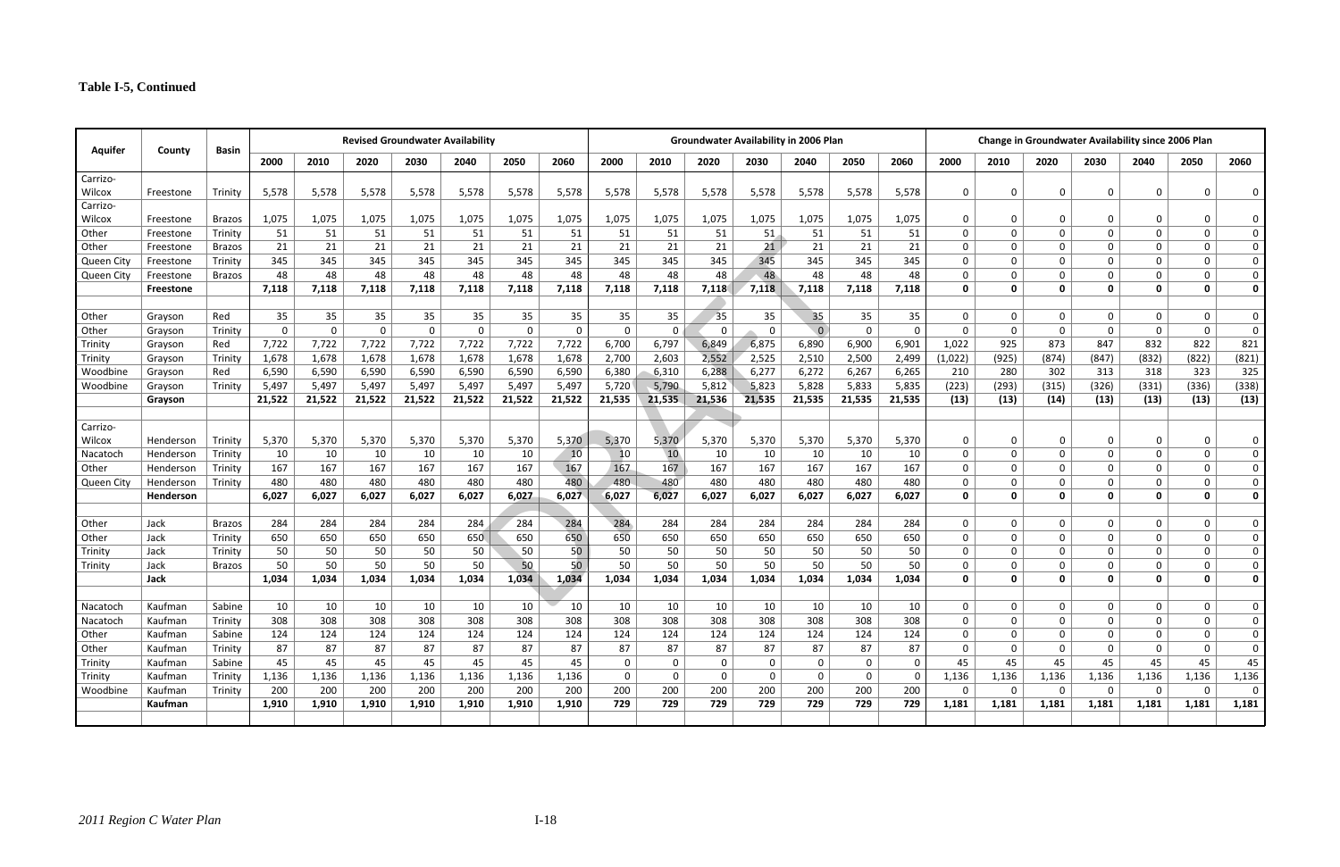**Table I-5, Continued**

| Aquifer | County | Basin | Revised Groundwater Availability | | | | | | | Groundwater Availability in 2006 Plan | | | | | | | Change in Groundwater Availability since 2006 Plan | | | | | | |
|---|---|---|---|---|---|---|---|---|---|---|---|---|---|---|---|---|---|---|---|---|---|---|---|
| | | | 2000 | 2010 | 2020 | 2030 | 2040 | 2050 | 2060 | 2000 | 2010 | 2020 | 2030 | 2040 | 2050 | 2060 | 2000 | 2010 | 2020 | 2030 | 2040 | 2050 | 2060 |
| Carrizo-Wilcox | Freestone | Trinity | 5,578 | 5,578 | 5,578 | 5,578 | 5,578 | 5,578 | 5,578 | 5,578 | 5,578 | 5,578 | 5,578 | 5,578 | 5,578 | 5,578 | 0 | 0 | 0 | 0 | 0 | 0 | 0 |
| Carrizo-Wilcox | Freestone | Brazos | 1,075 | 1,075 | 1,075 | 1,075 | 1,075 | 1,075 | 1,075 | 1,075 | 1,075 | 1,075 | 1,075 | 1,075 | 1,075 | 1,075 | 0 | 0 | 0 | 0 | 0 | 0 | 0 |
| Other | Freestone | Trinity | 51 | 51 | 51 | 51 | 51 | 51 | 51 | 51 | 51 | 51 | 51 | 51 | 51 | 51 | 0 | 0 | 0 | 0 | 0 | 0 | 0 |
| Other | Freestone | Brazos | 21 | 21 | 21 | 21 | 21 | 21 | 21 | 21 | 21 | 21 | 21 | 21 | 21 | 21 | 0 | 0 | 0 | 0 | 0 | 0 | 0 |
| Queen City | Freestone | Trinity | 345 | 345 | 345 | 345 | 345 | 345 | 345 | 345 | 345 | 345 | 345 | 345 | 345 | 345 | 0 | 0 | 0 | 0 | 0 | 0 | 0 |
| Queen City | Freestone | Brazos | 48 | 48 | 48 | 48 | 48 | 48 | 48 | 48 | 48 | 48 | 48 | 48 | 48 | 48 | 0 | 0 | 0 | 0 | 0 | 0 | 0 |
| | **Freestone** | | **7,118** | **7,118** | **7,118** | **7,118** | **7,118** | **7,118** | **7,118** | **7,118** | **7,118** | **7,118** | **7,118** | **7,118** | **7,118** | **7,118** | **0** | **0** | **0** | **0** | **0** | **0** | **0** |
| | | | | | | | | | | | | | | | | | | | | | | | |
| Other | Grayson | Red | 35 | 35 | 35 | 35 | 35 | 35 | 35 | 35 | 35 | 35 | 35 | 35 | 35 | 35 | 0 | 0 | 0 | 0 | 0 | 0 | 0 |
| Other | Grayson | Trinity | 0 | 0 | 0 | 0 | 0 | 0 | 0 | 0 | 0 | 0 | 0 | 0 | 0 | 0 | 0 | 0 | 0 | 0 | 0 | 0 | 0 |
| Trinity | Grayson | Red | 7,722 | 7,722 | 7,722 | 7,722 | 7,722 | 7,722 | 7,722 | 6,700 | 6,797 | 6,849 | 6,875 | 6,890 | 6,900 | 6,901 | 1,022 | 925 | 873 | 847 | 832 | 822 | 821 |
| Trinity | Grayson | Trinity | 1,678 | 1,678 | 1,678 | 1,678 | 1,678 | 1,678 | 1,678 | 2,700 | 2,603 | 2,552 | 2,525 | 2,510 | 2,500 | 2,499 | (1,022) | (925) | (874) | (847) | (832) | (822) | (821) |
| Woodbine | Grayson | Red | 6,590 | 6,590 | 6,590 | 6,590 | 6,590 | 6,590 | 6,590 | 6,380 | 6,310 | 6,288 | 6,277 | 6,272 | 6,267 | 6,265 | 210 | 280 | 302 | 313 | 318 | 323 | 325 |
| Woodbine | Grayson | Trinity | 5,497 | 5,497 | 5,497 | 5,497 | 5,497 | 5,497 | 5,497 | 5,720 | 5,790 | 5,812 | 5,823 | 5,828 | 5,833 | 5,835 | (223) | (293) | (315) | (326) | (331) | (336) | (338) |
| | **Grayson** | | **21,522** | **21,522** | **21,522** | **21,522** | **21,522** | **21,522** | **21,522** | **21,535** | **21,535** | **21,536** | **21,535** | **21,535** | **21,535** | **21,535** | **(13)** | **(13)** | **(14)** | **(13)** | **(13)** | **(13)** | **(13)** |
| | | | | | | | | | | | | | | | | | | | | | | | |
| Carrizo-Wilcox | Henderson | Trinity | 5,370 | 5,370 | 5,370 | 5,370 | 5,370 | 5,370 | 5,370 | 5,370 | 5,370 | 5,370 | 5,370 | 5,370 | 5,370 | 5,370 | 0 | 0 | 0 | 0 | 0 | 0 | 0 |
| Nacatoch | Henderson | Trinity | 10 | 10 | 10 | 10 | 10 | 10 | 10 | 10 | 10 | 10 | 10 | 10 | 10 | 10 | 0 | 0 | 0 | 0 | 0 | 0 | 0 |
| Other | Henderson | Trinity | 167 | 167 | 167 | 167 | 167 | 167 | 167 | 167 | 167 | 167 | 167 | 167 | 167 | 167 | 0 | 0 | 0 | 0 | 0 | 0 | 0 |
| Queen City | Henderson | Trinity | 480 | 480 | 480 | 480 | 480 | 480 | 480 | 480 | 480 | 480 | 480 | 480 | 480 | 480 | 0 | 0 | 0 | 0 | 0 | 0 | 0 |
| | **Henderson** | | **6,027** | **6,027** | **6,027** | **6,027** | **6,027** | **6,027** | **6,027** | **6,027** | **6,027** | **6,027** | **6,027** | **6,027** | **6,027** | **6,027** | **0** | **0** | **0** | **0** | **0** | **0** | **0** |
| | | | | | | | | | | | | | | | | | | | | | | | |
| Other | Jack | Brazos | 284 | 284 | 284 | 284 | 284 | 284 | 284 | 284 | 284 | 284 | 284 | 284 | 284 | 284 | 0 | 0 | 0 | 0 | 0 | 0 | 0 |
| Other | Jack | Trinity | 650 | 650 | 650 | 650 | 650 | 650 | 650 | 650 | 650 | 650 | 650 | 650 | 650 | 650 | 0 | 0 | 0 | 0 | 0 | 0 | 0 |
| Trinity | Jack | Trinity | 50 | 50 | 50 | 50 | 50 | 50 | 50 | 50 | 50 | 50 | 50 | 50 | 50 | 50 | 0 | 0 | 0 | 0 | 0 | 0 | 0 |
| Trinity | Jack | Brazos | 50 | 50 | 50 | 50 | 50 | 50 | 50 | 50 | 50 | 50 | 50 | 50 | 50 | 50 | 0 | 0 | 0 | 0 | 0 | 0 | 0 |
| | **Jack** | | **1,034** | **1,034** | **1,034** | **1,034** | **1,034** | **1,034** | **1,034** | **1,034** | **1,034** | **1,034** | **1,034** | **1,034** | **1,034** | **1,034** | **0** | **0** | **0** | **0** | **0** | **0** | **0** |
| | | | | | | | | | | | | | | | | | | | | | | | |
| Nacatoch | Kaufman | Sabine | 10 | 10 | 10 | 10 | 10 | 10 | 10 | 10 | 10 | 10 | 10 | 10 | 10 | 10 | 0 | 0 | 0 | 0 | 0 | 0 | 0 |
| Nacatoch | Kaufman | Trinity | 308 | 308 | 308 | 308 | 308 | 308 | 308 | 308 | 308 | 308 | 308 | 308 | 308 | 308 | 0 | 0 | 0 | 0 | 0 | 0 | 0 |
| Other | Kaufman | Sabine | 124 | 124 | 124 | 124 | 124 | 124 | 124 | 124 | 124 | 124 | 124 | 124 | 124 | 124 | 0 | 0 | 0 | 0 | 0 | 0 | 0 |
| Other | Kaufman | Trinity | 87 | 87 | 87 | 87 | 87 | 87 | 87 | 87 | 87 | 87 | 87 | 87 | 87 | 87 | 0 | 0 | 0 | 0 | 0 | 0 | 0 |
| Trinity | Kaufman | Sabine | 45 | 45 | 45 | 45 | 45 | 45 | 45 | 0 | 0 | 0 | 0 | 0 | 0 | 0 | 45 | 45 | 45 | 45 | 45 | 45 | 45 |
| Trinity | Kaufman | Trinity | 1,136 | 1,136 | 1,136 | 1,136 | 1,136 | 1,136 | 1,136 | 0 | 0 | 0 | 0 | 0 | 0 | 0 | 1,136 | 1,136 | 1,136 | 1,136 | 1,136 | 1,136 | 1,136 |
| Woodbine | Kaufman | Trinity | 200 | 200 | 200 | 200 | 200 | 200 | 200 | 200 | 200 | 200 | 200 | 200 | 200 | 200 | 0 | 0 | 0 | 0 | 0 | 0 | 0 |
| | **Kaufman** | | **1,910** | **1,910** | **1,910** | **1,910** | **1,910** | **1,910** | **1,910** | **729** | **729** | **729** | **729** | **729** | **729** | **729** | **1,181** | **1,181** | **1,181** | **1,181** | **1,181** | **1,181** | **1,181** |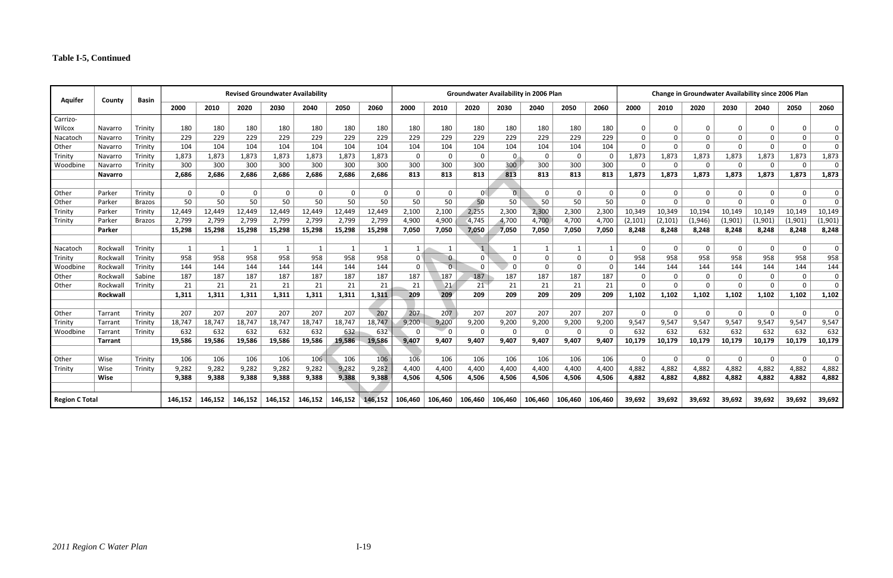**Table I-5, Continued**

| Aquifer | County | Basin | Revised Groundwater Availability | | | | | | | Groundwater Availability in 2006 Plan | | | | | | | Change in Groundwater Availability since 2006 Plan | | | | | | |
|---|---|---|---|---|---|---|---|---|---|---|---|---|---|---|---|---|---|---|---|---|---|---|---|
| | | | 2000 | 2010 | 2020 | 2030 | 2040 | 2050 | 2060 | 2000 | 2010 | 2020 | 2030 | 2040 | 2050 | 2060 | 2000 | 2010 | 2020 | 2030 | 2040 | 2050 | 2060 |
| Carrizo-Wilcox | Navarro | Trinity | 180 | 180 | 180 | 180 | 180 | 180 | 180 | 180 | 180 | 180 | 180 | 180 | 180 | 180 | 0 | 0 | 0 | 0 | 0 | 0 | 0 |
| Nacatoch | Navarro | Trinity | 229 | 229 | 229 | 229 | 229 | 229 | 229 | 229 | 229 | 229 | 229 | 229 | 229 | 229 | 0 | 0 | 0 | 0 | 0 | 0 | 0 |
| Other | Navarro | Trinity | 104 | 104 | 104 | 104 | 104 | 104 | 104 | 104 | 104 | 104 | 104 | 104 | 104 | 104 | 0 | 0 | 0 | 0 | 0 | 0 | 0 |
| Trinity | Navarro | Trinity | 1,873 | 1,873 | 1,873 | 1,873 | 1,873 | 1,873 | 1,873 | 0 | 0 | 0 | 0 | 0 | 0 | 0 | 1,873 | 1,873 | 1,873 | 1,873 | 1,873 | 1,873 | 1,873 |
| Woodbine | Navarro | Trinity | 300 | 300 | 300 | 300 | 300 | 300 | 300 | 300 | 300 | 300 | 300 | 300 | 300 | 300 | 0 | 0 | 0 | 0 | 0 | 0 | 0 |
| | **Navarro** | | **2,686** | **2,686** | **2,686** | **2,686** | **2,686** | **2,686** | **2,686** | **813** | **813** | **813** | **813** | **813** | **813** | **813** | **1,873** | **1,873** | **1,873** | **1,873** | **1,873** | **1,873** | **1,873** |
| | | | | | | | | | | | | | | | | | | | | | | | |
| Other | Parker | Trinity | 0 | 0 | 0 | 0 | 0 | 0 | 0 | 0 | 0 | 0 | 0 | 0 | 0 | 0 | 0 | 0 | 0 | 0 | 0 | 0 | 0 |
| Other | Parker | Brazos | 50 | 50 | 50 | 50 | 50 | 50 | 50 | 50 | 50 | 50 | 50 | 50 | 50 | 50 | 0 | 0 | 0 | 0 | 0 | 0 | 0 |
| Trinity | Parker | Trinity | 12,449 | 12,449 | 12,449 | 12,449 | 12,449 | 12,449 | 12,449 | 2,100 | 2,100 | 2,255 | 2,300 | 2,300 | 2,300 | 2,300 | 10,349 | 10,349 | 10,194 | 10,149 | 10,149 | 10,149 | 10,149 |
| Trinity | Parker | Brazos | 2,799 | 2,799 | 2,799 | 2,799 | 2,799 | 2,799 | 2,799 | 4,900 | 4,900 | 4,745 | 4,700 | 4,700 | 4,700 | 4,700 | (2,101) | (2,101) | (1,946) | (1,901) | (1,901) | (1,901) | (1,901) |
| | **Parker** | | **15,298** | **15,298** | **15,298** | **15,298** | **15,298** | **15,298** | **15,298** | **7,050** | **7,050** | **7,050** | **7,050** | **7,050** | **7,050** | **7,050** | **8,248** | **8,248** | **8,248** | **8,248** | **8,248** | **8,248** | **8,248** |
| | | | | | | | | | | | | | | | | | | | | | | | |
| Nacatoch | Rockwall | Trinity | 1 | 1 | 1 | 1 | 1 | 1 | 1 | 1 | 1 | 1 | 1 | 1 | 1 | 1 | 0 | 0 | 0 | 0 | 0 | 0 | 0 |
| Trinity | Rockwall | Trinity | 958 | 958 | 958 | 958 | 958 | 958 | 958 | 0 | 0 | 0 | 0 | 0 | 0 | 0 | 958 | 958 | 958 | 958 | 958 | 958 | 958 |
| Woodbine | Rockwall | Trinity | 144 | 144 | 144 | 144 | 144 | 144 | 144 | 0 | 0 | 0 | 0 | 0 | 0 | 0 | 144 | 144 | 144 | 144 | 144 | 144 | 144 |
| Other | Rockwall | Sabine | 187 | 187 | 187 | 187 | 187 | 187 | 187 | 187 | 187 | 187 | 187 | 187 | 187 | 187 | 0 | 0 | 0 | 0 | 0 | 0 | 0 |
| Other | Rockwall | Trinity | 21 | 21 | 21 | 21 | 21 | 21 | 21 | 21 | 21 | 21 | 21 | 21 | 21 | 21 | 0 | 0 | 0 | 0 | 0 | 0 | 0 |
| | **Rockwall** | | **1,311** | **1,311** | **1,311** | **1,311** | **1,311** | **1,311** | **1,311** | **209** | **209** | **209** | **209** | **209** | **209** | **209** | **1,102** | **1,102** | **1,102** | **1,102** | **1,102** | **1,102** | **1,102** |
| | | | | | | | | | | | | | | | | | | | | | | | |
| Other | Tarrant | Trinity | 207 | 207 | 207 | 207 | 207 | 207 | 207 | 207 | 207 | 207 | 207 | 207 | 207 | 207 | 0 | 0 | 0 | 0 | 0 | 0 | 0 |
| Trinity | Tarrant | Trinity | 18,747 | 18,747 | 18,747 | 18,747 | 18,747 | 18,747 | 18,747 | 9,200 | 9,200 | 9,200 | 9,200 | 9,200 | 9,200 | 9,200 | 9,547 | 9,547 | 9,547 | 9,547 | 9,547 | 9,547 | 9,547 |
| Woodbine | Tarrant | Trinity | 632 | 632 | 632 | 632 | 632 | 632 | 632 | 0 | 0 | 0 | 0 | 0 | 0 | 0 | 632 | 632 | 632 | 632 | 632 | 632 | 632 |
| | **Tarrant** | | **19,586** | **19,586** | **19,586** | **19,586** | **19,586** | **19,586** | **19,586** | **9,407** | **9,407** | **9,407** | **9,407** | **9,407** | **9,407** | **9,407** | **10,179** | **10,179** | **10,179** | **10,179** | **10,179** | **10,179** | **10,179** |
| | | | | | | | | | | | | | | | | | | | | | | | |
| Other | Wise | Trinity | 106 | 106 | 106 | 106 | 106 | 106 | 106 | 106 | 106 | 106 | 106 | 106 | 106 | 106 | 0 | 0 | 0 | 0 | 0 | 0 | 0 |
| Trinity | Wise | Trinity | 9,282 | 9,282 | 9,282 | 9,282 | 9,282 | 9,282 | 9,282 | 4,400 | 4,400 | 4,400 | 4,400 | 4,400 | 4,400 | 4,400 | 4,882 | 4,882 | 4,882 | 4,882 | 4,882 | 4,882 | 4,882 |
| | **Wise** | | **9,388** | **9,388** | **9,388** | **9,388** | **9,388** | **9,388** | **9,388** | **4,506** | **4,506** | **4,506** | **4,506** | **4,506** | **4,506** | **4,506** | **4,882** | **4,882** | **4,882** | **4,882** | **4,882** | **4,882** | **4,882** |
| | | | | | | | | | | | | | | | | | | | | | | | |
| **Region C Total** | | | **146,152** | **146,152** | **146,152** | **146,152** | **146,152** | **146,152** | **146,152** | **106,460** | **106,460** | **106,460** | **106,460** | **106,460** | **106,460** | **106,460** | **39,692** | **39,692** | **39,692** | **39,692** | **39,692** | **39,692** | **39,692** |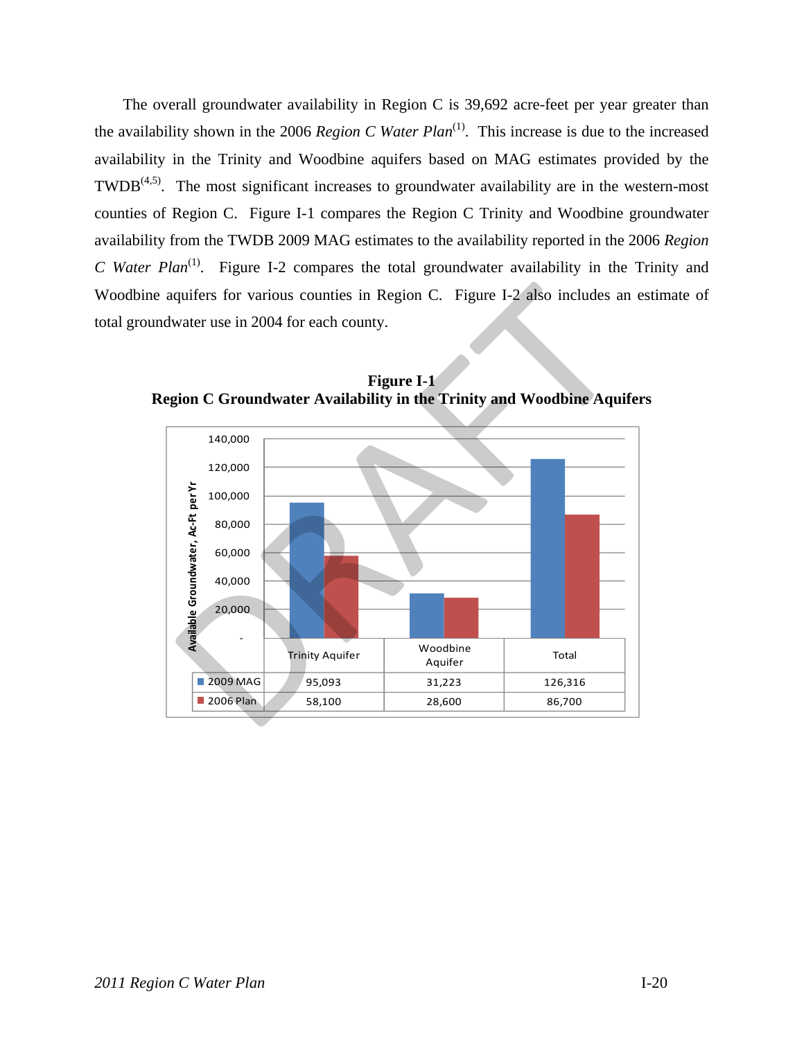The overall groundwater availability in Region C is 39,692 acre-feet per year greater than the availability shown in the 2006 *Region C Water Plan*[1]. This increase is due to the increased availability in the Trinity and Woodbine aquifers based on MAG estimates provided by the TWDB[4,5]. The most significant increases to groundwater availability are in the western-most counties of Region C. Figure I-1 compares the Region C Trinity and Woodbine groundwater availability from the TWDB 2009 MAG estimates to the availability reported in the 2006 *Region C Water Plan*[1]. Figure I-2 compares the total groundwater availability in the Trinity and Woodbine aquifers for various counties in Region C. Figure I-2 also includes an estimate of total groundwater use in 2004 for each county.

**Figure I-1**
**Region C Groundwater Availability in the Trinity and Woodbine Aquifers**

| | Trinity Aquifer | Woodbine Aquifer | Total |
|---|---|---|---|
| 2009 MAG | 95,093 | 31,223 | 126,316 |
| 2006 Plan | 58,100 | 28,600 | 86,700 |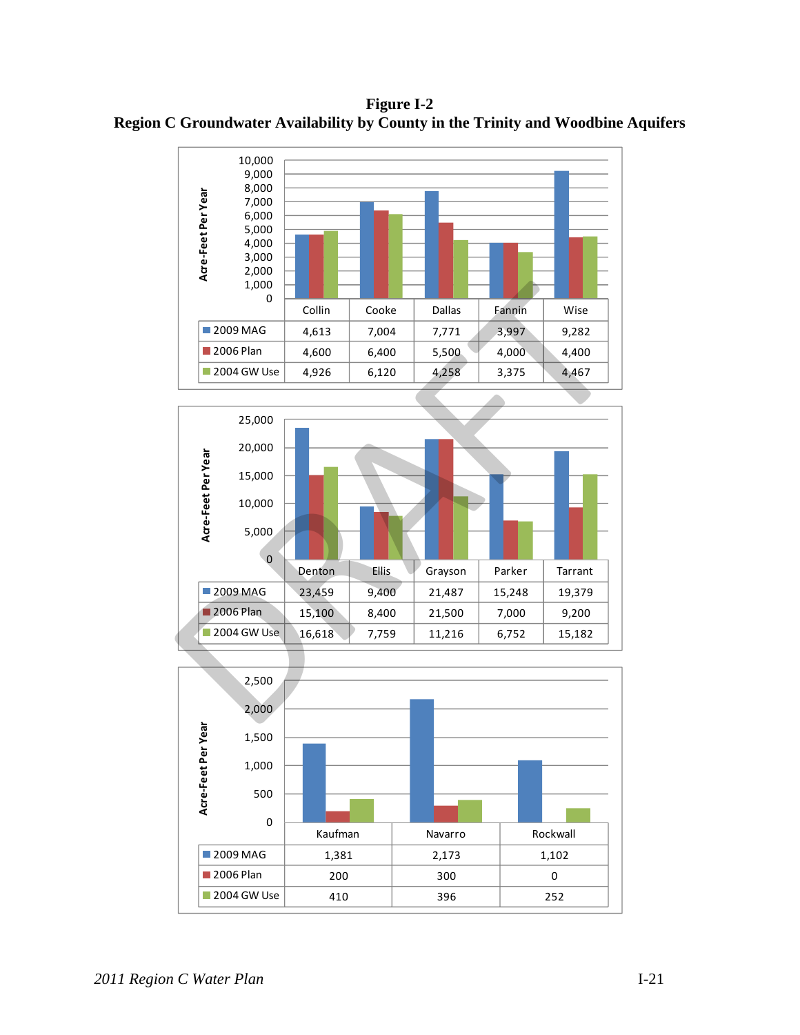**Figure I-2**
**Region C Groundwater Availability by County in the Trinity and Woodbine Aquifers**

Acre-Feet Per Year

| | Collin | Cooke | Dallas | Fannin | Wise |
|---|---|---|---|---|---|
| 2009 MAG | 4,613 | 7,004 | 7,771 | 3,997 | 9,282 |
| 2006 Plan | 4,600 | 6,400 | 5,500 | 4,000 | 4,400 |
| 2004 GW Use | 4,926 | 6,120 | 4,258 | 3,375 | 4,467 |

Acre-Feet Per Year

| | Denton | Ellis | Grayson | Parker | Tarrant |
|---|---|---|---|---|---|
| 2009 MAG | 23,459 | 9,400 | 21,487 | 15,248 | 19,379 |
| 2006 Plan | 15,100 | 8,400 | 21,500 | 7,000 | 9,200 |
| 2004 GW Use | 16,618 | 7,759 | 11,216 | 6,752 | 15,182 |

Acre-Feet Per Year

| | Kaufman | Navarro | Rockwall |
|---|---|---|---|
| 2009 MAG | 1,381 | 2,173 | 1,102 |
| 2006 Plan | 200 | 300 | 0 |
| 2004 GW Use | 410 | 396 | 252 |

*2011 Region C Water Plan*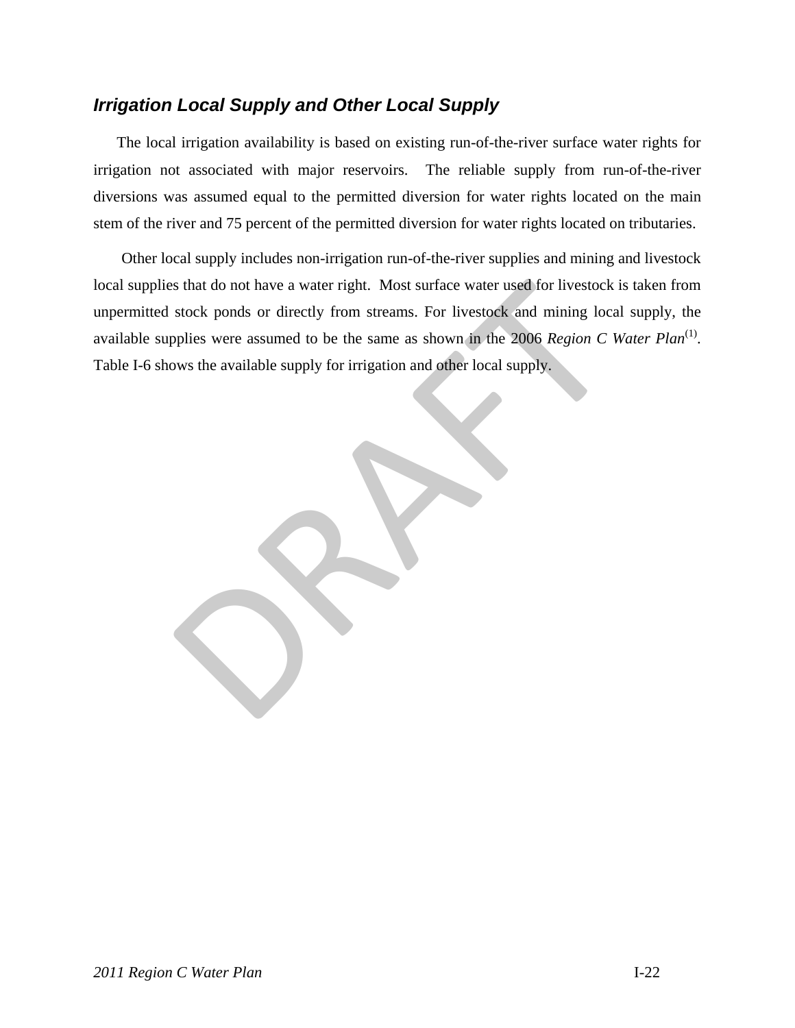### *Irrigation Local Supply and Other Local Supply*

The local irrigation availability is based on existing run-of-the-river surface water rights for irrigation not associated with major reservoirs. The reliable supply from run-of-the-river diversions was assumed equal to the permitted diversion for water rights located on the main stem of the river and 75 percent of the permitted diversion for water rights located on tributaries.

Other local supply includes non-irrigation run-of-the-river supplies and mining and livestock local supplies that do not have a water right. Most surface water used for livestock is taken from unpermitted stock ponds or directly from streams. For livestock and mining local supply, the available supplies were assumed to be the same as shown in the 2006 *Region C Water Plan*(1). Table I-6 shows the available supply for irrigation and other local supply.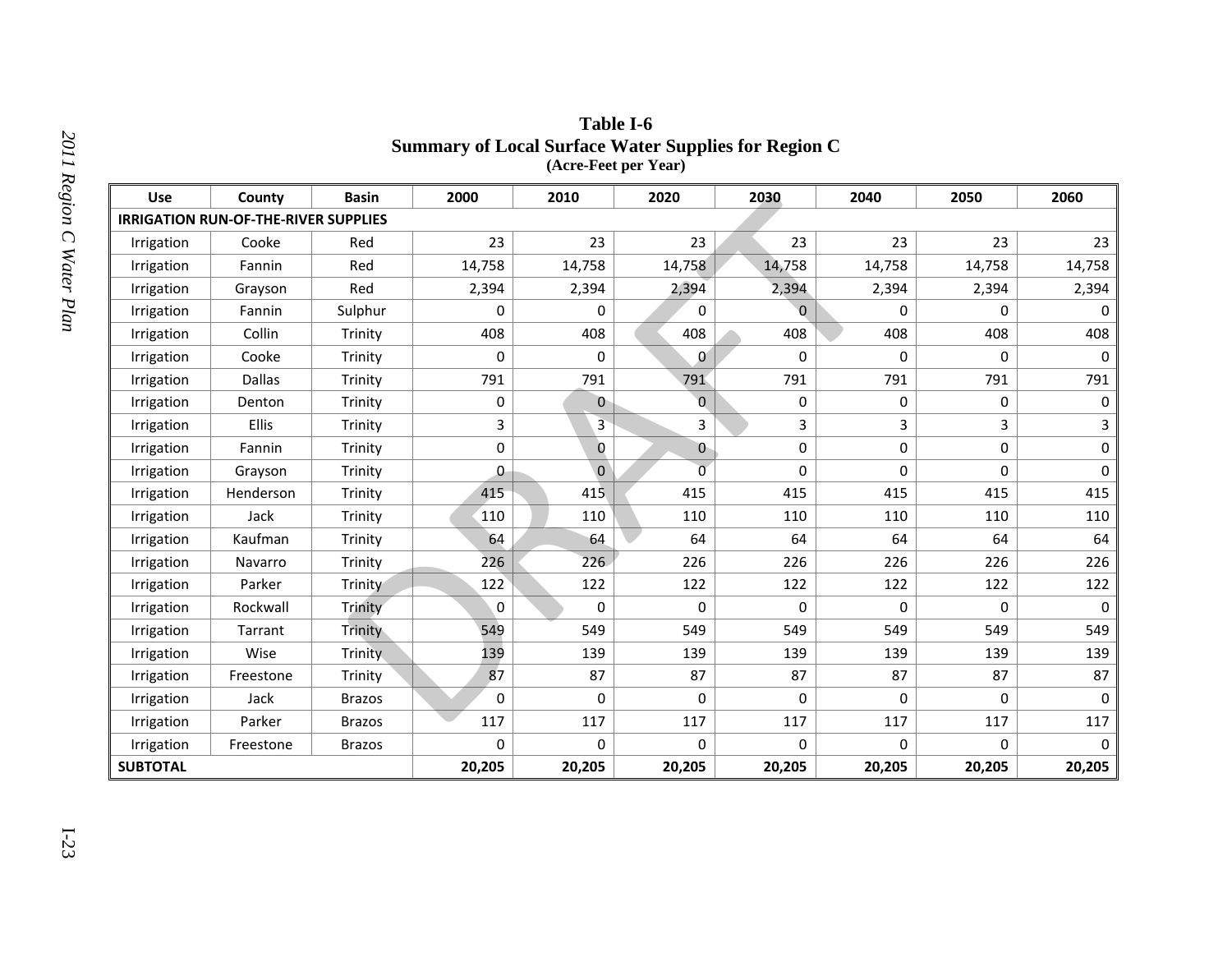**Table I-6**
**Summary of Local Surface Water Supplies for Region C**
**(Acre-Feet per Year)**

| Use | County | Basin | 2000 | 2010 | 2020 | 2030 | 2040 | 2050 | 2060 |
|---|---|---|---|---|---|---|---|---|---|
| **IRRIGATION RUN-OF-THE-RIVER SUPPLIES** | | | | | | | | | |
| Irrigation | Cooke | Red | 23 | 23 | 23 | 23 | 23 | 23 | 23 |
| Irrigation | Fannin | Red | 14,758 | 14,758 | 14,758 | 14,758 | 14,758 | 14,758 | 14,758 |
| Irrigation | Grayson | Red | 2,394 | 2,394 | 2,394 | 2,394 | 2,394 | 2,394 | 2,394 |
| Irrigation | Fannin | Sulphur | 0 | 0 | 0 | 0 | 0 | 0 | 0 |
| Irrigation | Collin | Trinity | 408 | 408 | 408 | 408 | 408 | 408 | 408 |
| Irrigation | Cooke | Trinity | 0 | 0 | 0 | 0 | 0 | 0 | 0 |
| Irrigation | Dallas | Trinity | 791 | 791 | 791 | 791 | 791 | 791 | 791 |
| Irrigation | Denton | Trinity | 0 | 0 | 0 | 0 | 0 | 0 | 0 |
| Irrigation | Ellis | Trinity | 3 | 3 | 3 | 3 | 3 | 3 | 3 |
| Irrigation | Fannin | Trinity | 0 | 0 | 0 | 0 | 0 | 0 | 0 |
| Irrigation | Grayson | Trinity | 0 | 0 | 0 | 0 | 0 | 0 | 0 |
| Irrigation | Henderson | Trinity | 415 | 415 | 415 | 415 | 415 | 415 | 415 |
| Irrigation | Jack | Trinity | 110 | 110 | 110 | 110 | 110 | 110 | 110 |
| Irrigation | Kaufman | Trinity | 64 | 64 | 64 | 64 | 64 | 64 | 64 |
| Irrigation | Navarro | Trinity | 226 | 226 | 226 | 226 | 226 | 226 | 226 |
| Irrigation | Parker | Trinity | 122 | 122 | 122 | 122 | 122 | 122 | 122 |
| Irrigation | Rockwall | Trinity | 0 | 0 | 0 | 0 | 0 | 0 | 0 |
| Irrigation | Tarrant | Trinity | 549 | 549 | 549 | 549 | 549 | 549 | 549 |
| Irrigation | Wise | Trinity | 139 | 139 | 139 | 139 | 139 | 139 | 139 |
| Irrigation | Freestone | Trinity | 87 | 87 | 87 | 87 | 87 | 87 | 87 |
| Irrigation | Jack | Brazos | 0 | 0 | 0 | 0 | 0 | 0 | 0 |
| Irrigation | Parker | Brazos | 117 | 117 | 117 | 117 | 117 | 117 | 117 |
| Irrigation | Freestone | Brazos | 0 | 0 | 0 | 0 | 0 | 0 | 0 |
| **SUBTOTAL** | | | **20,205** | **20,205** | **20,205** | **20,205** | **20,205** | **20,205** | **20,205** |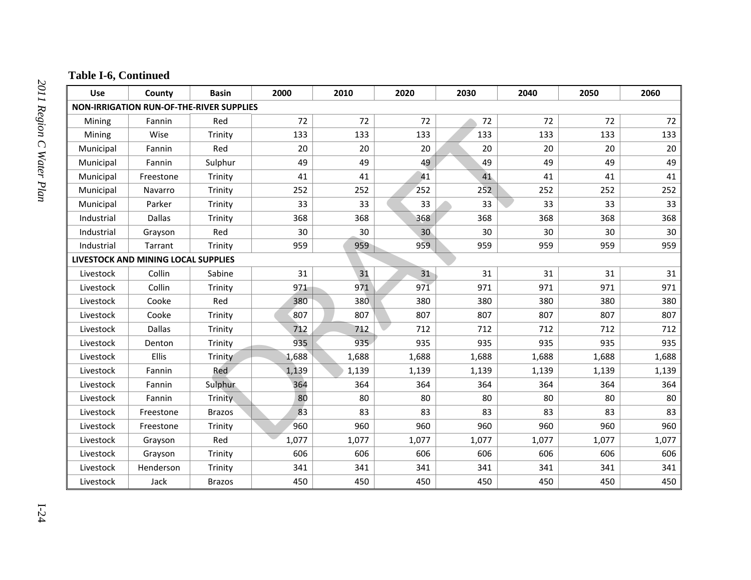**Table I-6, Continued**

| Use | County | Basin | 2000 | 2010 | 2020 | 2030 | 2040 | 2050 | 2060 |
|---|---|---|---|---|---|---|---|---|---|
| **NON-IRRIGATION RUN-OF-THE-RIVER SUPPLIES** | | | | | | | | | |
| Mining | Fannin | Red | 72 | 72 | 72 | 72 | 72 | 72 | 72 |
| Mining | Wise | Trinity | 133 | 133 | 133 | 133 | 133 | 133 | 133 |
| Municipal | Fannin | Red | 20 | 20 | 20 | 20 | 20 | 20 | 20 |
| Municipal | Fannin | Sulphur | 49 | 49 | 49 | 49 | 49 | 49 | 49 |
| Municipal | Freestone | Trinity | 41 | 41 | 41 | 41 | 41 | 41 | 41 |
| Municipal | Navarro | Trinity | 252 | 252 | 252 | 252 | 252 | 252 | 252 |
| Municipal | Parker | Trinity | 33 | 33 | 33 | 33 | 33 | 33 | 33 |
| Industrial | Dallas | Trinity | 368 | 368 | 368 | 368 | 368 | 368 | 368 |
| Industrial | Grayson | Red | 30 | 30 | 30 | 30 | 30 | 30 | 30 |
| Industrial | Tarrant | Trinity | 959 | 959 | 959 | 959 | 959 | 959 | 959 |
| **LIVESTOCK AND MINING LOCAL SUPPLIES** | | | | | | | | | |
| Livestock | Collin | Sabine | 31 | 31 | 31 | 31 | 31 | 31 | 31 |
| Livestock | Collin | Trinity | 971 | 971 | 971 | 971 | 971 | 971 | 971 |
| Livestock | Cooke | Red | 380 | 380 | 380 | 380 | 380 | 380 | 380 |
| Livestock | Cooke | Trinity | 807 | 807 | 807 | 807 | 807 | 807 | 807 |
| Livestock | Dallas | Trinity | 712 | 712 | 712 | 712 | 712 | 712 | 712 |
| Livestock | Denton | Trinity | 935 | 935 | 935 | 935 | 935 | 935 | 935 |
| Livestock | Ellis | Trinity | 1,688 | 1,688 | 1,688 | 1,688 | 1,688 | 1,688 | 1,688 |
| Livestock | Fannin | Red | 1,139 | 1,139 | 1,139 | 1,139 | 1,139 | 1,139 | 1,139 |
| Livestock | Fannin | Sulphur | 364 | 364 | 364 | 364 | 364 | 364 | 364 |
| Livestock | Fannin | Trinity | 80 | 80 | 80 | 80 | 80 | 80 | 80 |
| Livestock | Freestone | Brazos | 83 | 83 | 83 | 83 | 83 | 83 | 83 |
| Livestock | Freestone | Trinity | 960 | 960 | 960 | 960 | 960 | 960 | 960 |
| Livestock | Grayson | Red | 1,077 | 1,077 | 1,077 | 1,077 | 1,077 | 1,077 | 1,077 |
| Livestock | Grayson | Trinity | 606 | 606 | 606 | 606 | 606 | 606 | 606 |
| Livestock | Henderson | Trinity | 341 | 341 | 341 | 341 | 341 | 341 | 341 |
| Livestock | Jack | Brazos | 450 | 450 | 450 | 450 | 450 | 450 | 450 |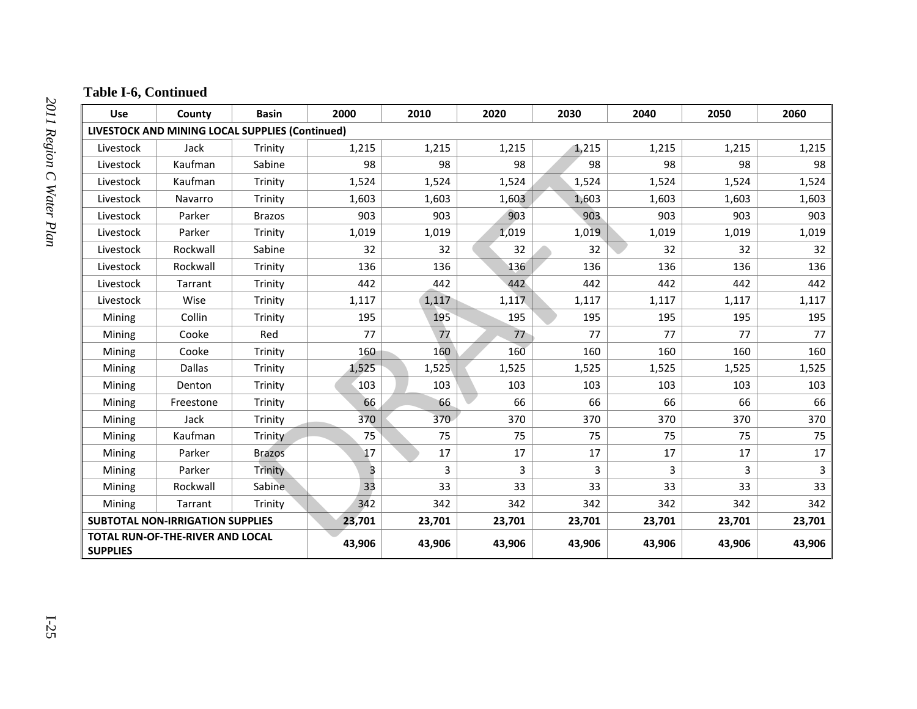**Table I-6, Continued**

| Use | County | Basin | 2000 | 2010 | 2020 | 2030 | 2040 | 2050 | 2060 |
|---|---|---|---|---|---|---|---|---|---|
| **LIVESTOCK AND MINING LOCAL SUPPLIES (Continued)** | | | | | | | | | |
| Livestock | Jack | Trinity | 1,215 | 1,215 | 1,215 | 1,215 | 1,215 | 1,215 | 1,215 |
| Livestock | Kaufman | Sabine | 98 | 98 | 98 | 98 | 98 | 98 | 98 |
| Livestock | Kaufman | Trinity | 1,524 | 1,524 | 1,524 | 1,524 | 1,524 | 1,524 | 1,524 |
| Livestock | Navarro | Trinity | 1,603 | 1,603 | 1,603 | 1,603 | 1,603 | 1,603 | 1,603 |
| Livestock | Parker | Brazos | 903 | 903 | 903 | 903 | 903 | 903 | 903 |
| Livestock | Parker | Trinity | 1,019 | 1,019 | 1,019 | 1,019 | 1,019 | 1,019 | 1,019 |
| Livestock | Rockwall | Sabine | 32 | 32 | 32 | 32 | 32 | 32 | 32 |
| Livestock | Rockwall | Trinity | 136 | 136 | 136 | 136 | 136 | 136 | 136 |
| Livestock | Tarrant | Trinity | 442 | 442 | 442 | 442 | 442 | 442 | 442 |
| Livestock | Wise | Trinity | 1,117 | 1,117 | 1,117 | 1,117 | 1,117 | 1,117 | 1,117 |
| Mining | Collin | Trinity | 195 | 195 | 195 | 195 | 195 | 195 | 195 |
| Mining | Cooke | Red | 77 | 77 | 77 | 77 | 77 | 77 | 77 |
| Mining | Cooke | Trinity | 160 | 160 | 160 | 160 | 160 | 160 | 160 |
| Mining | Dallas | Trinity | 1,525 | 1,525 | 1,525 | 1,525 | 1,525 | 1,525 | 1,525 |
| Mining | Denton | Trinity | 103 | 103 | 103 | 103 | 103 | 103 | 103 |
| Mining | Freestone | Trinity | 66 | 66 | 66 | 66 | 66 | 66 | 66 |
| Mining | Jack | Trinity | 370 | 370 | 370 | 370 | 370 | 370 | 370 |
| Mining | Kaufman | Trinity | 75 | 75 | 75 | 75 | 75 | 75 | 75 |
| Mining | Parker | Brazos | 17 | 17 | 17 | 17 | 17 | 17 | 17 |
| Mining | Parker | Trinity | 3 | 3 | 3 | 3 | 3 | 3 | 3 |
| Mining | Rockwall | Sabine | 33 | 33 | 33 | 33 | 33 | 33 | 33 |
| Mining | Tarrant | Trinity | 342 | 342 | 342 | 342 | 342 | 342 | 342 |
| **SUBTOTAL NON-IRRIGATION SUPPLIES** | | | **23,701** | **23,701** | **23,701** | **23,701** | **23,701** | **23,701** | **23,701** |
| **TOTAL RUN-OF-THE-RIVER AND LOCAL SUPPLIES** | | | **43,906** | **43,906** | **43,906** | **43,906** | **43,906** | **43,906** | **43,906** |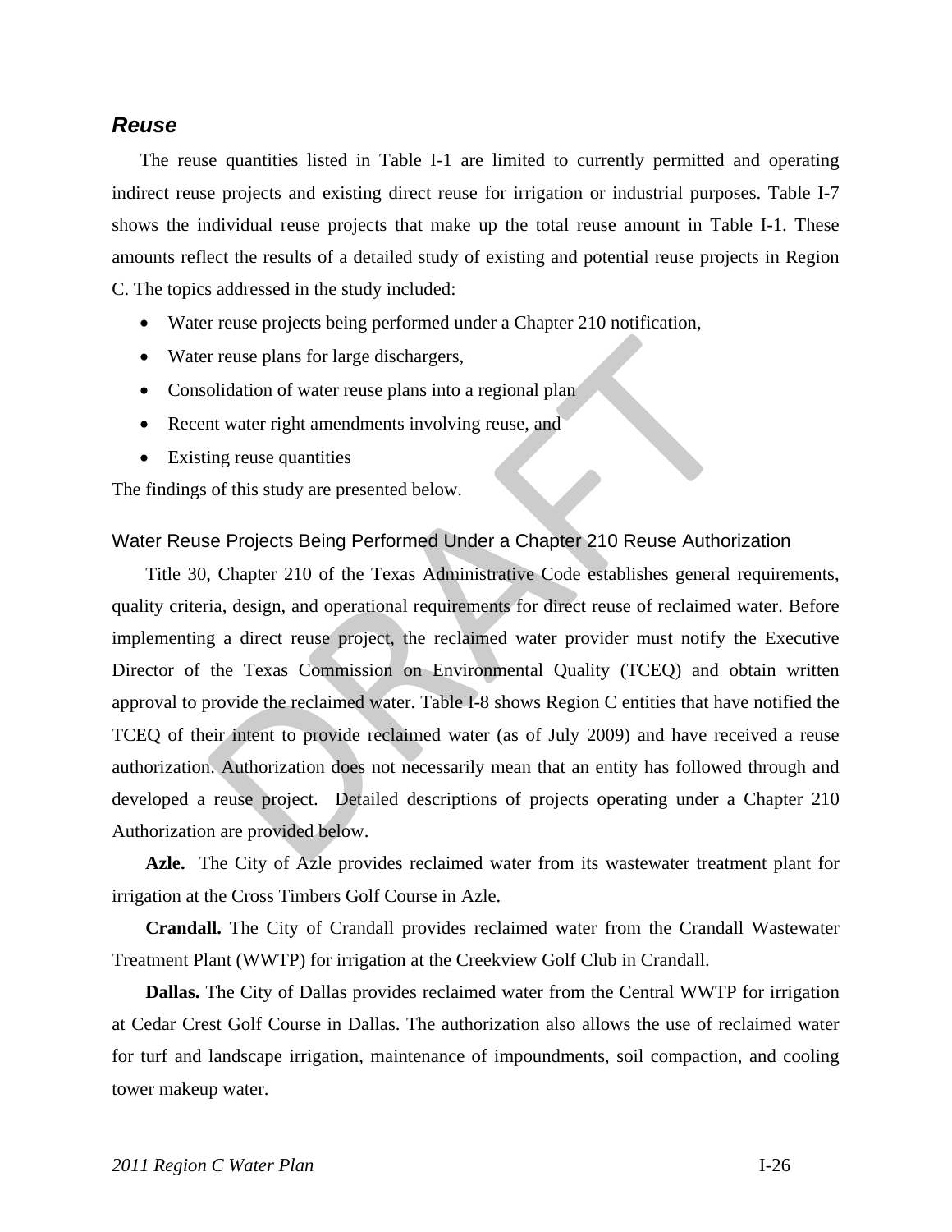## *Reuse*

The reuse quantities listed in Table I-1 are limited to currently permitted and operating indirect reuse projects and existing direct reuse for irrigation or industrial purposes. Table I-7 shows the individual reuse projects that make up the total reuse amount in Table I-1. These amounts reflect the results of a detailed study of existing and potential reuse projects in Region C. The topics addressed in the study included:

- Water reuse projects being performed under a Chapter 210 notification,
- Water reuse plans for large dischargers,
- Consolidation of water reuse plans into a regional plan
- Recent water right amendments involving reuse, and
- Existing reuse quantities

The findings of this study are presented below.

### Water Reuse Projects Being Performed Under a Chapter 210 Reuse Authorization

Title 30, Chapter 210 of the Texas Administrative Code establishes general requirements, quality criteria, design, and operational requirements for direct reuse of reclaimed water. Before implementing a direct reuse project, the reclaimed water provider must notify the Executive Director of the Texas Commission on Environmental Quality (TCEQ) and obtain written approval to provide the reclaimed water. Table I-8 shows Region C entities that have notified the TCEQ of their intent to provide reclaimed water (as of July 2009) and have received a reuse authorization. Authorization does not necessarily mean that an entity has followed through and developed a reuse project. Detailed descriptions of projects operating under a Chapter 210 Authorization are provided below.

**Azle.** The City of Azle provides reclaimed water from its wastewater treatment plant for irrigation at the Cross Timbers Golf Course in Azle.

**Crandall.** The City of Crandall provides reclaimed water from the Crandall Wastewater Treatment Plant (WWTP) for irrigation at the Creekview Golf Club in Crandall.

**Dallas.** The City of Dallas provides reclaimed water from the Central WWTP for irrigation at Cedar Crest Golf Course in Dallas. The authorization also allows the use of reclaimed water for turf and landscape irrigation, maintenance of impoundments, soil compaction, and cooling tower makeup water.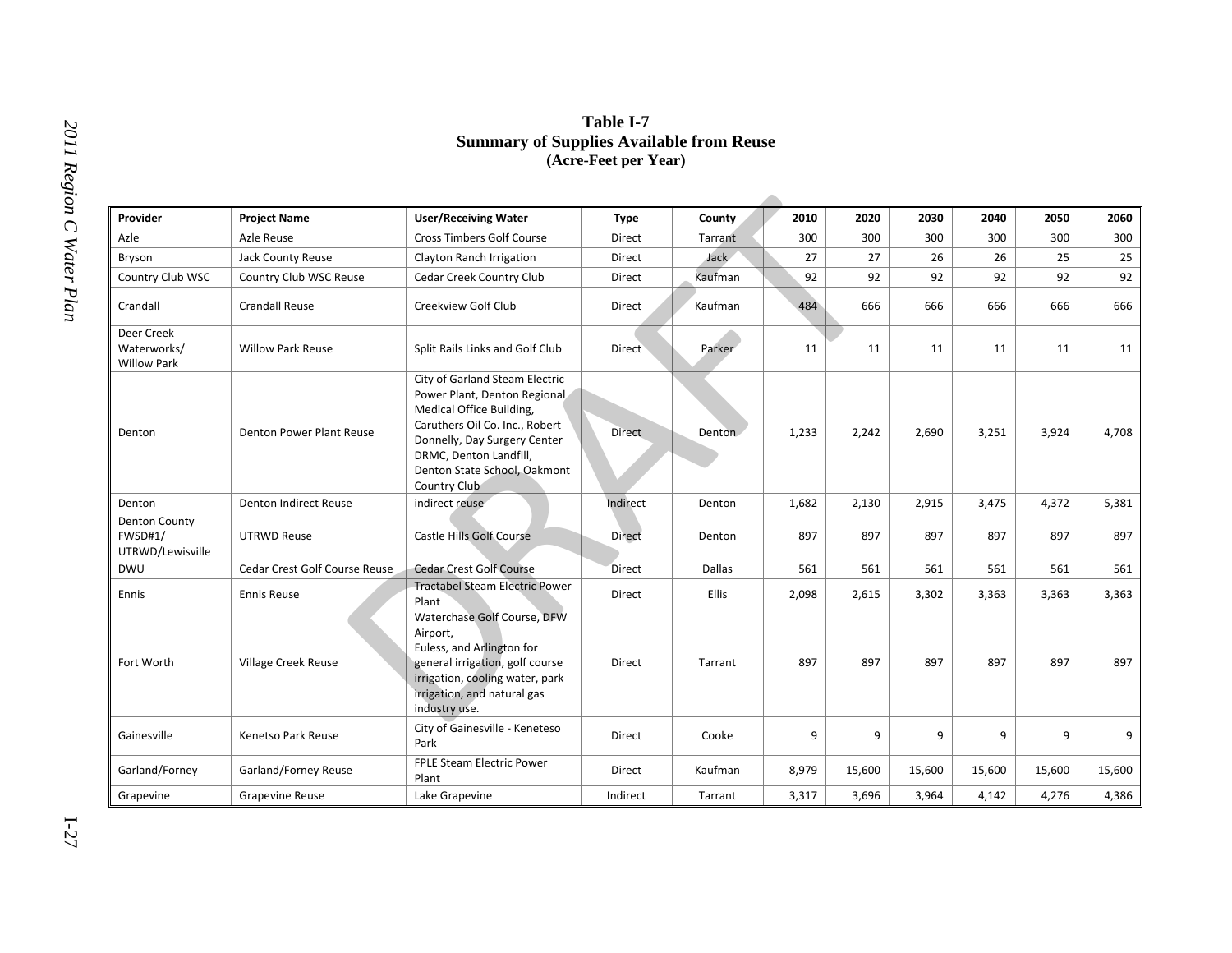**Table I-7**
**Summary of Supplies Available from Reuse**
**(Acre-Feet per Year)**

| Provider | Project Name | User/Receiving Water | Type | County | 2010 | 2020 | 2030 | 2040 | 2050 | 2060 |
|---|---|---|---|---|---|---|---|---|---|---|
| Azle | Azle Reuse | Cross Timbers Golf Course | Direct | Tarrant | 300 | 300 | 300 | 300 | 300 | 300 |
| Bryson | Jack County Reuse | Clayton Ranch Irrigation | Direct | Jack | 27 | 27 | 26 | 26 | 25 | 25 |
| Country Club WSC | Country Club WSC Reuse | Cedar Creek Country Club | Direct | Kaufman | 92 | 92 | 92 | 92 | 92 | 92 |
| Crandall | Crandall Reuse | Creekview Golf Club | Direct | Kaufman | 484 | 666 | 666 | 666 | 666 | 666 |
| Deer Creek Waterworks/ Willow Park | Willow Park Reuse | Split Rails Links and Golf Club | Direct | Parker | 11 | 11 | 11 | 11 | 11 | 11 |
| Denton | Denton Power Plant Reuse | City of Garland Steam Electric Power Plant, Denton Regional Medical Office Building, Caruthers Oil Co. Inc., Robert Donnelly, Day Surgery Center DRMC, Denton Landfill, Denton State School, Oakmont Country Club | Direct | Denton | 1,233 | 2,242 | 2,690 | 3,251 | 3,924 | 4,708 |
| Denton | Denton Indirect Reuse | indirect reuse | Indirect | Denton | 1,682 | 2,130 | 2,915 | 3,475 | 4,372 | 5,381 |
| Denton County FWSD#1/ UTRWD/Lewisville | UTRWD Reuse | Castle Hills Golf Course | Direct | Denton | 897 | 897 | 897 | 897 | 897 | 897 |
| DWU | Cedar Crest Golf Course Reuse | Cedar Crest Golf Course | Direct | Dallas | 561 | 561 | 561 | 561 | 561 | 561 |
| Ennis | Ennis Reuse | Tractabel Steam Electric Power Plant | Direct | Ellis | 2,098 | 2,615 | 3,302 | 3,363 | 3,363 | 3,363 |
| Fort Worth | Village Creek Reuse | Waterchase Golf Course, DFW Airport, Euless, and Arlington for general irrigation, golf course irrigation, cooling water, park irrigation, and natural gas industry use. | Direct | Tarrant | 897 | 897 | 897 | 897 | 897 | 897 |
| Gainesville | Kenetso Park Reuse | City of Gainesville - Keneteso Park | Direct | Cooke | 9 | 9 | 9 | 9 | 9 | 9 |
| Garland/Forney | Garland/Forney Reuse | FPLE Steam Electric Power Plant | Direct | Kaufman | 8,979 | 15,600 | 15,600 | 15,600 | 15,600 | 15,600 |
| Grapevine | Grapevine Reuse | Lake Grapevine | Indirect | Tarrant | 3,317 | 3,696 | 3,964 | 4,142 | 4,276 | 4,386 |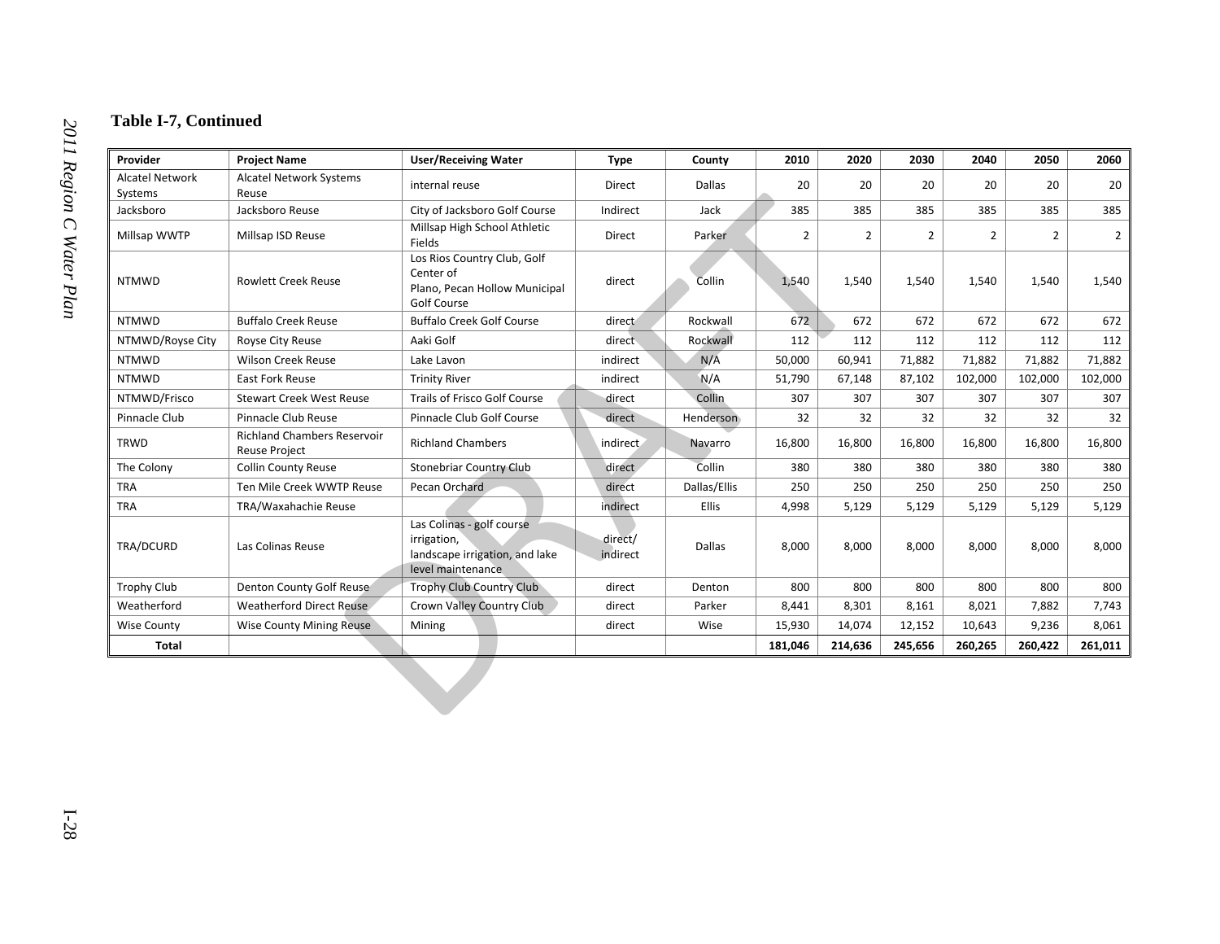### Table I-7, Continued

| Provider | Project Name | User/Receiving Water | Type | County | 2010 | 2020 | 2030 | 2040 | 2050 | 2060 |
|---|---|---|---|---|---|---|---|---|---|---|
| Alcatel Network Systems | Alcatel Network Systems Reuse | internal reuse | Direct | Dallas | 20 | 20 | 20 | 20 | 20 | 20 |
| Jacksboro | Jacksboro Reuse | City of Jacksboro Golf Course | Indirect | Jack | 385 | 385 | 385 | 385 | 385 | 385 |
| Millsap WWTP | Millsap ISD Reuse | Millsap High School Athletic Fields | Direct | Parker | 2 | 2 | 2 | 2 | 2 | 2 |
| NTMWD | Rowlett Creek Reuse | Los Rios Country Club, Golf Center of Plano, Pecan Hollow Municipal Golf Course | direct | Collin | 1,540 | 1,540 | 1,540 | 1,540 | 1,540 | 1,540 |
| NTMWD | Buffalo Creek Reuse | Buffalo Creek Golf Course | direct | Rockwall | 672 | 672 | 672 | 672 | 672 | 672 |
| NTMWD/Royse City | Royse City Reuse | Aaki Golf | direct | Rockwall | 112 | 112 | 112 | 112 | 112 | 112 |
| NTMWD | Wilson Creek Reuse | Lake Lavon | indirect | N/A | 50,000 | 60,941 | 71,882 | 71,882 | 71,882 | 71,882 |
| NTMWD | East Fork Reuse | Trinity River | indirect | N/A | 51,790 | 67,148 | 87,102 | 102,000 | 102,000 | 102,000 |
| NTMWD/Frisco | Stewart Creek West Reuse | Trails of Frisco Golf Course | direct | Collin | 307 | 307 | 307 | 307 | 307 | 307 |
| Pinnacle Club | Pinnacle Club Reuse | Pinnacle Club Golf Course | direct | Henderson | 32 | 32 | 32 | 32 | 32 | 32 |
| TRWD | Richland Chambers Reservoir Reuse Project | Richland Chambers | indirect | Navarro | 16,800 | 16,800 | 16,800 | 16,800 | 16,800 | 16,800 |
| The Colony | Collin County Reuse | Stonebriar Country Club | direct | Collin | 380 | 380 | 380 | 380 | 380 | 380 |
| TRA | Ten Mile Creek WWTP Reuse | Pecan Orchard | direct | Dallas/Ellis | 250 | 250 | 250 | 250 | 250 | 250 |
| TRA | TRA/Waxahachie Reuse | | indirect | Ellis | 4,998 | 5,129 | 5,129 | 5,129 | 5,129 | 5,129 |
| TRA/DCURD | Las Colinas Reuse | Las Colinas - golf course irrigation, landscape irrigation, and lake level maintenance | direct/ indirect | Dallas | 8,000 | 8,000 | 8,000 | 8,000 | 8,000 | 8,000 |
| Trophy Club | Denton County Golf Reuse | Trophy Club Country Club | direct | Denton | 800 | 800 | 800 | 800 | 800 | 800 |
| Weatherford | Weatherford Direct Reuse | Crown Valley Country Club | direct | Parker | 8,441 | 8,301 | 8,161 | 8,021 | 7,882 | 7,743 |
| Wise County | Wise County Mining Reuse | Mining | direct | Wise | 15,930 | 14,074 | 12,152 | 10,643 | 9,236 | 8,061 |
| **Total** | | | | | **181,046** | **214,636** | **245,656** | **260,265** | **260,422** | **261,011** |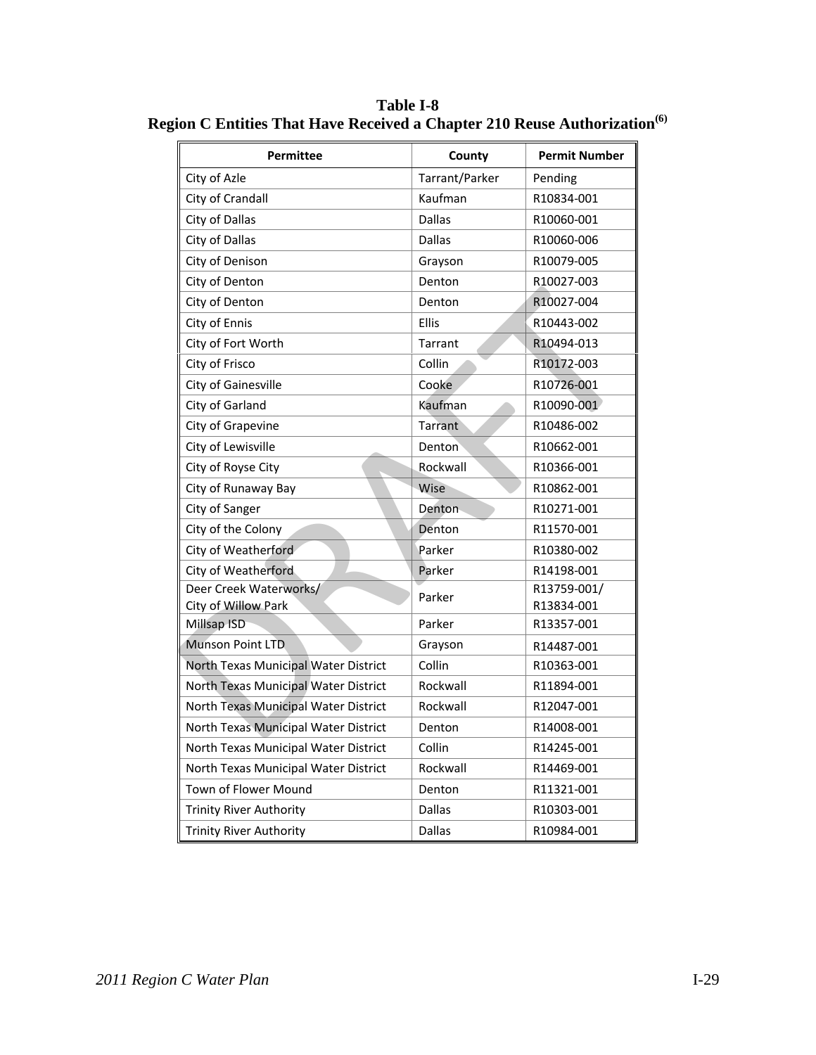**Table I-8**
**Region C Entities That Have Received a Chapter 210 Reuse Authorization(6)**

| Permittee | County | Permit Number |
|---|---|---|
| City of Azle | Tarrant/Parker | Pending |
| City of Crandall | Kaufman | R10834-001 |
| City of Dallas | Dallas | R10060-001 |
| City of Dallas | Dallas | R10060-006 |
| City of Denison | Grayson | R10079-005 |
| City of Denton | Denton | R10027-003 |
| City of Denton | Denton | R10027-004 |
| City of Ennis | Ellis | R10443-002 |
| City of Fort Worth | Tarrant | R10494-013 |
| City of Frisco | Collin | R10172-003 |
| City of Gainesville | Cooke | R10726-001 |
| City of Garland | Kaufman | R10090-001 |
| City of Grapevine | Tarrant | R10486-002 |
| City of Lewisville | Denton | R10662-001 |
| City of Royse City | Rockwall | R10366-001 |
| City of Runaway Bay | Wise | R10862-001 |
| City of Sanger | Denton | R10271-001 |
| City of the Colony | Denton | R11570-001 |
| City of Weatherford | Parker | R10380-002 |
| City of Weatherford | Parker | R14198-001 |
| Deer Creek Waterworks/ City of Willow Park | Parker | R13759-001/ R13834-001 |
| Millsap ISD | Parker | R13357-001 |
| Munson Point LTD | Grayson | R14487-001 |
| North Texas Municipal Water District | Collin | R10363-001 |
| North Texas Municipal Water District | Rockwall | R11894-001 |
| North Texas Municipal Water District | Rockwall | R12047-001 |
| North Texas Municipal Water District | Denton | R14008-001 |
| North Texas Municipal Water District | Collin | R14245-001 |
| North Texas Municipal Water District | Rockwall | R14469-001 |
| Town of Flower Mound | Denton | R11321-001 |
| Trinity River Authority | Dallas | R10303-001 |
| Trinity River Authority | Dallas | R10984-001 |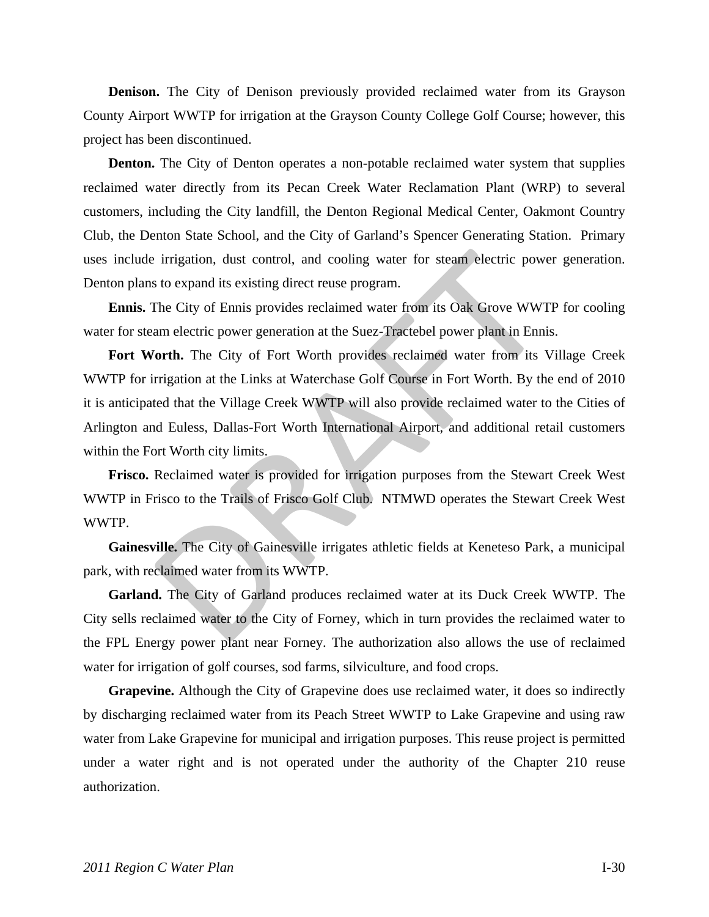**Denison.** The City of Denison previously provided reclaimed water from its Grayson County Airport WWTP for irrigation at the Grayson County College Golf Course; however, this project has been discontinued.

**Denton.** The City of Denton operates a non-potable reclaimed water system that supplies reclaimed water directly from its Pecan Creek Water Reclamation Plant (WRP) to several customers, including the City landfill, the Denton Regional Medical Center, Oakmont Country Club, the Denton State School, and the City of Garland's Spencer Generating Station. Primary uses include irrigation, dust control, and cooling water for steam electric power generation. Denton plans to expand its existing direct reuse program.

**Ennis.** The City of Ennis provides reclaimed water from its Oak Grove WWTP for cooling water for steam electric power generation at the Suez-Tractebel power plant in Ennis.

**Fort Worth.** The City of Fort Worth provides reclaimed water from its Village Creek WWTP for irrigation at the Links at Waterchase Golf Course in Fort Worth. By the end of 2010 it is anticipated that the Village Creek WWTP will also provide reclaimed water to the Cities of Arlington and Euless, Dallas-Fort Worth International Airport, and additional retail customers within the Fort Worth city limits.

**Frisco.** Reclaimed water is provided for irrigation purposes from the Stewart Creek West WWTP in Frisco to the Trails of Frisco Golf Club. NTMWD operates the Stewart Creek West WWTP.

**Gainesville.** The City of Gainesville irrigates athletic fields at Keneteso Park, a municipal park, with reclaimed water from its WWTP.

**Garland.** The City of Garland produces reclaimed water at its Duck Creek WWTP. The City sells reclaimed water to the City of Forney, which in turn provides the reclaimed water to the FPL Energy power plant near Forney. The authorization also allows the use of reclaimed water for irrigation of golf courses, sod farms, silviculture, and food crops.

**Grapevine.** Although the City of Grapevine does use reclaimed water, it does so indirectly by discharging reclaimed water from its Peach Street WWTP to Lake Grapevine and using raw water from Lake Grapevine for municipal and irrigation purposes. This reuse project is permitted under a water right and is not operated under the authority of the Chapter 210 reuse authorization.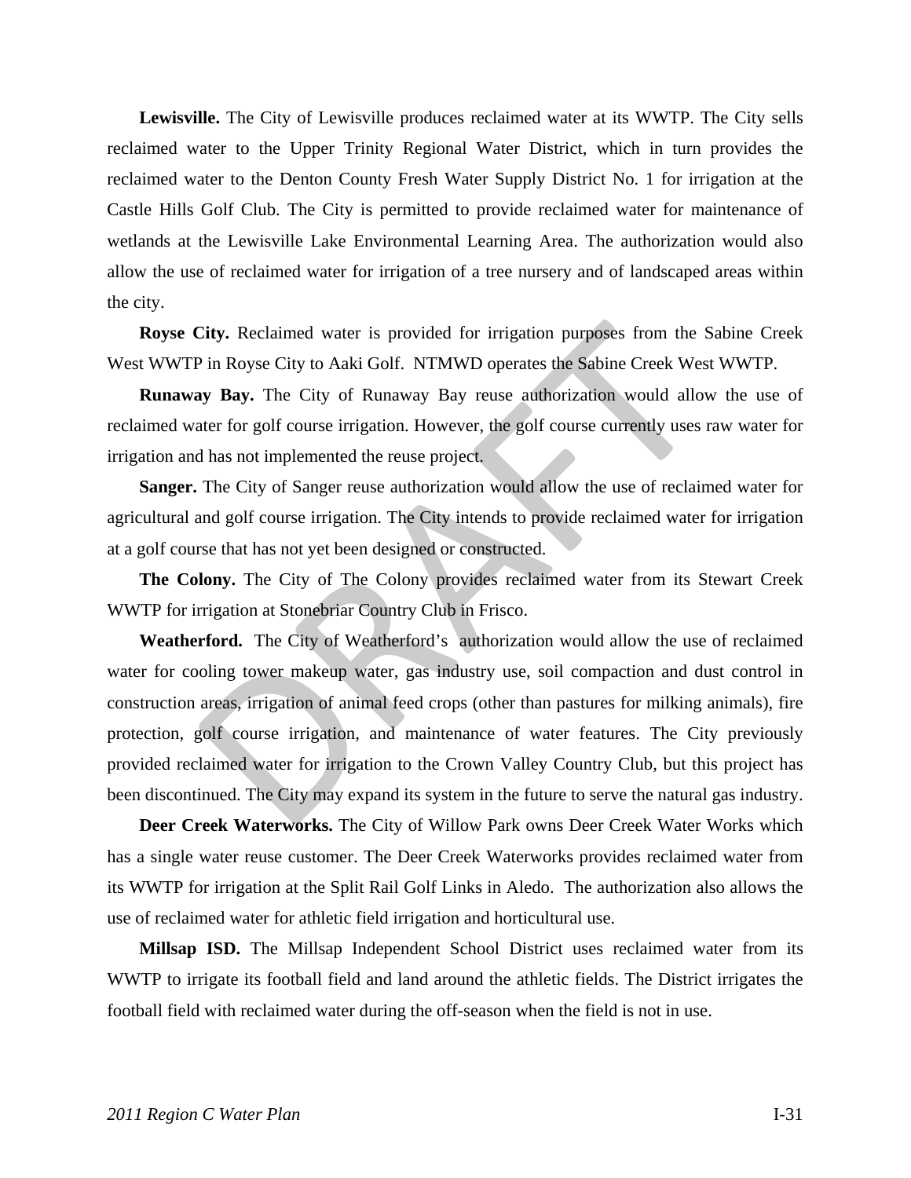**Lewisville.** The City of Lewisville produces reclaimed water at its WWTP. The City sells reclaimed water to the Upper Trinity Regional Water District, which in turn provides the reclaimed water to the Denton County Fresh Water Supply District No. 1 for irrigation at the Castle Hills Golf Club. The City is permitted to provide reclaimed water for maintenance of wetlands at the Lewisville Lake Environmental Learning Area. The authorization would also allow the use of reclaimed water for irrigation of a tree nursery and of landscaped areas within the city.

**Royse City.** Reclaimed water is provided for irrigation purposes from the Sabine Creek West WWTP in Royse City to Aaki Golf. NTMWD operates the Sabine Creek West WWTP.

**Runaway Bay.** The City of Runaway Bay reuse authorization would allow the use of reclaimed water for golf course irrigation. However, the golf course currently uses raw water for irrigation and has not implemented the reuse project.

**Sanger.** The City of Sanger reuse authorization would allow the use of reclaimed water for agricultural and golf course irrigation. The City intends to provide reclaimed water for irrigation at a golf course that has not yet been designed or constructed.

**The Colony.** The City of The Colony provides reclaimed water from its Stewart Creek WWTP for irrigation at Stonebriar Country Club in Frisco.

**Weatherford.** The City of Weatherford's authorization would allow the use of reclaimed water for cooling tower makeup water, gas industry use, soil compaction and dust control in construction areas, irrigation of animal feed crops (other than pastures for milking animals), fire protection, golf course irrigation, and maintenance of water features. The City previously provided reclaimed water for irrigation to the Crown Valley Country Club, but this project has been discontinued. The City may expand its system in the future to serve the natural gas industry.

**Deer Creek Waterworks.** The City of Willow Park owns Deer Creek Water Works which has a single water reuse customer. The Deer Creek Waterworks provides reclaimed water from its WWTP for irrigation at the Split Rail Golf Links in Aledo. The authorization also allows the use of reclaimed water for athletic field irrigation and horticultural use.

**Millsap ISD.** The Millsap Independent School District uses reclaimed water from its WWTP to irrigate its football field and land around the athletic fields. The District irrigates the football field with reclaimed water during the off-season when the field is not in use.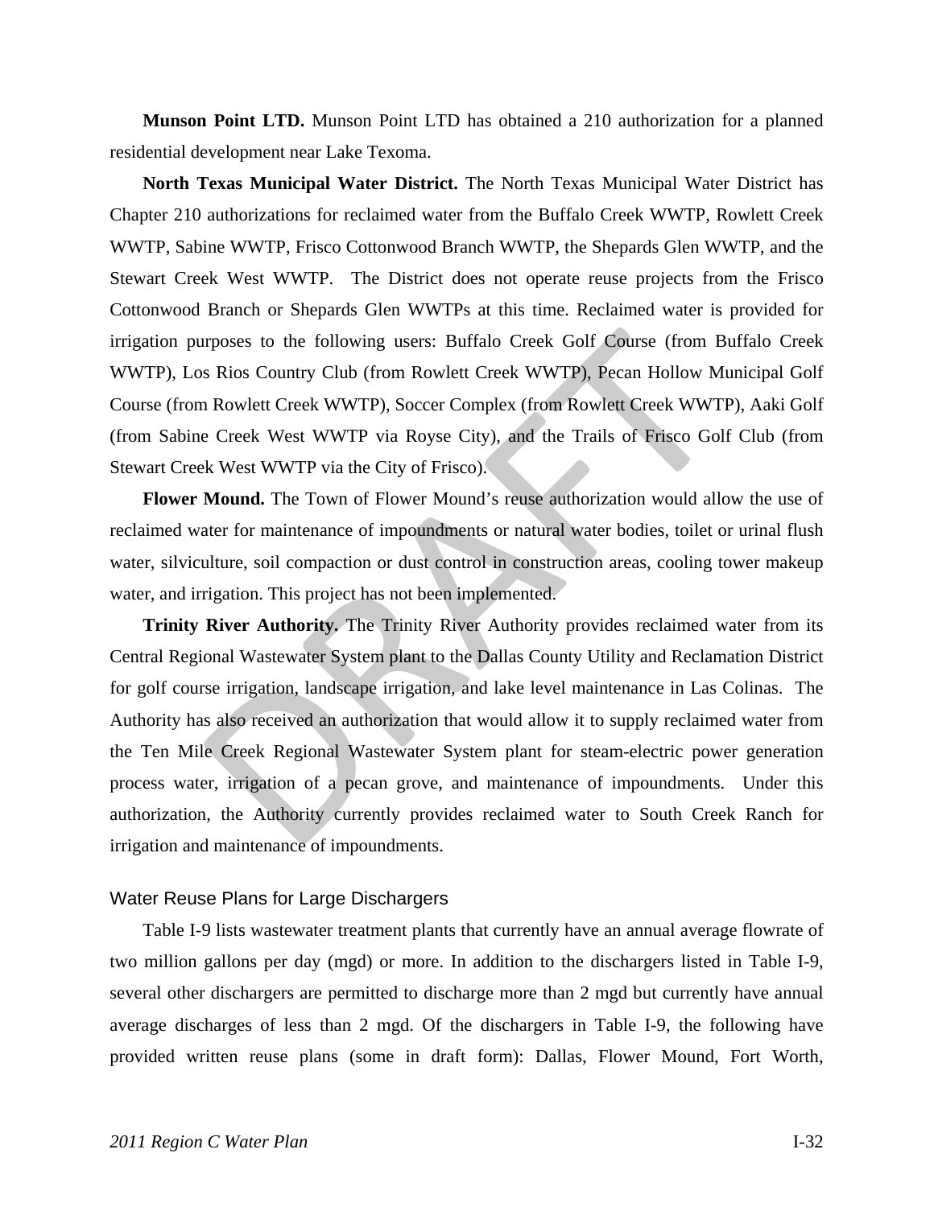**Munson Point LTD.** Munson Point LTD has obtained a 210 authorization for a planned residential development near Lake Texoma.

**North Texas Municipal Water District.** The North Texas Municipal Water District has Chapter 210 authorizations for reclaimed water from the Buffalo Creek WWTP, Rowlett Creek WWTP, Sabine WWTP, Frisco Cottonwood Branch WWTP, the Shepards Glen WWTP, and the Stewart Creek West WWTP. The District does not operate reuse projects from the Frisco Cottonwood Branch or Shepards Glen WWTPs at this time. Reclaimed water is provided for irrigation purposes to the following users: Buffalo Creek Golf Course (from Buffalo Creek WWTP), Los Rios Country Club (from Rowlett Creek WWTP), Pecan Hollow Municipal Golf Course (from Rowlett Creek WWTP), Soccer Complex (from Rowlett Creek WWTP), Aaki Golf (from Sabine Creek West WWTP via Royse City), and the Trails of Frisco Golf Club (from Stewart Creek West WWTP via the City of Frisco).

**Flower Mound.** The Town of Flower Mound's reuse authorization would allow the use of reclaimed water for maintenance of impoundments or natural water bodies, toilet or urinal flush water, silviculture, soil compaction or dust control in construction areas, cooling tower makeup water, and irrigation. This project has not been implemented.

**Trinity River Authority.** The Trinity River Authority provides reclaimed water from its Central Regional Wastewater System plant to the Dallas County Utility and Reclamation District for golf course irrigation, landscape irrigation, and lake level maintenance in Las Colinas. The Authority has also received an authorization that would allow it to supply reclaimed water from the Ten Mile Creek Regional Wastewater System plant for steam-electric power generation process water, irrigation of a pecan grove, and maintenance of impoundments. Under this authorization, the Authority currently provides reclaimed water to South Creek Ranch for irrigation and maintenance of impoundments.

### Water Reuse Plans for Large Dischargers

Table I-9 lists wastewater treatment plants that currently have an annual average flowrate of two million gallons per day (mgd) or more. In addition to the dischargers listed in Table I-9, several other dischargers are permitted to discharge more than 2 mgd but currently have annual average discharges of less than 2 mgd. Of the dischargers in Table I-9, the following have provided written reuse plans (some in draft form): Dallas, Flower Mound, Fort Worth,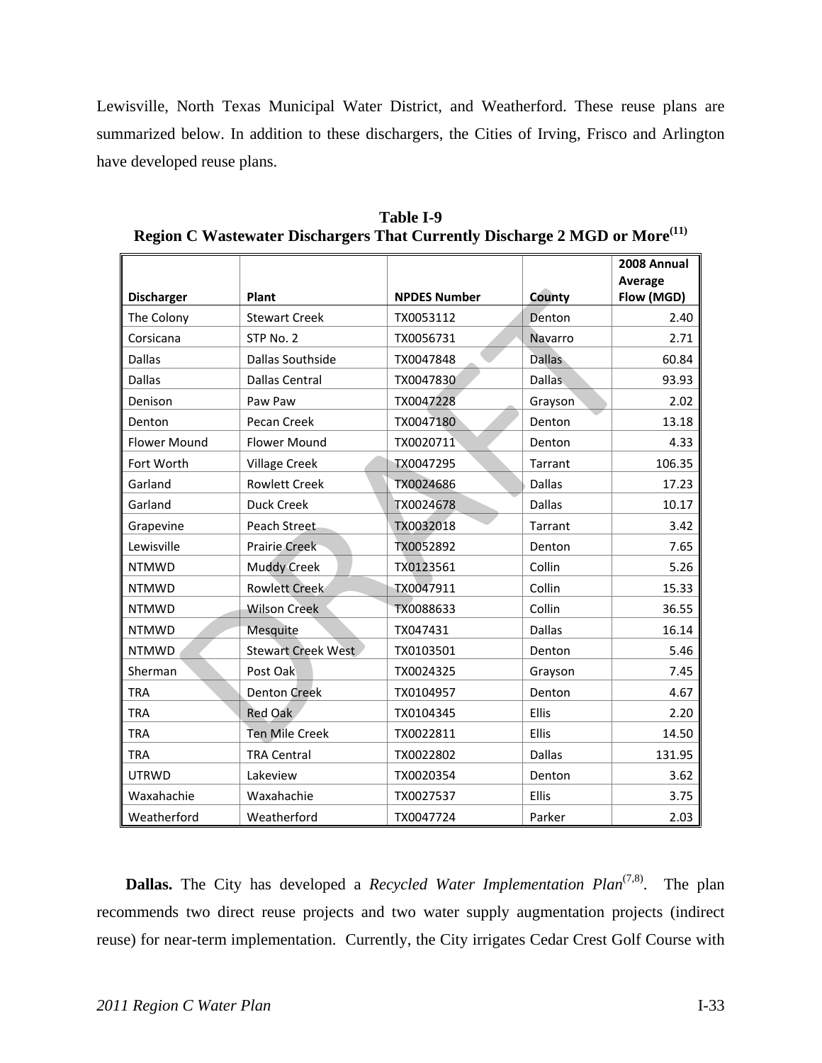Lewisville, North Texas Municipal Water District, and Weatherford. These reuse plans are summarized below. In addition to these dischargers, the Cities of Irving, Frisco and Arlington have developed reuse plans.

**Table I-9**
**Region C Wastewater Dischargers That Currently Discharge 2 MGD or More[11]**

| Discharger | Plant | NPDES Number | County | 2008 Annual Average Flow (MGD) |
|---|---|---|---|---|
| The Colony | Stewart Creek | TX0053112 | Denton | 2.40 |
| Corsicana | STP No. 2 | TX0056731 | Navarro | 2.71 |
| Dallas | Dallas Southside | TX0047848 | Dallas | 60.84 |
| Dallas | Dallas Central | TX0047830 | Dallas | 93.93 |
| Denison | Paw Paw | TX0047228 | Grayson | 2.02 |
| Denton | Pecan Creek | TX0047180 | Denton | 13.18 |
| Flower Mound | Flower Mound | TX0020711 | Denton | 4.33 |
| Fort Worth | Village Creek | TX0047295 | Tarrant | 106.35 |
| Garland | Rowlett Creek | TX0024686 | Dallas | 17.23 |
| Garland | Duck Creek | TX0024678 | Dallas | 10.17 |
| Grapevine | Peach Street | TX0032018 | Tarrant | 3.42 |
| Lewisville | Prairie Creek | TX0052892 | Denton | 7.65 |
| NTMWD | Muddy Creek | TX0123561 | Collin | 5.26 |
| NTMWD | Rowlett Creek | TX0047911 | Collin | 15.33 |
| NTMWD | Wilson Creek | TX0088633 | Collin | 36.55 |
| NTMWD | Mesquite | TX047431 | Dallas | 16.14 |
| NTMWD | Stewart Creek West | TX0103501 | Denton | 5.46 |
| Sherman | Post Oak | TX0024325 | Grayson | 7.45 |
| TRA | Denton Creek | TX0104957 | Denton | 4.67 |
| TRA | Red Oak | TX0104345 | Ellis | 2.20 |
| TRA | Ten Mile Creek | TX0022811 | Ellis | 14.50 |
| TRA | TRA Central | TX0022802 | Dallas | 131.95 |
| UTRWD | Lakeview | TX0020354 | Denton | 3.62 |
| Waxahachie | Waxahachie | TX0027537 | Ellis | 3.75 |
| Weatherford | Weatherford | TX0047724 | Parker | 2.03 |

**Dallas.** The City has developed a *Recycled Water Implementation Plan*[7,8]. The plan recommends two direct reuse projects and two water supply augmentation projects (indirect reuse) for near-term implementation. Currently, the City irrigates Cedar Crest Golf Course with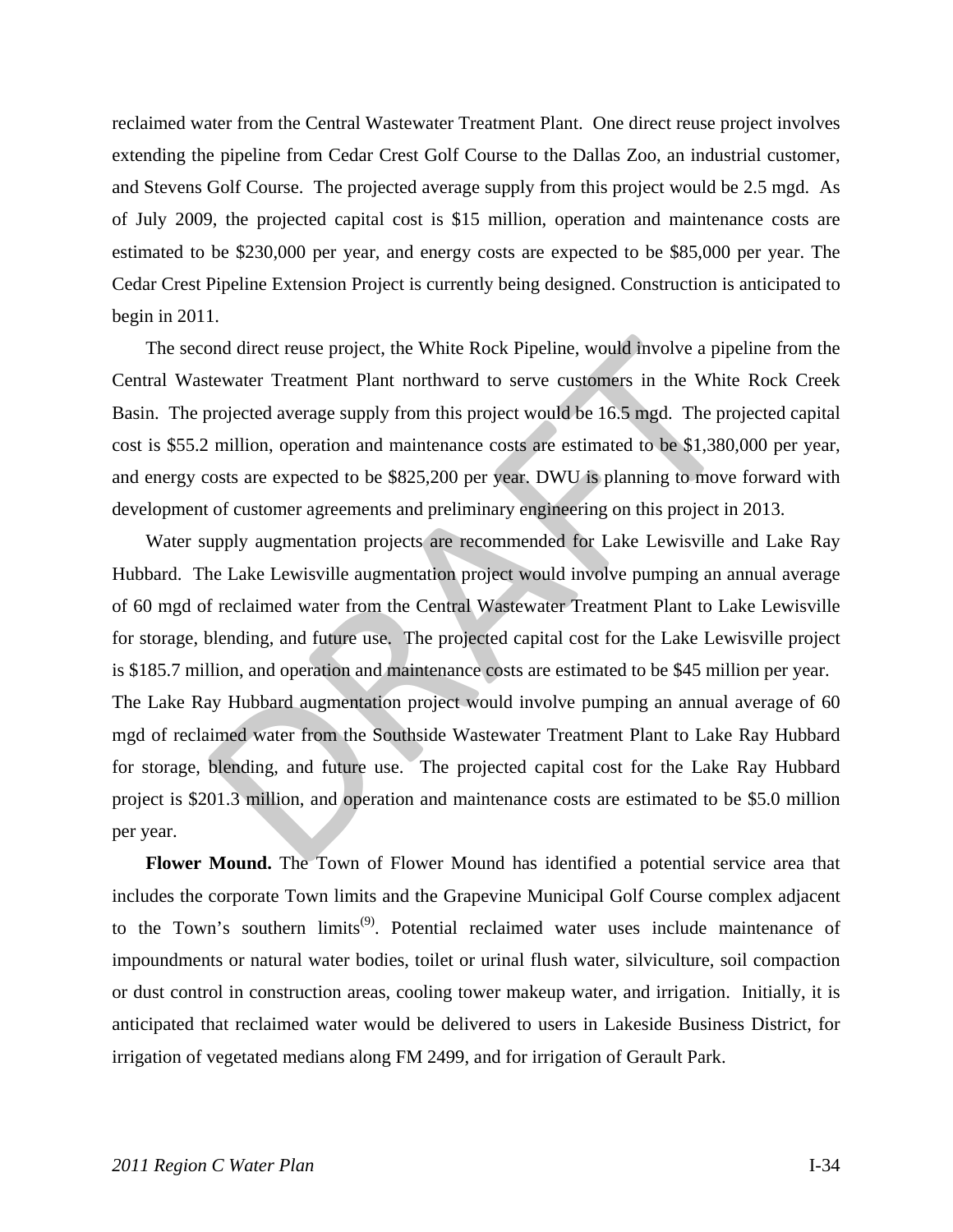reclaimed water from the Central Wastewater Treatment Plant. One direct reuse project involves extending the pipeline from Cedar Crest Golf Course to the Dallas Zoo, an industrial customer, and Stevens Golf Course. The projected average supply from this project would be 2.5 mgd. As of July 2009, the projected capital cost is $15 million, operation and maintenance costs are estimated to be $230,000 per year, and energy costs are expected to be $85,000 per year. The Cedar Crest Pipeline Extension Project is currently being designed. Construction is anticipated to begin in 2011.

The second direct reuse project, the White Rock Pipeline, would involve a pipeline from the Central Wastewater Treatment Plant northward to serve customers in the White Rock Creek Basin. The projected average supply from this project would be 16.5 mgd. The projected capital cost is $55.2 million, operation and maintenance costs are estimated to be $1,380,000 per year, and energy costs are expected to be $825,200 per year. DWU is planning to move forward with development of customer agreements and preliminary engineering on this project in 2013.

Water supply augmentation projects are recommended for Lake Lewisville and Lake Ray Hubbard. The Lake Lewisville augmentation project would involve pumping an annual average of 60 mgd of reclaimed water from the Central Wastewater Treatment Plant to Lake Lewisville for storage, blending, and future use. The projected capital cost for the Lake Lewisville project is $185.7 million, and operation and maintenance costs are estimated to be $45 million per year. The Lake Ray Hubbard augmentation project would involve pumping an annual average of 60 mgd of reclaimed water from the Southside Wastewater Treatment Plant to Lake Ray Hubbard for storage, blending, and future use. The projected capital cost for the Lake Ray Hubbard project is $201.3 million, and operation and maintenance costs are estimated to be $5.0 million per year.

**Flower Mound.** The Town of Flower Mound has identified a potential service area that includes the corporate Town limits and the Grapevine Municipal Golf Course complex adjacent to the Town's southern limits[9]. Potential reclaimed water uses include maintenance of impoundments or natural water bodies, toilet or urinal flush water, silviculture, soil compaction or dust control in construction areas, cooling tower makeup water, and irrigation. Initially, it is anticipated that reclaimed water would be delivered to users in Lakeside Business District, for irrigation of vegetated medians along FM 2499, and for irrigation of Gerault Park.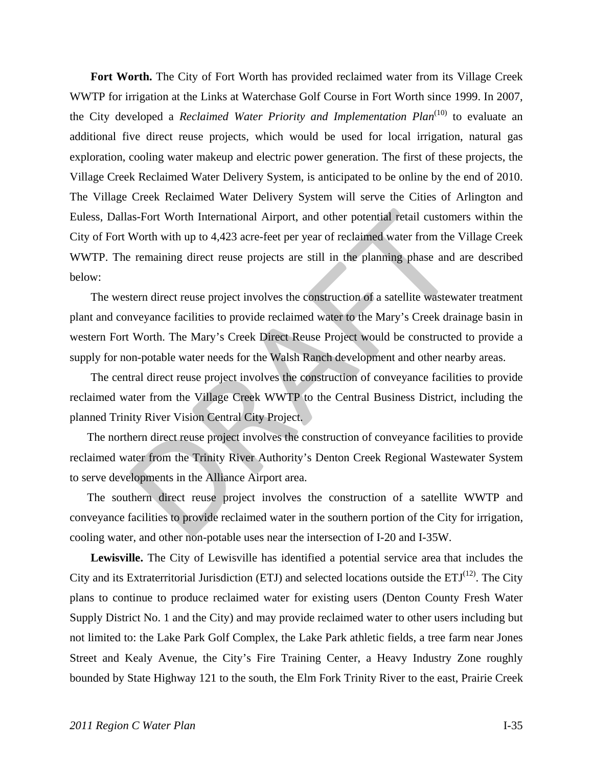**Fort Worth.** The City of Fort Worth has provided reclaimed water from its Village Creek WWTP for irrigation at the Links at Waterchase Golf Course in Fort Worth since 1999. In 2007, the City developed a *Reclaimed Water Priority and Implementation Plan*[10] to evaluate an additional five direct reuse projects, which would be used for local irrigation, natural gas exploration, cooling water makeup and electric power generation. The first of these projects, the Village Creek Reclaimed Water Delivery System, is anticipated to be online by the end of 2010. The Village Creek Reclaimed Water Delivery System will serve the Cities of Arlington and Euless, Dallas-Fort Worth International Airport, and other potential retail customers within the City of Fort Worth with up to 4,423 acre-feet per year of reclaimed water from the Village Creek WWTP. The remaining direct reuse projects are still in the planning phase and are described below:

The western direct reuse project involves the construction of a satellite wastewater treatment plant and conveyance facilities to provide reclaimed water to the Mary's Creek drainage basin in western Fort Worth. The Mary's Creek Direct Reuse Project would be constructed to provide a supply for non-potable water needs for the Walsh Ranch development and other nearby areas.

The central direct reuse project involves the construction of conveyance facilities to provide reclaimed water from the Village Creek WWTP to the Central Business District, including the planned Trinity River Vision Central City Project.

The northern direct reuse project involves the construction of conveyance facilities to provide reclaimed water from the Trinity River Authority's Denton Creek Regional Wastewater System to serve developments in the Alliance Airport area.

The southern direct reuse project involves the construction of a satellite WWTP and conveyance facilities to provide reclaimed water in the southern portion of the City for irrigation, cooling water, and other non-potable uses near the intersection of I-20 and I-35W.

**Lewisville.** The City of Lewisville has identified a potential service area that includes the City and its Extraterritorial Jurisdiction (ETJ) and selected locations outside the ETJ[12]. The City plans to continue to produce reclaimed water for existing users (Denton County Fresh Water Supply District No. 1 and the City) and may provide reclaimed water to other users including but not limited to: the Lake Park Golf Complex, the Lake Park athletic fields, a tree farm near Jones Street and Kealy Avenue, the City's Fire Training Center, a Heavy Industry Zone roughly bounded by State Highway 121 to the south, the Elm Fork Trinity River to the east, Prairie Creek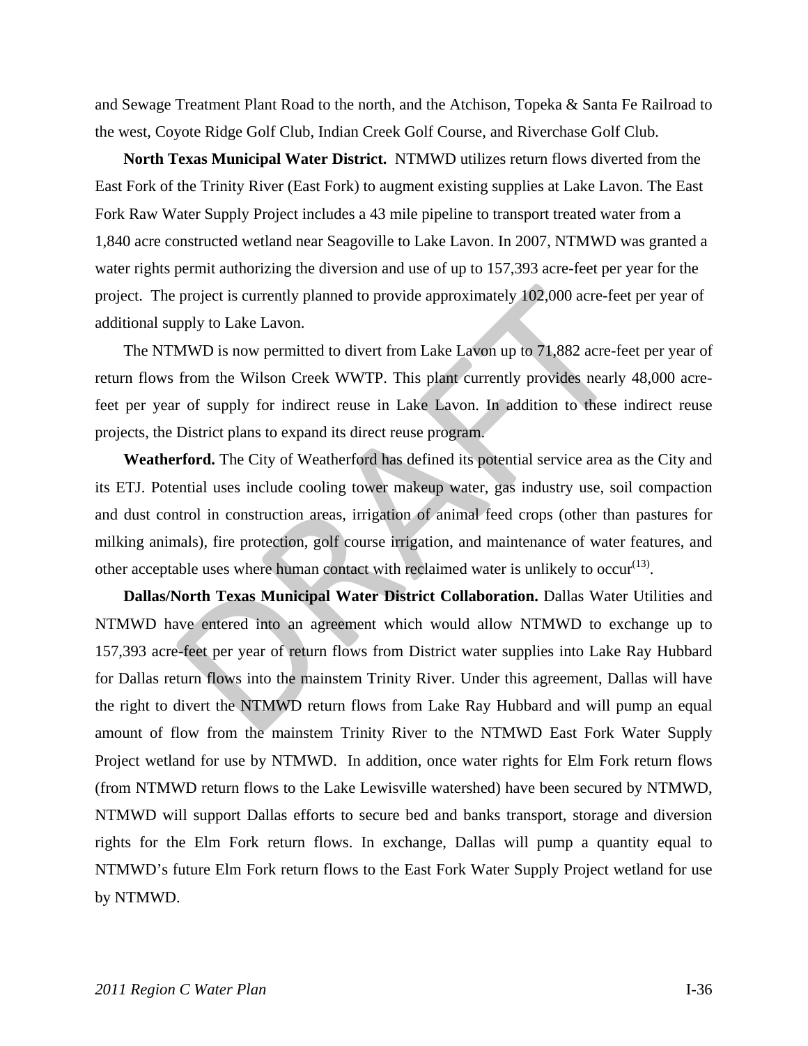and Sewage Treatment Plant Road to the north, and the Atchison, Topeka & Santa Fe Railroad to the west, Coyote Ridge Golf Club, Indian Creek Golf Course, and Riverchase Golf Club.

**North Texas Municipal Water District.** NTMWD utilizes return flows diverted from the East Fork of the Trinity River (East Fork) to augment existing supplies at Lake Lavon. The East Fork Raw Water Supply Project includes a 43 mile pipeline to transport treated water from a 1,840 acre constructed wetland near Seagoville to Lake Lavon. In 2007, NTMWD was granted a water rights permit authorizing the diversion and use of up to 157,393 acre-feet per year for the project. The project is currently planned to provide approximately 102,000 acre-feet per year of additional supply to Lake Lavon.

The NTMWD is now permitted to divert from Lake Lavon up to 71,882 acre-feet per year of return flows from the Wilson Creek WWTP. This plant currently provides nearly 48,000 acre-feet per year of supply for indirect reuse in Lake Lavon. In addition to these indirect reuse projects, the District plans to expand its direct reuse program.

**Weatherford.** The City of Weatherford has defined its potential service area as the City and its ETJ. Potential uses include cooling tower makeup water, gas industry use, soil compaction and dust control in construction areas, irrigation of animal feed crops (other than pastures for milking animals), fire protection, golf course irrigation, and maintenance of water features, and other acceptable uses where human contact with reclaimed water is unlikely to occur[(13)].

**Dallas/North Texas Municipal Water District Collaboration.** Dallas Water Utilities and NTMWD have entered into an agreement which would allow NTMWD to exchange up to 157,393 acre-feet per year of return flows from District water supplies into Lake Ray Hubbard for Dallas return flows into the mainstem Trinity River. Under this agreement, Dallas will have the right to divert the NTMWD return flows from Lake Ray Hubbard and will pump an equal amount of flow from the mainstem Trinity River to the NTMWD East Fork Water Supply Project wetland for use by NTMWD. In addition, once water rights for Elm Fork return flows (from NTMWD return flows to the Lake Lewisville watershed) have been secured by NTMWD, NTMWD will support Dallas efforts to secure bed and banks transport, storage and diversion rights for the Elm Fork return flows. In exchange, Dallas will pump a quantity equal to NTMWD's future Elm Fork return flows to the East Fork Water Supply Project wetland for use by NTMWD.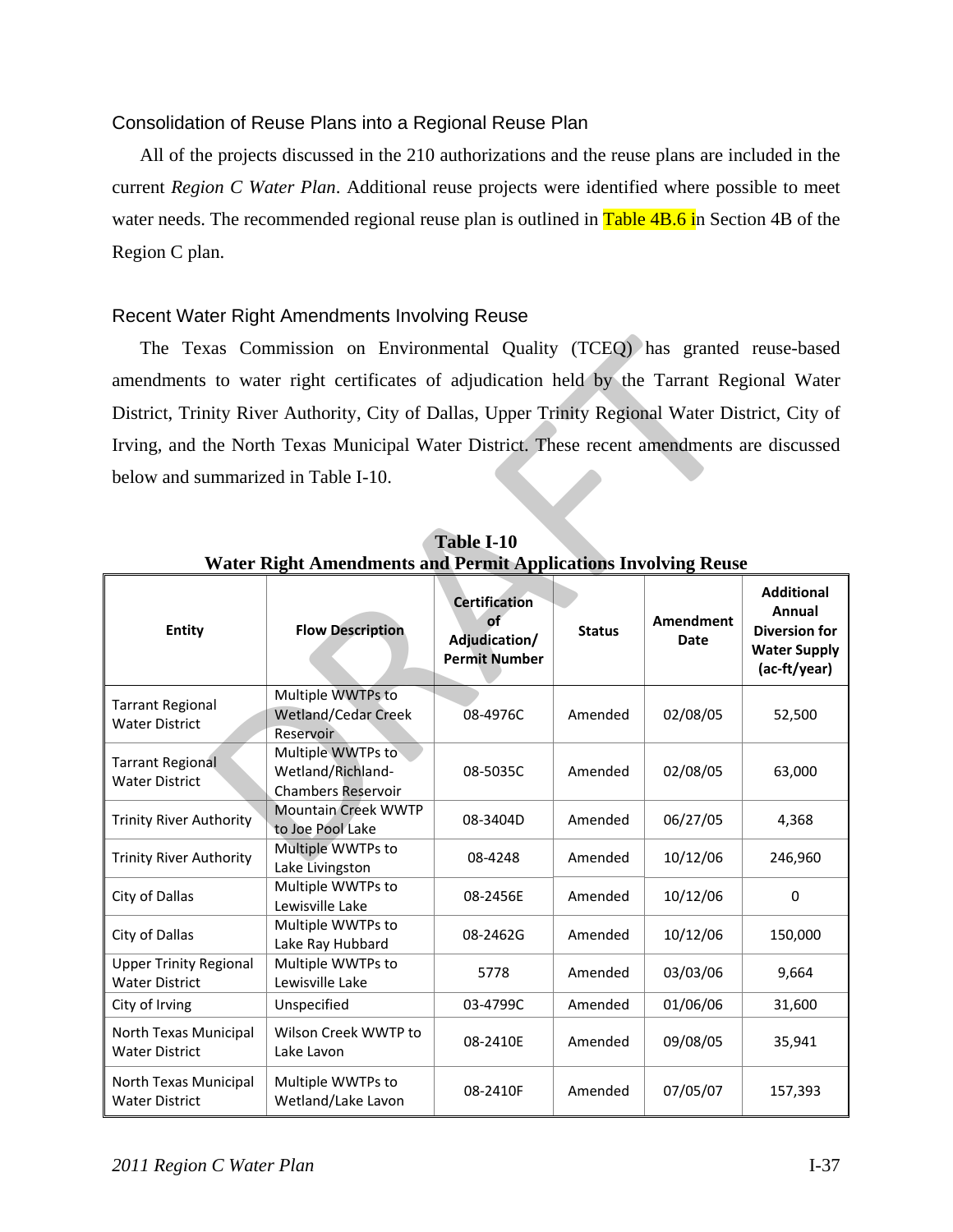### Consolidation of Reuse Plans into a Regional Reuse Plan

All of the projects discussed in the 210 authorizations and the reuse plans are included in the current *Region C Water Plan*. Additional reuse projects were identified where possible to meet water needs. The recommended regional reuse plan is outlined in Table 4B.6 in Section 4B of the Region C plan.

### Recent Water Right Amendments Involving Reuse

The Texas Commission on Environmental Quality (TCEQ) has granted reuse-based amendments to water right certificates of adjudication held by the Tarrant Regional Water District, Trinity River Authority, City of Dallas, Upper Trinity Regional Water District, City of Irving, and the North Texas Municipal Water District. These recent amendments are discussed below and summarized in Table I-10.

**Table I-10**
**Water Right Amendments and Permit Applications Involving Reuse**

| Entity | Flow Description | Certification of Adjudication/ Permit Number | Status | Amendment Date | Additional Annual Diversion for Water Supply (ac-ft/year) |
|---|---|---|---|---|---|
| Tarrant Regional Water District | Multiple WWTPs to Wetland/Cedar Creek Reservoir | 08-4976C | Amended | 02/08/05 | 52,500 |
| Tarrant Regional Water District | Multiple WWTPs to Wetland/Richland-Chambers Reservoir | 08-5035C | Amended | 02/08/05 | 63,000 |
| Trinity River Authority | Mountain Creek WWTP to Joe Pool Lake | 08-3404D | Amended | 06/27/05 | 4,368 |
| Trinity River Authority | Multiple WWTPs to Lake Livingston | 08-4248 | Amended | 10/12/06 | 246,960 |
| City of Dallas | Multiple WWTPs to Lewisville Lake | 08-2456E | Amended | 10/12/06 | 0 |
| City of Dallas | Multiple WWTPs to Lake Ray Hubbard | 08-2462G | Amended | 10/12/06 | 150,000 |
| Upper Trinity Regional Water District | Multiple WWTPs to Lewisville Lake | 5778 | Amended | 03/03/06 | 9,664 |
| City of Irving | Unspecified | 03-4799C | Amended | 01/06/06 | 31,600 |
| North Texas Municipal Water District | Wilson Creek WWTP to Lake Lavon | 08-2410E | Amended | 09/08/05 | 35,941 |
| North Texas Municipal Water District | Multiple WWTPs to Wetland/Lake Lavon | 08-2410F | Amended | 07/05/07 | 157,393 |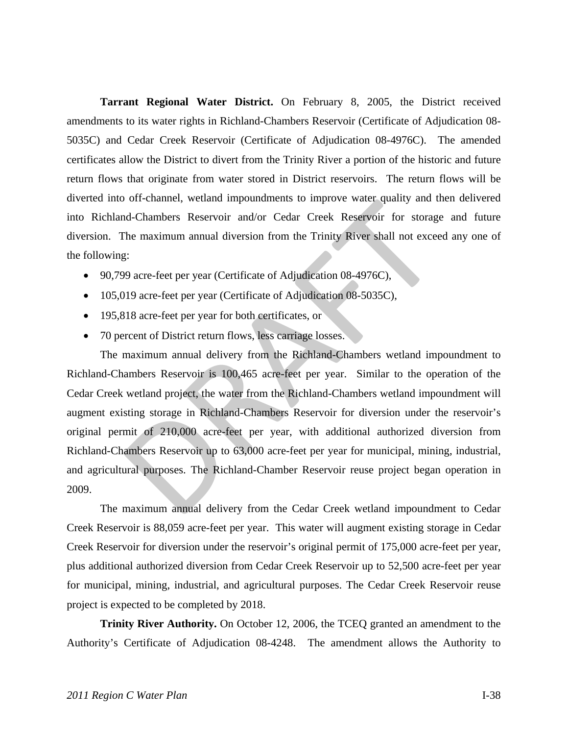**Tarrant Regional Water District.** On February 8, 2005, the District received amendments to its water rights in Richland-Chambers Reservoir (Certificate of Adjudication 08-5035C) and Cedar Creek Reservoir (Certificate of Adjudication 08-4976C). The amended certificates allow the District to divert from the Trinity River a portion of the historic and future return flows that originate from water stored in District reservoirs. The return flows will be diverted into off-channel, wetland impoundments to improve water quality and then delivered into Richland-Chambers Reservoir and/or Cedar Creek Reservoir for storage and future diversion. The maximum annual diversion from the Trinity River shall not exceed any one of the following:

- 90,799 acre-feet per year (Certificate of Adjudication 08-4976C),
- 105,019 acre-feet per year (Certificate of Adjudication 08-5035C),
- 195,818 acre-feet per year for both certificates, or
- 70 percent of District return flows, less carriage losses.

The maximum annual delivery from the Richland-Chambers wetland impoundment to Richland-Chambers Reservoir is 100,465 acre-feet per year. Similar to the operation of the Cedar Creek wetland project, the water from the Richland-Chambers wetland impoundment will augment existing storage in Richland-Chambers Reservoir for diversion under the reservoir's original permit of 210,000 acre-feet per year, with additional authorized diversion from Richland-Chambers Reservoir up to 63,000 acre-feet per year for municipal, mining, industrial, and agricultural purposes. The Richland-Chamber Reservoir reuse project began operation in 2009.

The maximum annual delivery from the Cedar Creek wetland impoundment to Cedar Creek Reservoir is 88,059 acre-feet per year. This water will augment existing storage in Cedar Creek Reservoir for diversion under the reservoir's original permit of 175,000 acre-feet per year, plus additional authorized diversion from Cedar Creek Reservoir up to 52,500 acre-feet per year for municipal, mining, industrial, and agricultural purposes. The Cedar Creek Reservoir reuse project is expected to be completed by 2018.

**Trinity River Authority.** On October 12, 2006, the TCEQ granted an amendment to the Authority's Certificate of Adjudication 08-4248. The amendment allows the Authority to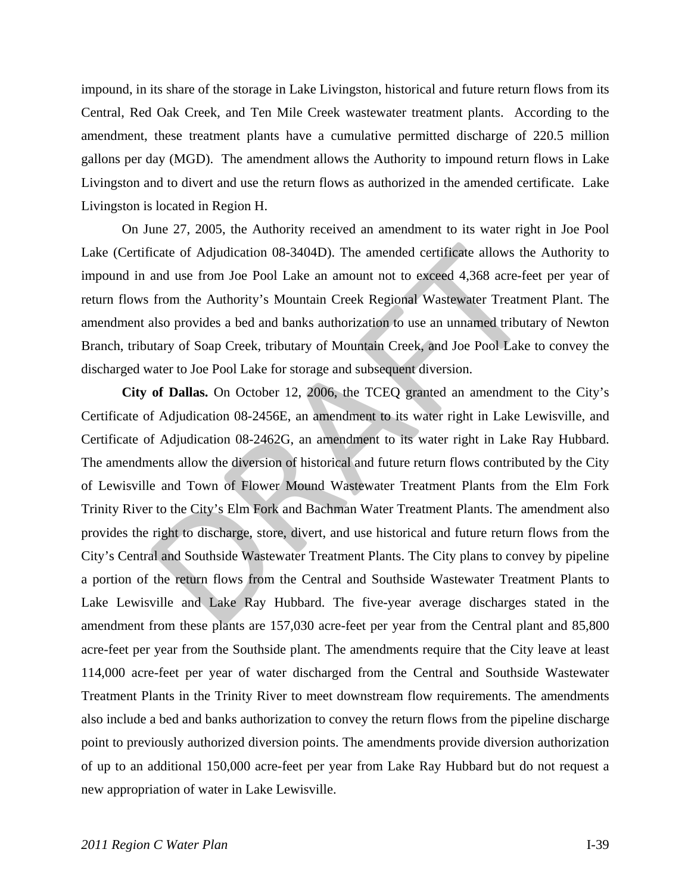impound, in its share of the storage in Lake Livingston, historical and future return flows from its Central, Red Oak Creek, and Ten Mile Creek wastewater treatment plants. According to the amendment, these treatment plants have a cumulative permitted discharge of 220.5 million gallons per day (MGD). The amendment allows the Authority to impound return flows in Lake Livingston and to divert and use the return flows as authorized in the amended certificate. Lake Livingston is located in Region H.

On June 27, 2005, the Authority received an amendment to its water right in Joe Pool Lake (Certificate of Adjudication 08-3404D). The amended certificate allows the Authority to impound in and use from Joe Pool Lake an amount not to exceed 4,368 acre-feet per year of return flows from the Authority's Mountain Creek Regional Wastewater Treatment Plant. The amendment also provides a bed and banks authorization to use an unnamed tributary of Newton Branch, tributary of Soap Creek, tributary of Mountain Creek, and Joe Pool Lake to convey the discharged water to Joe Pool Lake for storage and subsequent diversion.

**City of Dallas.** On October 12, 2006, the TCEQ granted an amendment to the City's Certificate of Adjudication 08-2456E, an amendment to its water right in Lake Lewisville, and Certificate of Adjudication 08-2462G, an amendment to its water right in Lake Ray Hubbard. The amendments allow the diversion of historical and future return flows contributed by the City of Lewisville and Town of Flower Mound Wastewater Treatment Plants from the Elm Fork Trinity River to the City's Elm Fork and Bachman Water Treatment Plants. The amendment also provides the right to discharge, store, divert, and use historical and future return flows from the City's Central and Southside Wastewater Treatment Plants. The City plans to convey by pipeline a portion of the return flows from the Central and Southside Wastewater Treatment Plants to Lake Lewisville and Lake Ray Hubbard. The five-year average discharges stated in the amendment from these plants are 157,030 acre-feet per year from the Central plant and 85,800 acre-feet per year from the Southside plant. The amendments require that the City leave at least 114,000 acre-feet per year of water discharged from the Central and Southside Wastewater Treatment Plants in the Trinity River to meet downstream flow requirements. The amendments also include a bed and banks authorization to convey the return flows from the pipeline discharge point to previously authorized diversion points. The amendments provide diversion authorization of up to an additional 150,000 acre-feet per year from Lake Ray Hubbard but do not request a new appropriation of water in Lake Lewisville.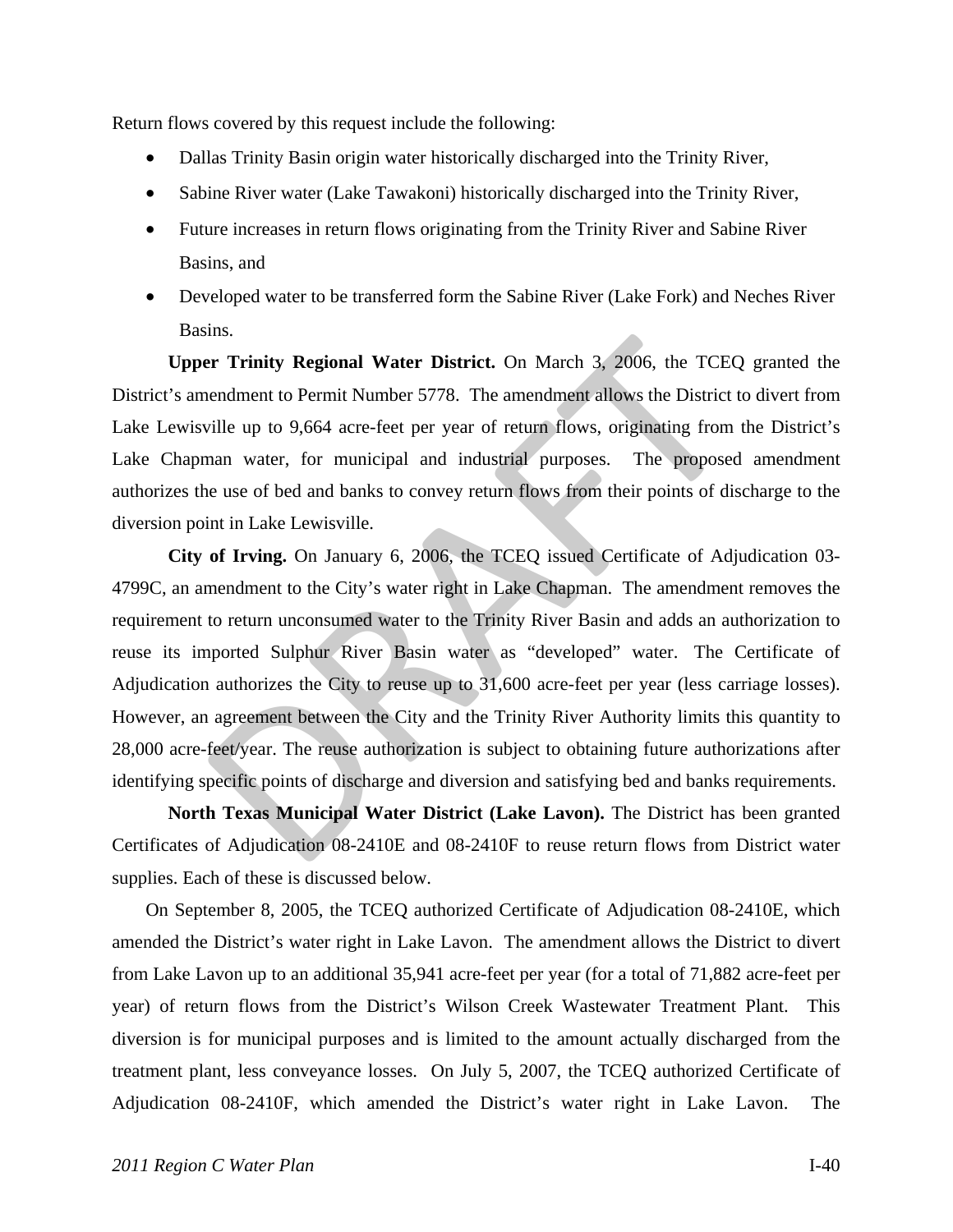Return flows covered by this request include the following:

- Dallas Trinity Basin origin water historically discharged into the Trinity River,
- Sabine River water (Lake Tawakoni) historically discharged into the Trinity River,
- Future increases in return flows originating from the Trinity River and Sabine River Basins, and
- Developed water to be transferred form the Sabine River (Lake Fork) and Neches River Basins.

**Upper Trinity Regional Water District.** On March 3, 2006, the TCEQ granted the District's amendment to Permit Number 5778. The amendment allows the District to divert from Lake Lewisville up to 9,664 acre-feet per year of return flows, originating from the District's Lake Chapman water, for municipal and industrial purposes. The proposed amendment authorizes the use of bed and banks to convey return flows from their points of discharge to the diversion point in Lake Lewisville.

**City of Irving.** On January 6, 2006, the TCEQ issued Certificate of Adjudication 03-4799C, an amendment to the City's water right in Lake Chapman. The amendment removes the requirement to return unconsumed water to the Trinity River Basin and adds an authorization to reuse its imported Sulphur River Basin water as "developed" water. The Certificate of Adjudication authorizes the City to reuse up to 31,600 acre-feet per year (less carriage losses). However, an agreement between the City and the Trinity River Authority limits this quantity to 28,000 acre-feet/year. The reuse authorization is subject to obtaining future authorizations after identifying specific points of discharge and diversion and satisfying bed and banks requirements.

**North Texas Municipal Water District (Lake Lavon).** The District has been granted Certificates of Adjudication 08-2410E and 08-2410F to reuse return flows from District water supplies. Each of these is discussed below.

On September 8, 2005, the TCEQ authorized Certificate of Adjudication 08-2410E, which amended the District's water right in Lake Lavon. The amendment allows the District to divert from Lake Lavon up to an additional 35,941 acre-feet per year (for a total of 71,882 acre-feet per year) of return flows from the District's Wilson Creek Wastewater Treatment Plant. This diversion is for municipal purposes and is limited to the amount actually discharged from the treatment plant, less conveyance losses. On July 5, 2007, the TCEQ authorized Certificate of Adjudication 08-2410F, which amended the District's water right in Lake Lavon. The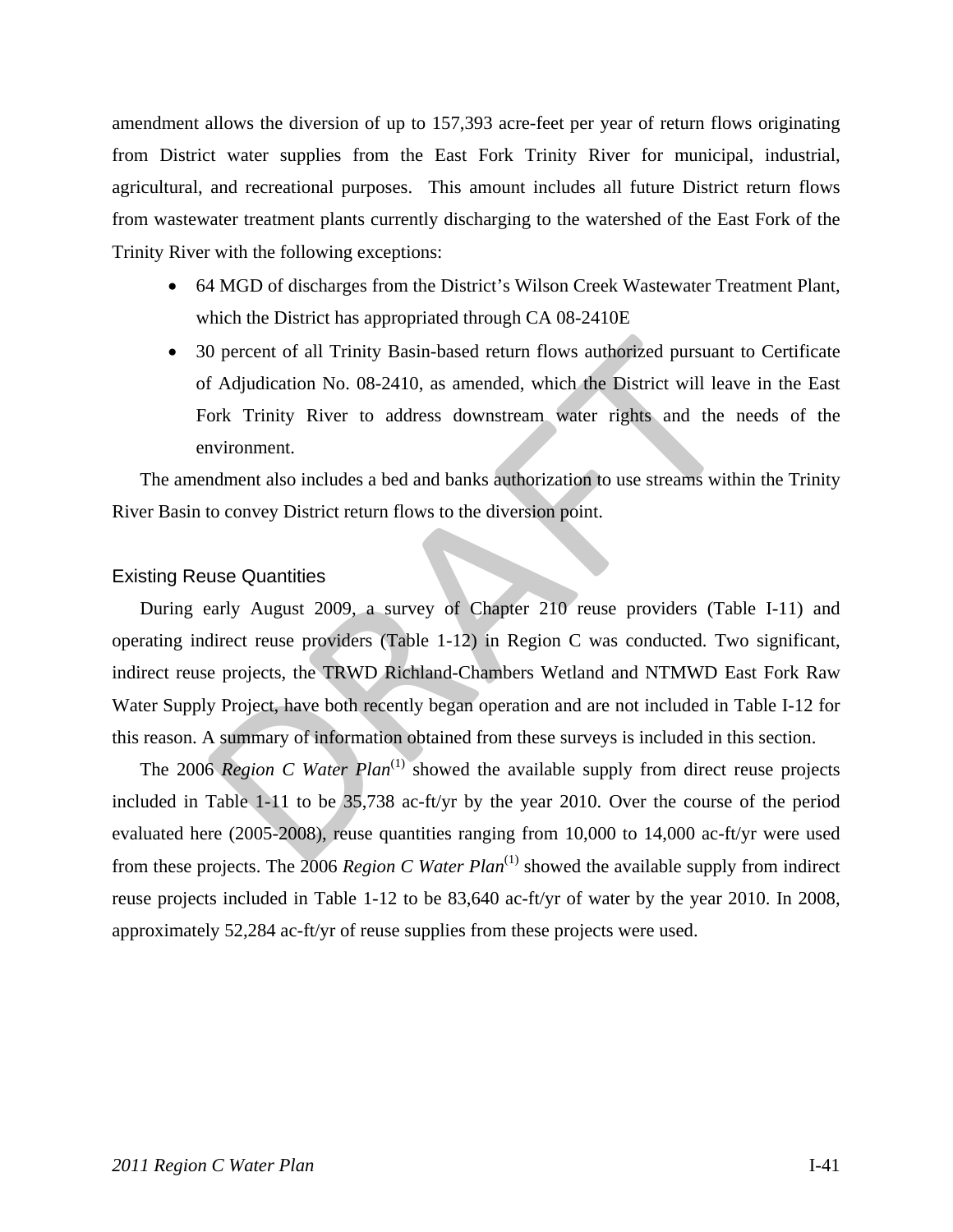amendment allows the diversion of up to 157,393 acre-feet per year of return flows originating from District water supplies from the East Fork Trinity River for municipal, industrial, agricultural, and recreational purposes. This amount includes all future District return flows from wastewater treatment plants currently discharging to the watershed of the East Fork of the Trinity River with the following exceptions:

- 64 MGD of discharges from the District's Wilson Creek Wastewater Treatment Plant, which the District has appropriated through CA 08-2410E
- 30 percent of all Trinity Basin-based return flows authorized pursuant to Certificate of Adjudication No. 08-2410, as amended, which the District will leave in the East Fork Trinity River to address downstream water rights and the needs of the environment.

The amendment also includes a bed and banks authorization to use streams within the Trinity River Basin to convey District return flows to the diversion point.

### Existing Reuse Quantities

During early August 2009, a survey of Chapter 210 reuse providers (Table I-11) and operating indirect reuse providers (Table 1-12) in Region C was conducted. Two significant, indirect reuse projects, the TRWD Richland-Chambers Wetland and NTMWD East Fork Raw Water Supply Project, have both recently began operation and are not included in Table I-12 for this reason. A summary of information obtained from these surveys is included in this section.

The 2006 *Region C Water Plan*[1] showed the available supply from direct reuse projects included in Table 1-11 to be 35,738 ac-ft/yr by the year 2010. Over the course of the period evaluated here (2005-2008), reuse quantities ranging from 10,000 to 14,000 ac-ft/yr were used from these projects. The 2006 *Region C Water Plan*[1] showed the available supply from indirect reuse projects included in Table 1-12 to be 83,640 ac-ft/yr of water by the year 2010. In 2008, approximately 52,284 ac-ft/yr of reuse supplies from these projects were used.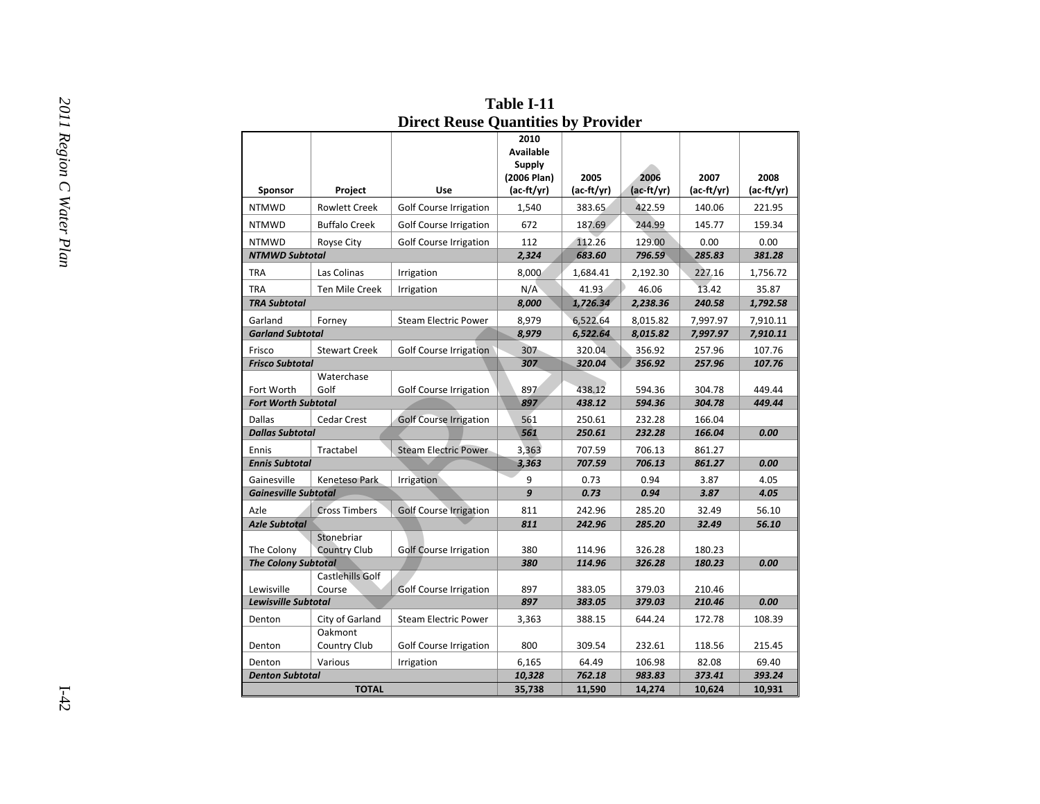# Table I-11
## Direct Reuse Quantities by Provider

| Sponsor | Project | Use | 2010 Available Supply (2006 Plan) (ac-ft/yr) | 2005 (ac-ft/yr) | 2006 (ac-ft/yr) | 2007 (ac-ft/yr) | 2008 (ac-ft/yr) |
|---|---|---|---|---|---|---|---|
| NTMWD | Rowlett Creek | Golf Course Irrigation | 1,540 | 383.65 | 422.59 | 140.06 | 221.95 |
| NTMWD | Buffalo Creek | Golf Course Irrigation | 672 | 187.69 | 244.99 | 145.77 | 159.34 |
| NTMWD | Royse City | Golf Course Irrigation | 112 | 112.26 | 129.00 | 0.00 | 0.00 |
| ***NTMWD Subtotal*** | | | ***2,324*** | ***683.60*** | ***796.59*** | ***285.83*** | ***381.28*** |
| TRA | Las Colinas | Irrigation | 8,000 | 1,684.41 | 2,192.30 | 227.16 | 1,756.72 |
| TRA | Ten Mile Creek | Irrigation | N/A | 41.93 | 46.06 | 13.42 | 35.87 |
| ***TRA Subtotal*** | | | ***8,000*** | ***1,726.34*** | ***2,238.36*** | ***240.58*** | ***1,792.58*** |
| Garland | Forney | Steam Electric Power | 8,979 | 6,522.64 | 8,015.82 | 7,997.97 | 7,910.11 |
| ***Garland Subtotal*** | | | ***8,979*** | ***6,522.64*** | ***8,015.82*** | ***7,997.97*** | ***7,910.11*** |
| Frisco | Stewart Creek | Golf Course Irrigation | 307 | 320.04 | 356.92 | 257.96 | 107.76 |
| ***Frisco Subtotal*** | | | ***307*** | ***320.04*** | ***356.92*** | ***257.96*** | ***107.76*** |
| Fort Worth | Waterchase Golf | Golf Course Irrigation | 897 | 438.12 | 594.36 | 304.78 | 449.44 |
| ***Fort Worth Subtotal*** | | | ***897*** | ***438.12*** | ***594.36*** | ***304.78*** | ***449.44*** |
| Dallas | Cedar Crest | Golf Course Irrigation | 561 | 250.61 | 232.28 | 166.04 | |
| ***Dallas Subtotal*** | | | ***561*** | ***250.61*** | ***232.28*** | ***166.04*** | ***0.00*** |
| Ennis | Tractabel | Steam Electric Power | 3,363 | 707.59 | 706.13 | 861.27 | |
| ***Ennis Subtotal*** | | | ***3,363*** | ***707.59*** | ***706.13*** | ***861.27*** | ***0.00*** |
| Gainesville | Keneteso Park | Irrigation | 9 | 0.73 | 0.94 | 3.87 | 4.05 |
| ***Gainesville Subtotal*** | | | ***9*** | ***0.73*** | ***0.94*** | ***3.87*** | ***4.05*** |
| Azle | Cross Timbers | Golf Course Irrigation | 811 | 242.96 | 285.20 | 32.49 | 56.10 |
| ***Azle Subtotal*** | | | ***811*** | ***242.96*** | ***285.20*** | ***32.49*** | ***56.10*** |
| The Colony | Stonebriar Country Club | Golf Course Irrigation | 380 | 114.96 | 326.28 | 180.23 | |
| ***The Colony Subtotal*** | | | ***380*** | ***114.96*** | ***326.28*** | ***180.23*** | ***0.00*** |
| Lewisville | Castlehills Golf Course | Golf Course Irrigation | 897 | 383.05 | 379.03 | 210.46 | |
| ***Lewisville Subtotal*** | | | ***897*** | ***383.05*** | ***379.03*** | ***210.46*** | ***0.00*** |
| Denton | City of Garland | Steam Electric Power | 3,363 | 388.15 | 644.24 | 172.78 | 108.39 |
| Denton | Oakmont Country Club | Golf Course Irrigation | 800 | 309.54 | 232.61 | 118.56 | 215.45 |
| Denton | Various | Irrigation | 6,165 | 64.49 | 106.98 | 82.08 | 69.40 |
| ***Denton Subtotal*** | | | ***10,328*** | ***762.18*** | ***983.83*** | ***373.41*** | ***393.24*** |
| **TOTAL** | | | **35,738** | **11,590** | **14,274** | **10,624** | **10,931** |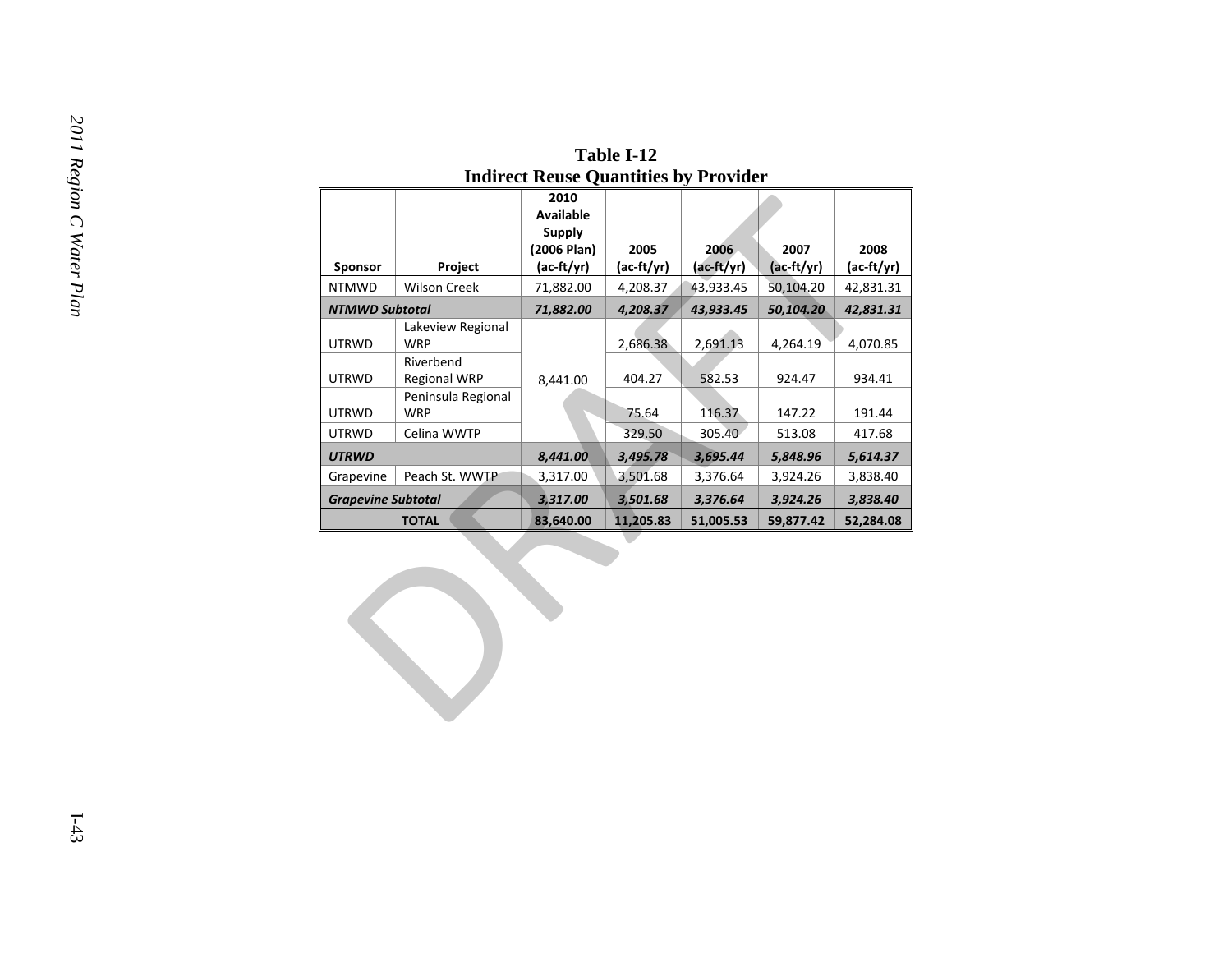**Table I-12**
**Indirect Reuse Quantities by Provider**

| Sponsor | Project | 2010 Available Supply (2006 Plan) (ac-ft/yr) | 2005 (ac-ft/yr) | 2006 (ac-ft/yr) | 2007 (ac-ft/yr) | 2008 (ac-ft/yr) |
|---|---|---|---|---|---|---|
| NTMWD | Wilson Creek | 71,882.00 | 4,208.37 | 43,933.45 | 50,104.20 | 42,831.31 |
| ***NTMWD Subtotal*** | | ***71,882.00*** | ***4,208.37*** | ***43,933.45*** | ***50,104.20*** | ***42,831.31*** |
| UTRWD | Lakeview Regional WRP | 8,441.00 | 2,686.38 | 2,691.13 | 4,264.19 | 4,070.85 |
| UTRWD | Riverbend Regional WRP | | 404.27 | 582.53 | 924.47 | 934.41 |
| UTRWD | Peninsula Regional WRP | | 75.64 | 116.37 | 147.22 | 191.44 |
| UTRWD | Celina WWTP | | 329.50 | 305.40 | 513.08 | 417.68 |
| ***UTRWD*** | | ***8,441.00*** | ***3,495.78*** | ***3,695.44*** | ***5,848.96*** | ***5,614.37*** |
| Grapevine | Peach St. WWTP | 3,317.00 | 3,501.68 | 3,376.64 | 3,924.26 | 3,838.40 |
| ***Grapevine Subtotal*** | | ***3,317.00*** | ***3,501.68*** | ***3,376.64*** | ***3,924.26*** | ***3,838.40*** |
| **TOTAL** | | **83,640.00** | **11,205.83** | **51,005.53** | **59,877.42** | **52,284.08** |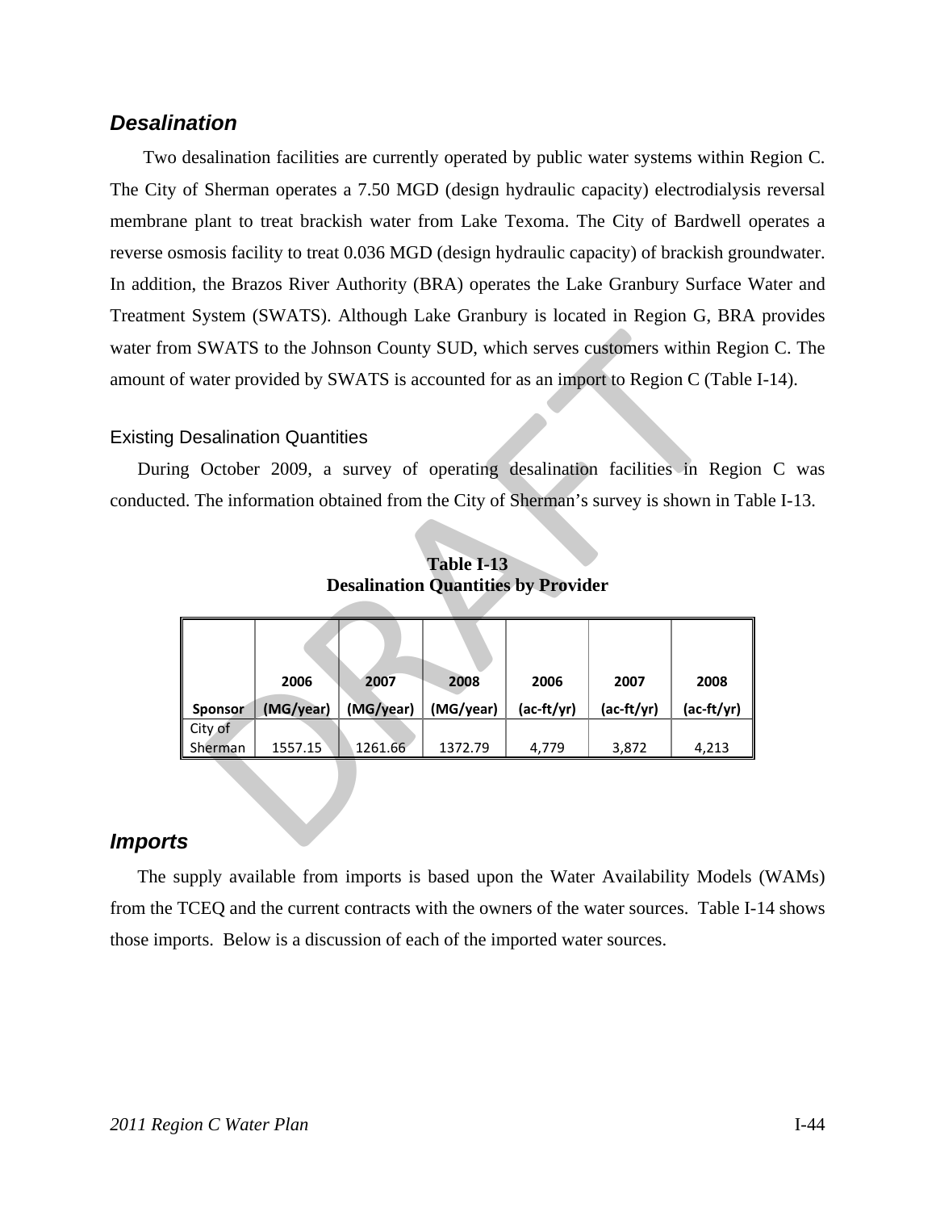## *Desalination*

Two desalination facilities are currently operated by public water systems within Region C. The City of Sherman operates a 7.50 MGD (design hydraulic capacity) electrodialysis reversal membrane plant to treat brackish water from Lake Texoma. The City of Bardwell operates a reverse osmosis facility to treat 0.036 MGD (design hydraulic capacity) of brackish groundwater. In addition, the Brazos River Authority (BRA) operates the Lake Granbury Surface Water and Treatment System (SWATS). Although Lake Granbury is located in Region G, BRA provides water from SWATS to the Johnson County SUD, which serves customers within Region C. The amount of water provided by SWATS is accounted for as an import to Region C (Table I-14).

### Existing Desalination Quantities

During October 2009, a survey of operating desalination facilities in Region C was conducted. The information obtained from the City of Sherman's survey is shown in Table I-13.

**Table I-13**
**Desalination Quantities by Provider**

| Sponsor | 2006 (MG/year) | 2007 (MG/year) | 2008 (MG/year) | 2006 (ac-ft/yr) | 2007 (ac-ft/yr) | 2008 (ac-ft/yr) |
|---|---|---|---|---|---|---|
| City of Sherman | 1557.15 | 1261.66 | 1372.79 | 4,779 | 3,872 | 4,213 |

## *Imports*

The supply available from imports is based upon the Water Availability Models (WAMs) from the TCEQ and the current contracts with the owners of the water sources. Table I-14 shows those imports. Below is a discussion of each of the imported water sources.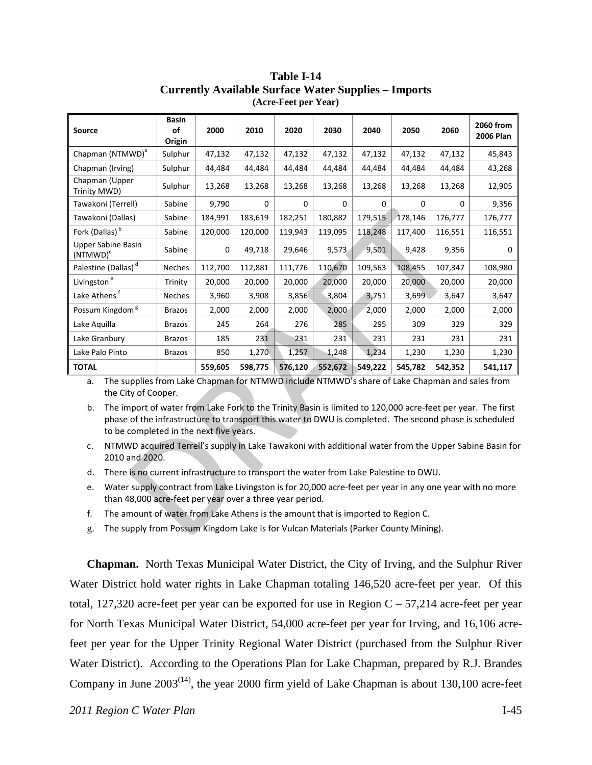**Table I-14**
**Currently Available Surface Water Supplies – Imports**
**(Acre-Feet per Year)**

| Source | Basin of Origin | 2000 | 2010 | 2020 | 2030 | 2040 | 2050 | 2060 | 2060 from 2006 Plan |
|---|---|---|---|---|---|---|---|---|---|
| Chapman (NTMWD)[a] | Sulphur | 47,132 | 47,132 | 47,132 | 47,132 | 47,132 | 47,132 | 47,132 | 45,843 |
| Chapman (Irving) | Sulphur | 44,484 | 44,484 | 44,484 | 44,484 | 44,484 | 44,484 | 44,484 | 43,268 |
| Chapman (Upper Trinity MWD) | Sulphur | 13,268 | 13,268 | 13,268 | 13,268 | 13,268 | 13,268 | 13,268 | 12,905 |
| Tawakoni (Terrell) | Sabine | 9,790 | 0 | 0 | 0 | 0 | 0 | 0 | 9,356 |
| Tawakoni (Dallas) | Sabine | 184,991 | 183,619 | 182,251 | 180,882 | 179,515 | 178,146 | 176,777 | 176,777 |
| Fork (Dallas)[b] | Sabine | 120,000 | 120,000 | 119,943 | 119,095 | 118,248 | 117,400 | 116,551 | 116,551 |
| Upper Sabine Basin (NTMWD)[c] | Sabine | 0 | 49,718 | 29,646 | 9,573 | 9,501 | 9,428 | 9,356 | 0 |
| Palestine (Dallas)[d] | Neches | 112,700 | 112,881 | 111,776 | 110,670 | 109,563 | 108,455 | 107,347 | 108,980 |
| Livingston[e] | Trinity | 20,000 | 20,000 | 20,000 | 20,000 | 20,000 | 20,000 | 20,000 | 20,000 |
| Lake Athens[f] | Neches | 3,960 | 3,908 | 3,856 | 3,804 | 3,751 | 3,699 | 3,647 | 3,647 |
| Possum Kingdom[g] | Brazos | 2,000 | 2,000 | 2,000 | 2,000 | 2,000 | 2,000 | 2,000 | 2,000 |
| Lake Aquilla | Brazos | 245 | 264 | 276 | 285 | 295 | 309 | 329 | 329 |
| Lake Granbury | Brazos | 185 | 231 | 231 | 231 | 231 | 231 | 231 | 231 |
| Lake Palo Pinto | Brazos | 850 | 1,270 | 1,257 | 1,248 | 1,234 | 1,230 | 1,230 | 1,230 |
| **TOTAL** | | **559,605** | **598,775** | **576,120** | **552,672** | **549,222** | **545,782** | **542,352** | **541,117** |

a. The supplies from Lake Chapman for NTMWD include NTMWD's share of Lake Chapman and sales from the City of Cooper.

b. The import of water from Lake Fork to the Trinity Basin is limited to 120,000 acre-feet per year. The first phase of the infrastructure to transport this water to DWU is completed. The second phase is scheduled to be completed in the next five years.

c. NTMWD acquired Terrell's supply in Lake Tawakoni with additional water from the Upper Sabine Basin for 2010 and 2020.

d. There is no current infrastructure to transport the water from Lake Palestine to DWU.

e. Water supply contract from Lake Livingston is for 20,000 acre-feet per year in any one year with no more than 48,000 acre-feet per year over a three year period.

f. The amount of water from Lake Athens is the amount that is imported to Region C.

g. The supply from Possum Kingdom Lake is for Vulcan Materials (Parker County Mining).

**Chapman.** North Texas Municipal Water District, the City of Irving, and the Sulphur River Water District hold water rights in Lake Chapman totaling 146,520 acre-feet per year. Of this total, 127,320 acre-feet per year can be exported for use in Region C – 57,214 acre-feet per year for North Texas Municipal Water District, 54,000 acre-feet per year for Irving, and 16,106 acre-feet per year for the Upper Trinity Regional Water District (purchased from the Sulphur River Water District). According to the Operations Plan for Lake Chapman, prepared by R.J. Brandes Company in June 2003[(14)], the year 2000 firm yield of Lake Chapman is about 130,100 acre-feet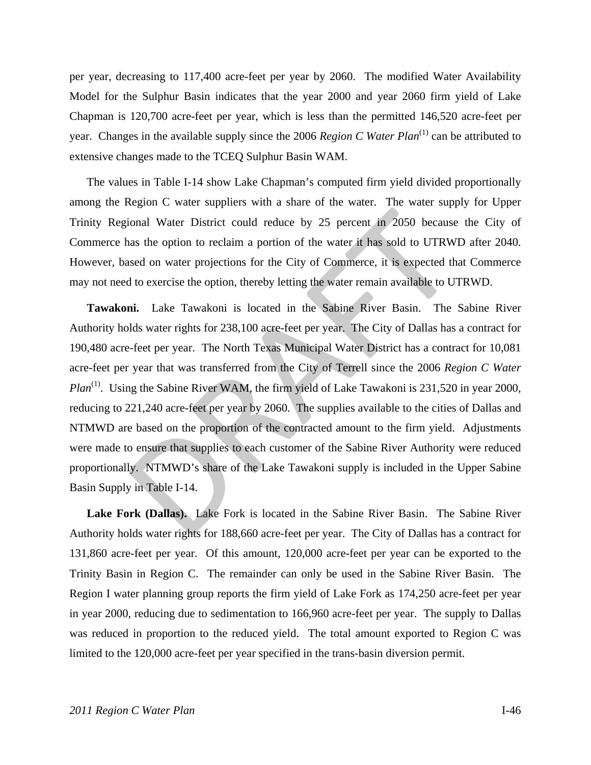per year, decreasing to 117,400 acre-feet per year by 2060. The modified Water Availability Model for the Sulphur Basin indicates that the year 2000 and year 2060 firm yield of Lake Chapman is 120,700 acre-feet per year, which is less than the permitted 146,520 acre-feet per year. Changes in the available supply since the 2006 *Region C Water Plan*[1] can be attributed to extensive changes made to the TCEQ Sulphur Basin WAM.

The values in Table I-14 show Lake Chapman's computed firm yield divided proportionally among the Region C water suppliers with a share of the water. The water supply for Upper Trinity Regional Water District could reduce by 25 percent in 2050 because the City of Commerce has the option to reclaim a portion of the water it has sold to UTRWD after 2040. However, based on water projections for the City of Commerce, it is expected that Commerce may not need to exercise the option, thereby letting the water remain available to UTRWD.

**Tawakoni.** Lake Tawakoni is located in the Sabine River Basin. The Sabine River Authority holds water rights for 238,100 acre-feet per year. The City of Dallas has a contract for 190,480 acre-feet per year. The North Texas Municipal Water District has a contract for 10,081 acre-feet per year that was transferred from the City of Terrell since the 2006 *Region C Water Plan*[1]. Using the Sabine River WAM, the firm yield of Lake Tawakoni is 231,520 in year 2000, reducing to 221,240 acre-feet per year by 2060. The supplies available to the cities of Dallas and NTMWD are based on the proportion of the contracted amount to the firm yield. Adjustments were made to ensure that supplies to each customer of the Sabine River Authority were reduced proportionally. NTMWD's share of the Lake Tawakoni supply is included in the Upper Sabine Basin Supply in Table I-14.

**Lake Fork (Dallas).** Lake Fork is located in the Sabine River Basin. The Sabine River Authority holds water rights for 188,660 acre-feet per year. The City of Dallas has a contract for 131,860 acre-feet per year. Of this amount, 120,000 acre-feet per year can be exported to the Trinity Basin in Region C. The remainder can only be used in the Sabine River Basin. The Region I water planning group reports the firm yield of Lake Fork as 174,250 acre-feet per year in year 2000, reducing due to sedimentation to 166,960 acre-feet per year. The supply to Dallas was reduced in proportion to the reduced yield. The total amount exported to Region C was limited to the 120,000 acre-feet per year specified in the trans-basin diversion permit.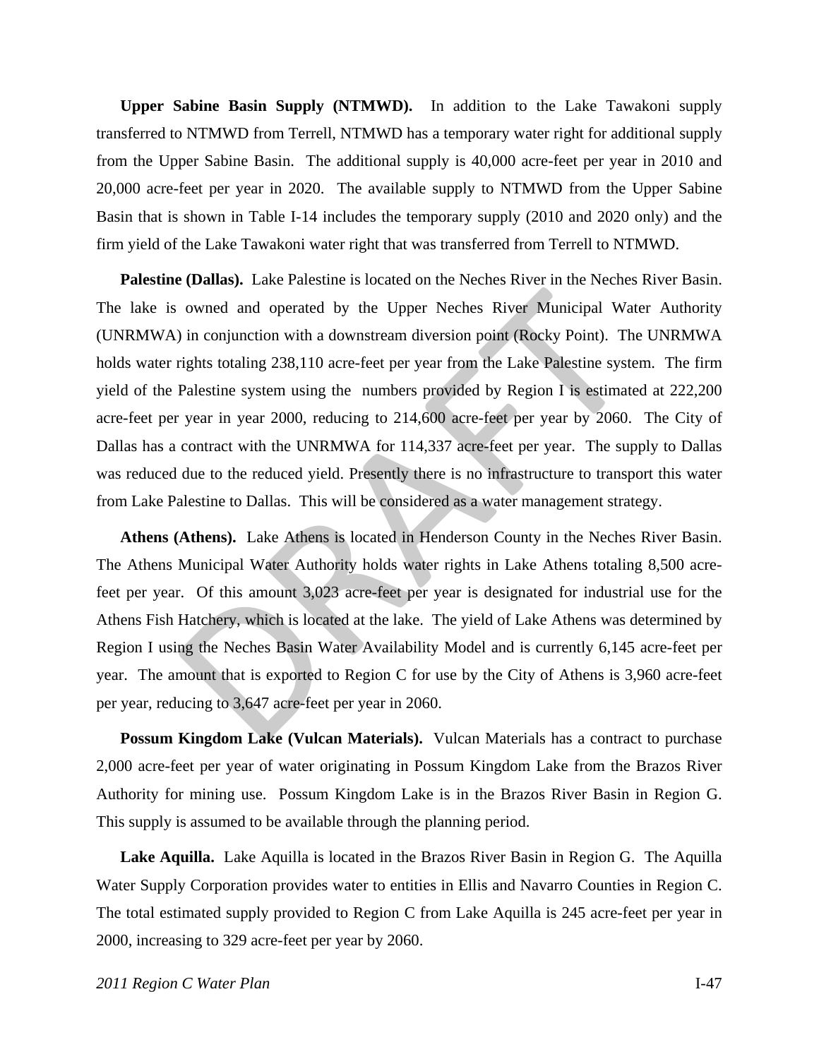**Upper Sabine Basin Supply (NTMWD).** In addition to the Lake Tawakoni supply transferred to NTMWD from Terrell, NTMWD has a temporary water right for additional supply from the Upper Sabine Basin. The additional supply is 40,000 acre-feet per year in 2010 and 20,000 acre-feet per year in 2020. The available supply to NTMWD from the Upper Sabine Basin that is shown in Table I-14 includes the temporary supply (2010 and 2020 only) and the firm yield of the Lake Tawakoni water right that was transferred from Terrell to NTMWD.

**Palestine (Dallas).** Lake Palestine is located on the Neches River in the Neches River Basin. The lake is owned and operated by the Upper Neches River Municipal Water Authority (UNRMWA) in conjunction with a downstream diversion point (Rocky Point). The UNRMWA holds water rights totaling 238,110 acre-feet per year from the Lake Palestine system. The firm yield of the Palestine system using the numbers provided by Region I is estimated at 222,200 acre-feet per year in year 2000, reducing to 214,600 acre-feet per year by 2060. The City of Dallas has a contract with the UNRMWA for 114,337 acre-feet per year. The supply to Dallas was reduced due to the reduced yield. Presently there is no infrastructure to transport this water from Lake Palestine to Dallas. This will be considered as a water management strategy.

**Athens (Athens).** Lake Athens is located in Henderson County in the Neches River Basin. The Athens Municipal Water Authority holds water rights in Lake Athens totaling 8,500 acre-feet per year. Of this amount 3,023 acre-feet per year is designated for industrial use for the Athens Fish Hatchery, which is located at the lake. The yield of Lake Athens was determined by Region I using the Neches Basin Water Availability Model and is currently 6,145 acre-feet per year. The amount that is exported to Region C for use by the City of Athens is 3,960 acre-feet per year, reducing to 3,647 acre-feet per year in 2060.

**Possum Kingdom Lake (Vulcan Materials).** Vulcan Materials has a contract to purchase 2,000 acre-feet per year of water originating in Possum Kingdom Lake from the Brazos River Authority for mining use. Possum Kingdom Lake is in the Brazos River Basin in Region G. This supply is assumed to be available through the planning period.

**Lake Aquilla.** Lake Aquilla is located in the Brazos River Basin in Region G. The Aquilla Water Supply Corporation provides water to entities in Ellis and Navarro Counties in Region C. The total estimated supply provided to Region C from Lake Aquilla is 245 acre-feet per year in 2000, increasing to 329 acre-feet per year by 2060.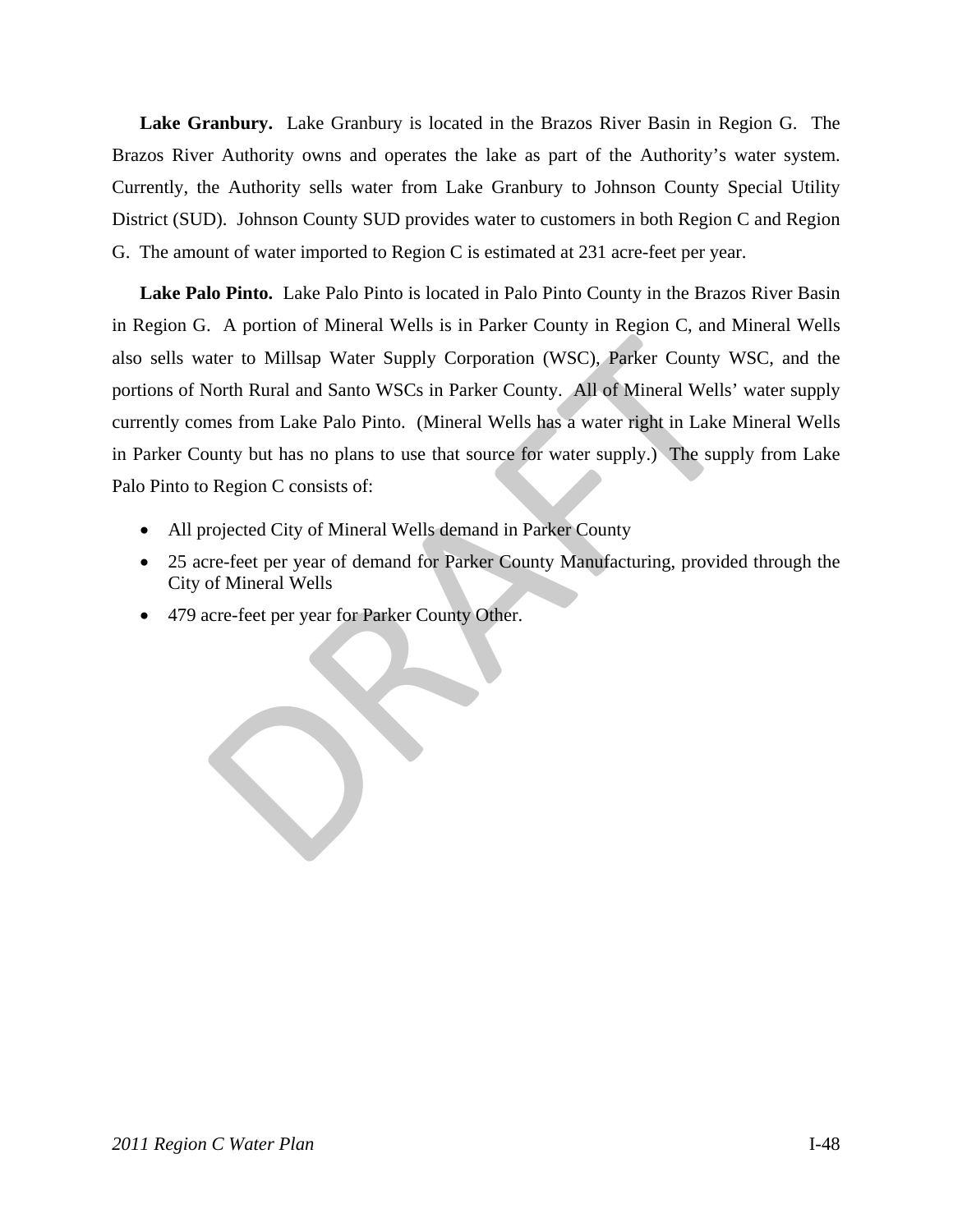**Lake Granbury.** Lake Granbury is located in the Brazos River Basin in Region G. The Brazos River Authority owns and operates the lake as part of the Authority's water system. Currently, the Authority sells water from Lake Granbury to Johnson County Special Utility District (SUD). Johnson County SUD provides water to customers in both Region C and Region G. The amount of water imported to Region C is estimated at 231 acre-feet per year.

**Lake Palo Pinto.** Lake Palo Pinto is located in Palo Pinto County in the Brazos River Basin in Region G. A portion of Mineral Wells is in Parker County in Region C, and Mineral Wells also sells water to Millsap Water Supply Corporation (WSC), Parker County WSC, and the portions of North Rural and Santo WSCs in Parker County. All of Mineral Wells' water supply currently comes from Lake Palo Pinto. (Mineral Wells has a water right in Lake Mineral Wells in Parker County but has no plans to use that source for water supply.) The supply from Lake Palo Pinto to Region C consists of:

- All projected City of Mineral Wells demand in Parker County
- 25 acre-feet per year of demand for Parker County Manufacturing, provided through the City of Mineral Wells
- 479 acre-feet per year for Parker County Other.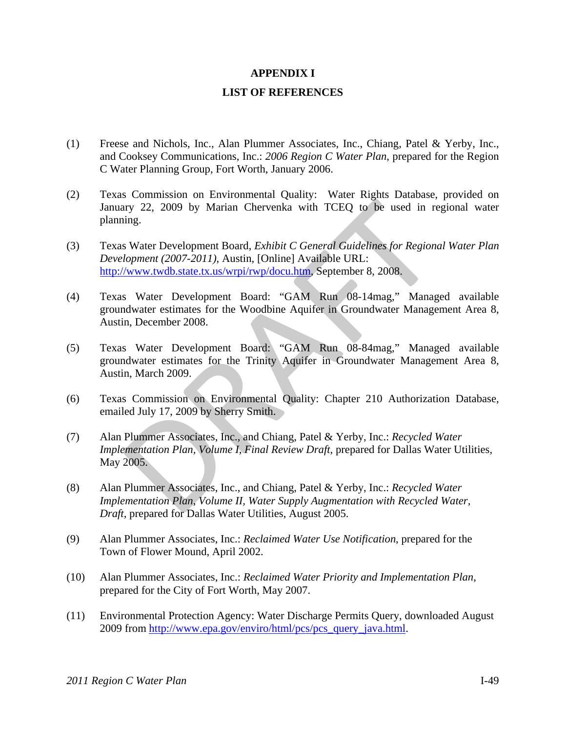# APPENDIX I

## LIST OF REFERENCES

(1) Freese and Nichols, Inc., Alan Plummer Associates, Inc., Chiang, Patel & Yerby, Inc., and Cooksey Communications, Inc.: *2006 Region C Water Plan*, prepared for the Region C Water Planning Group, Fort Worth, January 2006.

(2) Texas Commission on Environmental Quality: Water Rights Database, provided on January 22, 2009 by Marian Chervenka with TCEQ to be used in regional water planning.

(3) Texas Water Development Board, *Exhibit C General Guidelines for Regional Water Plan Development (2007-2011)*, Austin, [Online] Available URL: http://www.twdb.state.tx.us/wrpi/rwp/docu.htm, September 8, 2008.

(4) Texas Water Development Board: "GAM Run 08-14mag," Managed available groundwater estimates for the Woodbine Aquifer in Groundwater Management Area 8, Austin, December 2008.

(5) Texas Water Development Board: "GAM Run 08-84mag," Managed available groundwater estimates for the Trinity Aquifer in Groundwater Management Area 8, Austin, March 2009.

(6) Texas Commission on Environmental Quality: Chapter 210 Authorization Database, emailed July 17, 2009 by Sherry Smith.

(7) Alan Plummer Associates, Inc., and Chiang, Patel & Yerby, Inc.: *Recycled Water Implementation Plan, Volume I, Final Review Draft*, prepared for Dallas Water Utilities, May 2005.

(8) Alan Plummer Associates, Inc., and Chiang, Patel & Yerby, Inc.: *Recycled Water Implementation Plan, Volume II, Water Supply Augmentation with Recycled Water, Draft*, prepared for Dallas Water Utilities, August 2005.

(9) Alan Plummer Associates, Inc.: *Reclaimed Water Use Notification*, prepared for the Town of Flower Mound, April 2002.

(10) Alan Plummer Associates, Inc.: *Reclaimed Water Priority and Implementation Plan*, prepared for the City of Fort Worth, May 2007.

(11) Environmental Protection Agency: Water Discharge Permits Query, downloaded August 2009 from http://www.epa.gov/enviro/html/pcs/pcs_query_java.html.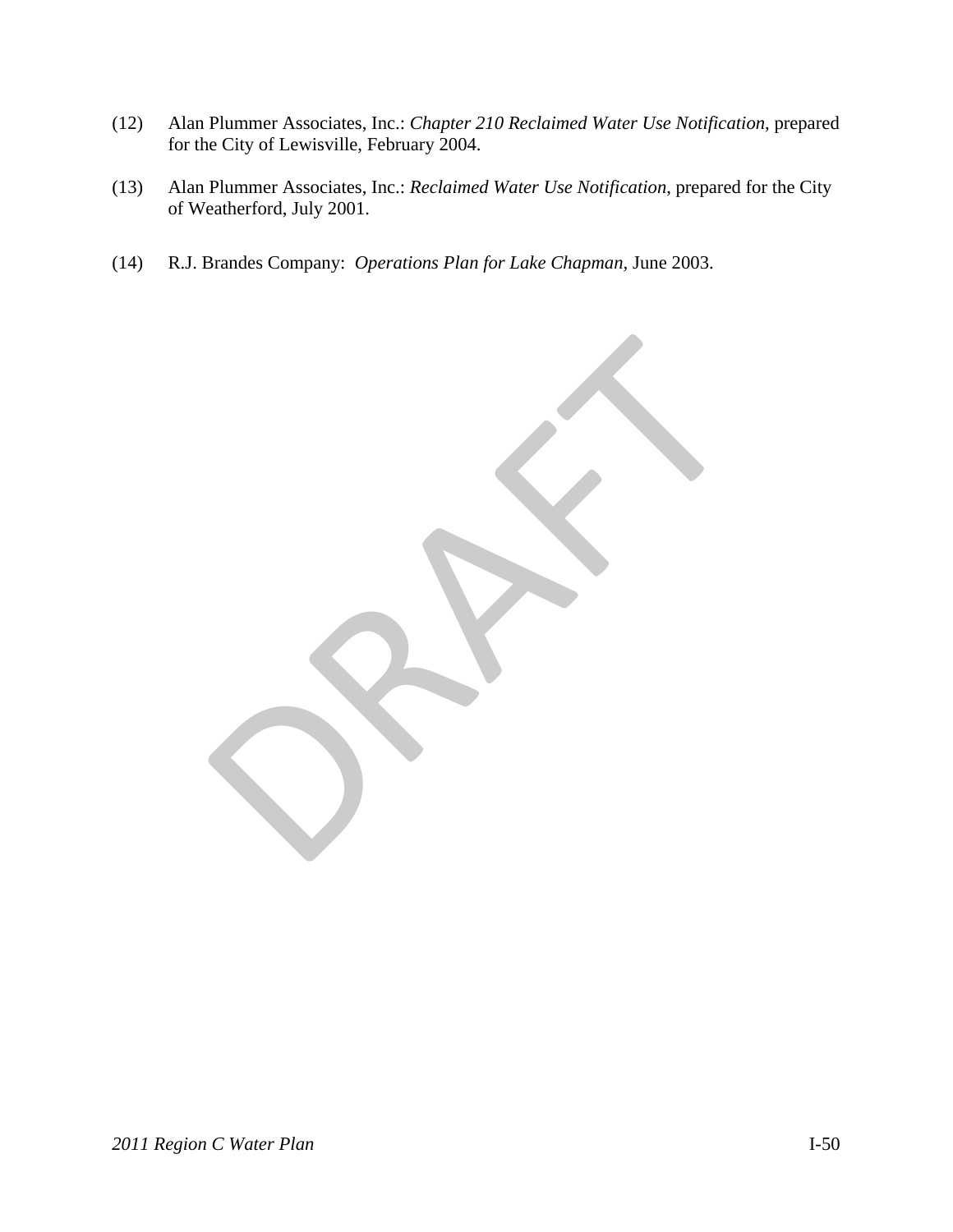(12) Alan Plummer Associates, Inc.: *Chapter 210 Reclaimed Water Use Notification*, prepared for the City of Lewisville, February 2004.

(13) Alan Plummer Associates, Inc.: *Reclaimed Water Use Notification*, prepared for the City of Weatherford, July 2001.

(14) R.J. Brandes Company: *Operations Plan for Lake Chapman*, June 2003.